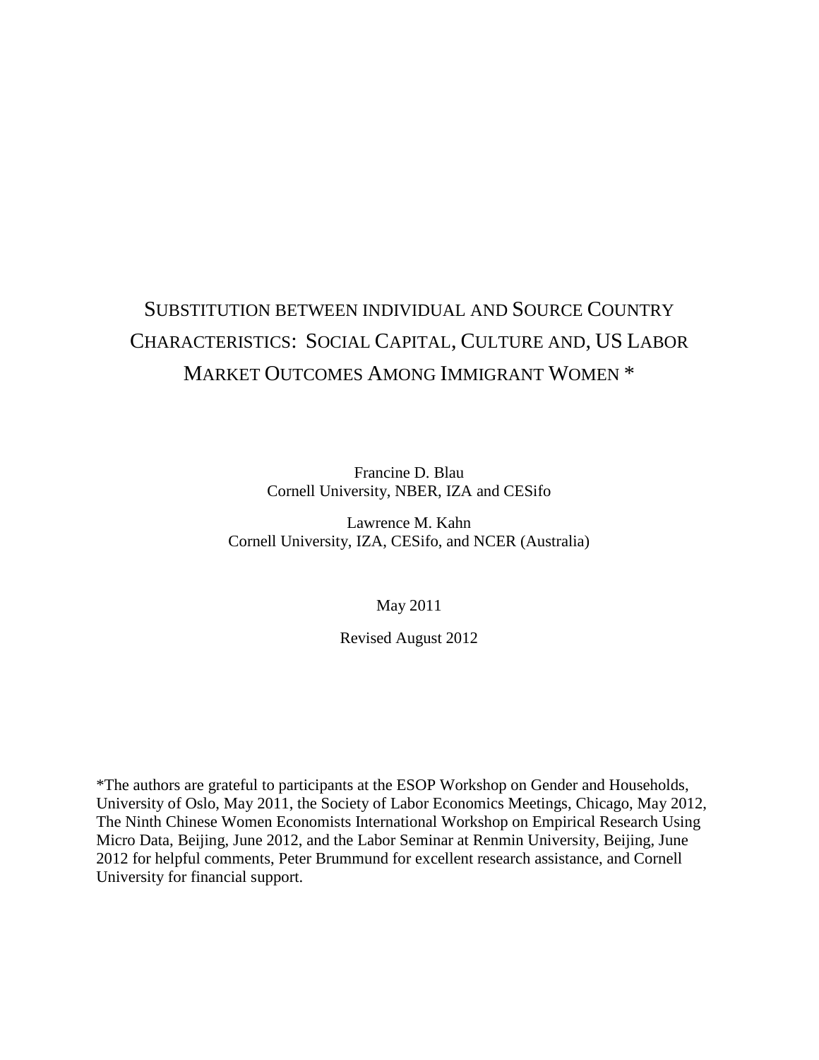# Substitution between individual and Source Country Characteristics: Social Capital, Culture and, US Labor Market Outcomes Among Immigrant Women *

Francine D. Blau
Cornell University, NBER, IZA and CESifo

Lawrence M. Kahn
Cornell University, IZA, CESifo, and NCER (Australia)

May 2011

Revised August 2012

*The authors are grateful to participants at the ESOP Workshop on Gender and Households, University of Oslo, May 2011, the Society of Labor Economics Meetings, Chicago, May 2012, The Ninth Chinese Women Economists International Workshop on Empirical Research Using Micro Data, Beijing, June 2012, and the Labor Seminar at Renmin University, Beijing, June 2012 for helpful comments, Peter Brummund for excellent research assistance, and Cornell University for financial support.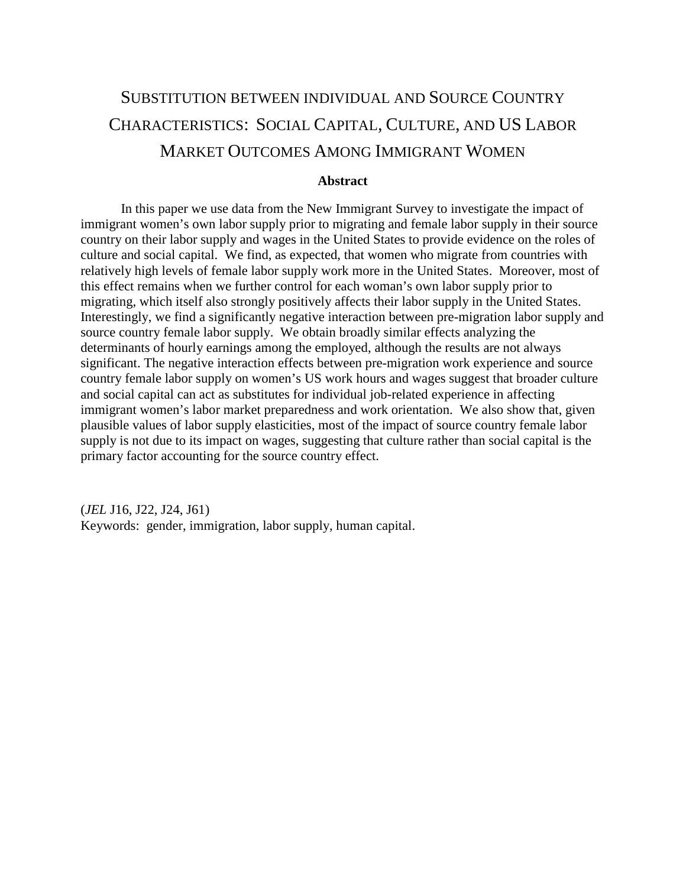# Substitution between individual and Source Country Characteristics: Social Capital, Culture, and US Labor Market Outcomes Among Immigrant Women

**Abstract**

In this paper we use data from the New Immigrant Survey to investigate the impact of immigrant women's own labor supply prior to migrating and female labor supply in their source country on their labor supply and wages in the United States to provide evidence on the roles of culture and social capital. We find, as expected, that women who migrate from countries with relatively high levels of female labor supply work more in the United States. Moreover, most of this effect remains when we further control for each woman's own labor supply prior to migrating, which itself also strongly positively affects their labor supply in the United States. Interestingly, we find a significantly negative interaction between pre-migration labor supply and source country female labor supply. We obtain broadly similar effects analyzing the determinants of hourly earnings among the employed, although the results are not always significant. The negative interaction effects between pre-migration work experience and source country female labor supply on women's US work hours and wages suggest that broader culture and social capital can act as substitutes for individual job-related experience in affecting immigrant women's labor market preparedness and work orientation. We also show that, given plausible values of labor supply elasticities, most of the impact of source country female labor supply is not due to its impact on wages, suggesting that culture rather than social capital is the primary factor accounting for the source country effect.

(*JEL* J16, J22, J24, J61)
Keywords: gender, immigration, labor supply, human capital.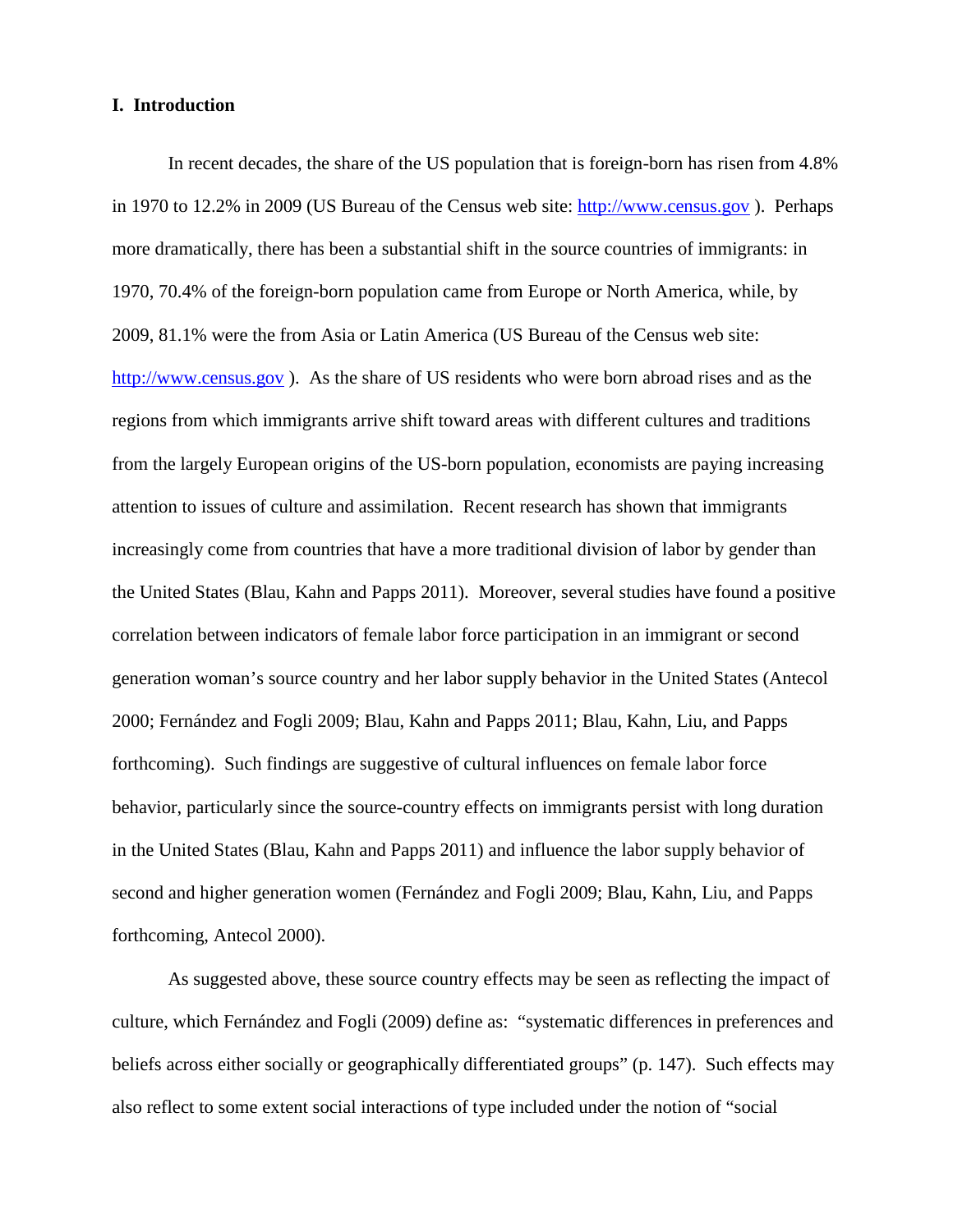## I. Introduction

In recent decades, the share of the US population that is foreign-born has risen from 4.8% in 1970 to 12.2% in 2009 (US Bureau of the Census web site: http://www.census.gov ). Perhaps more dramatically, there has been a substantial shift in the source countries of immigrants: in 1970, 70.4% of the foreign-born population came from Europe or North America, while, by 2009, 81.1% were the from Asia or Latin America (US Bureau of the Census web site: http://www.census.gov ). As the share of US residents who were born abroad rises and as the regions from which immigrants arrive shift toward areas with different cultures and traditions from the largely European origins of the US-born population, economists are paying increasing attention to issues of culture and assimilation. Recent research has shown that immigrants increasingly come from countries that have a more traditional division of labor by gender than the United States (Blau, Kahn and Papps 2011). Moreover, several studies have found a positive correlation between indicators of female labor force participation in an immigrant or second generation woman's source country and her labor supply behavior in the United States (Antecol 2000; Fernández and Fogli 2009; Blau, Kahn and Papps 2011; Blau, Kahn, Liu, and Papps forthcoming). Such findings are suggestive of cultural influences on female labor force behavior, particularly since the source-country effects on immigrants persist with long duration in the United States (Blau, Kahn and Papps 2011) and influence the labor supply behavior of second and higher generation women (Fernández and Fogli 2009; Blau, Kahn, Liu, and Papps forthcoming, Antecol 2000).

As suggested above, these source country effects may be seen as reflecting the impact of culture, which Fernández and Fogli (2009) define as: "systematic differences in preferences and beliefs across either socially or geographically differentiated groups" (p. 147). Such effects may also reflect to some extent social interactions of type included under the notion of "social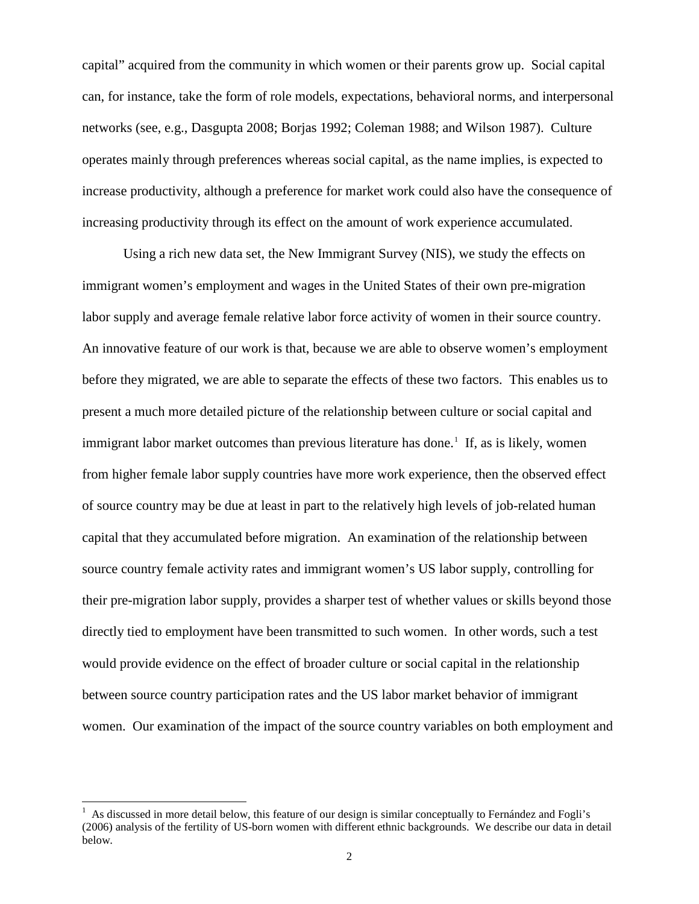capital" acquired from the community in which women or their parents grow up. Social capital can, for instance, take the form of role models, expectations, behavioral norms, and interpersonal networks (see, e.g., Dasgupta 2008; Borjas 1992; Coleman 1988; and Wilson 1987). Culture operates mainly through preferences whereas social capital, as the name implies, is expected to increase productivity, although a preference for market work could also have the consequence of increasing productivity through its effect on the amount of work experience accumulated.

Using a rich new data set, the New Immigrant Survey (NIS), we study the effects on immigrant women's employment and wages in the United States of their own pre-migration labor supply and average female relative labor force activity of women in their source country. An innovative feature of our work is that, because we are able to observe women's employment before they migrated, we are able to separate the effects of these two factors. This enables us to present a much more detailed picture of the relationship between culture or social capital and immigrant labor market outcomes than previous literature has done.[1] If, as is likely, women from higher female labor supply countries have more work experience, then the observed effect of source country may be due at least in part to the relatively high levels of job-related human capital that they accumulated before migration. An examination of the relationship between source country female activity rates and immigrant women's US labor supply, controlling for their pre-migration labor supply, provides a sharper test of whether values or skills beyond those directly tied to employment have been transmitted to such women. In other words, such a test would provide evidence on the effect of broader culture or social capital in the relationship between source country participation rates and the US labor market behavior of immigrant women. Our examination of the impact of the source country variables on both employment and

[1] As discussed in more detail below, this feature of our design is similar conceptually to Fernández and Fogli's (2006) analysis of the fertility of US-born women with different ethnic backgrounds. We describe our data in detail below.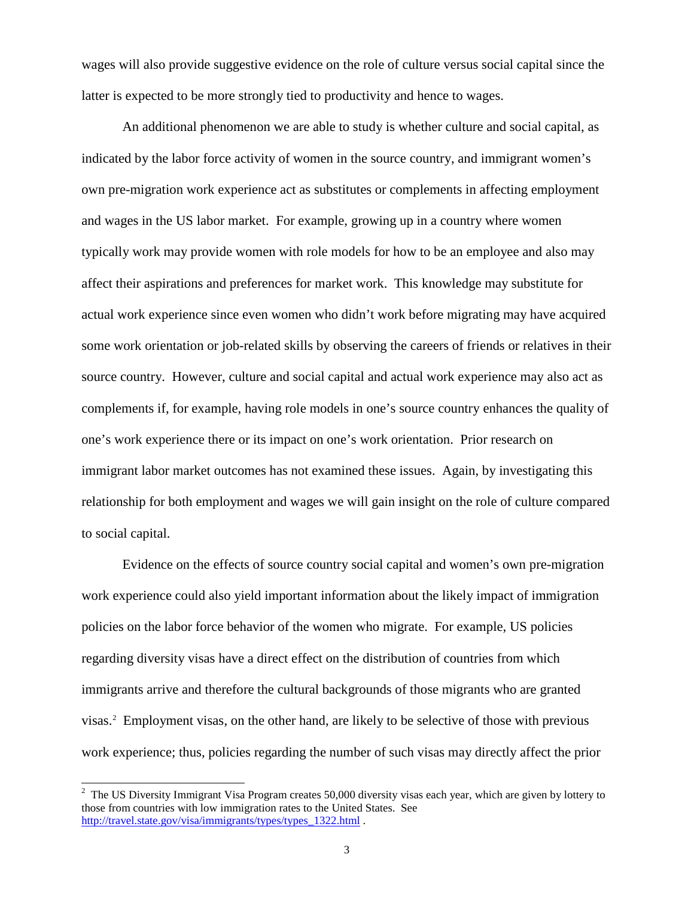wages will also provide suggestive evidence on the role of culture versus social capital since the latter is expected to be more strongly tied to productivity and hence to wages.

An additional phenomenon we are able to study is whether culture and social capital, as indicated by the labor force activity of women in the source country, and immigrant women's own pre-migration work experience act as substitutes or complements in affecting employment and wages in the US labor market. For example, growing up in a country where women typically work may provide women with role models for how to be an employee and also may affect their aspirations and preferences for market work. This knowledge may substitute for actual work experience since even women who didn't work before migrating may have acquired some work orientation or job-related skills by observing the careers of friends or relatives in their source country. However, culture and social capital and actual work experience may also act as complements if, for example, having role models in one's source country enhances the quality of one's work experience there or its impact on one's work orientation. Prior research on immigrant labor market outcomes has not examined these issues. Again, by investigating this relationship for both employment and wages we will gain insight on the role of culture compared to social capital.

Evidence on the effects of source country social capital and women's own pre-migration work experience could also yield important information about the likely impact of immigration policies on the labor force behavior of the women who migrate. For example, US policies regarding diversity visas have a direct effect on the distribution of countries from which immigrants arrive and therefore the cultural backgrounds of those migrants who are granted visas.[2] Employment visas, on the other hand, are likely to be selective of those with previous work experience; thus, policies regarding the number of such visas may directly affect the prior

[2] The US Diversity Immigrant Visa Program creates 50,000 diversity visas each year, which are given by lottery to those from countries with low immigration rates to the United States. See http://travel.state.gov/visa/immigrants/types/types_1322.html .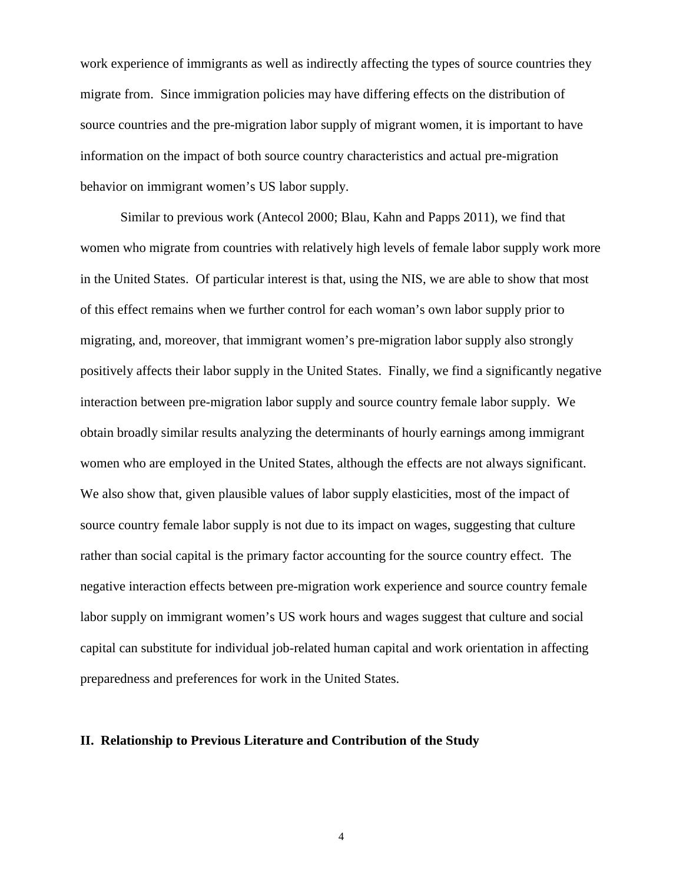work experience of immigrants as well as indirectly affecting the types of source countries they migrate from. Since immigration policies may have differing effects on the distribution of source countries and the pre-migration labor supply of migrant women, it is important to have information on the impact of both source country characteristics and actual pre-migration behavior on immigrant women's US labor supply.

Similar to previous work (Antecol 2000; Blau, Kahn and Papps 2011), we find that women who migrate from countries with relatively high levels of female labor supply work more in the United States. Of particular interest is that, using the NIS, we are able to show that most of this effect remains when we further control for each woman's own labor supply prior to migrating, and, moreover, that immigrant women's pre-migration labor supply also strongly positively affects their labor supply in the United States. Finally, we find a significantly negative interaction between pre-migration labor supply and source country female labor supply. We obtain broadly similar results analyzing the determinants of hourly earnings among immigrant women who are employed in the United States, although the effects are not always significant. We also show that, given plausible values of labor supply elasticities, most of the impact of source country female labor supply is not due to its impact on wages, suggesting that culture rather than social capital is the primary factor accounting for the source country effect. The negative interaction effects between pre-migration work experience and source country female labor supply on immigrant women's US work hours and wages suggest that culture and social capital can substitute for individual job-related human capital and work orientation in affecting preparedness and preferences for work in the United States.

## II. Relationship to Previous Literature and Contribution of the Study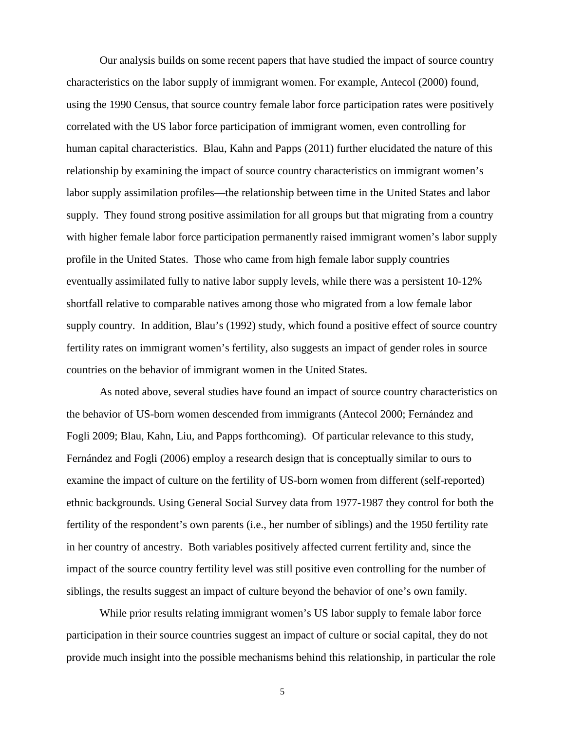Our analysis builds on some recent papers that have studied the impact of source country characteristics on the labor supply of immigrant women. For example, Antecol (2000) found, using the 1990 Census, that source country female labor force participation rates were positively correlated with the US labor force participation of immigrant women, even controlling for human capital characteristics. Blau, Kahn and Papps (2011) further elucidated the nature of this relationship by examining the impact of source country characteristics on immigrant women's labor supply assimilation profiles—the relationship between time in the United States and labor supply. They found strong positive assimilation for all groups but that migrating from a country with higher female labor force participation permanently raised immigrant women's labor supply profile in the United States. Those who came from high female labor supply countries eventually assimilated fully to native labor supply levels, while there was a persistent 10-12% shortfall relative to comparable natives among those who migrated from a low female labor supply country. In addition, Blau's (1992) study, which found a positive effect of source country fertility rates on immigrant women's fertility, also suggests an impact of gender roles in source countries on the behavior of immigrant women in the United States.

As noted above, several studies have found an impact of source country characteristics on the behavior of US-born women descended from immigrants (Antecol 2000; Fernández and Fogli 2009; Blau, Kahn, Liu, and Papps forthcoming). Of particular relevance to this study, Fernández and Fogli (2006) employ a research design that is conceptually similar to ours to examine the impact of culture on the fertility of US-born women from different (self-reported) ethnic backgrounds. Using General Social Survey data from 1977-1987 they control for both the fertility of the respondent's own parents (i.e., her number of siblings) and the 1950 fertility rate in her country of ancestry. Both variables positively affected current fertility and, since the impact of the source country fertility level was still positive even controlling for the number of siblings, the results suggest an impact of culture beyond the behavior of one's own family.

While prior results relating immigrant women's US labor supply to female labor force participation in their source countries suggest an impact of culture or social capital, they do not provide much insight into the possible mechanisms behind this relationship, in particular the role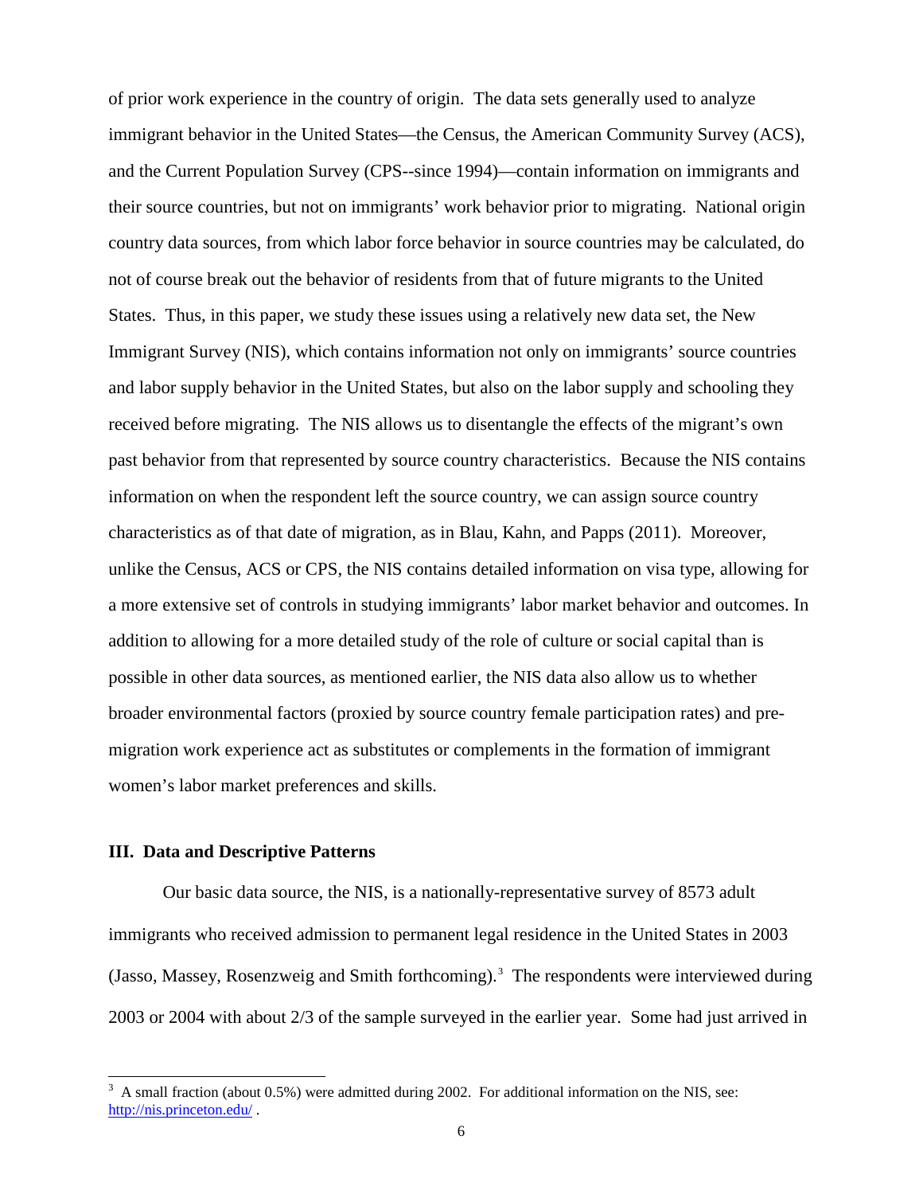of prior work experience in the country of origin. The data sets generally used to analyze immigrant behavior in the United States—the Census, the American Community Survey (ACS), and the Current Population Survey (CPS--since 1994)—contain information on immigrants and their source countries, but not on immigrants' work behavior prior to migrating. National origin country data sources, from which labor force behavior in source countries may be calculated, do not of course break out the behavior of residents from that of future migrants to the United States. Thus, in this paper, we study these issues using a relatively new data set, the New Immigrant Survey (NIS), which contains information not only on immigrants' source countries and labor supply behavior in the United States, but also on the labor supply and schooling they received before migrating. The NIS allows us to disentangle the effects of the migrant's own past behavior from that represented by source country characteristics. Because the NIS contains information on when the respondent left the source country, we can assign source country characteristics as of that date of migration, as in Blau, Kahn, and Papps (2011). Moreover, unlike the Census, ACS or CPS, the NIS contains detailed information on visa type, allowing for a more extensive set of controls in studying immigrants' labor market behavior and outcomes. In addition to allowing for a more detailed study of the role of culture or social capital than is possible in other data sources, as mentioned earlier, the NIS data also allow us to whether broader environmental factors (proxied by source country female participation rates) and pre-migration work experience act as substitutes or complements in the formation of immigrant women's labor market preferences and skills.

### III. Data and Descriptive Patterns

Our basic data source, the NIS, is a nationally-representative survey of 8573 adult immigrants who received admission to permanent legal residence in the United States in 2003 (Jasso, Massey, Rosenzweig and Smith forthcoming).[3] The respondents were interviewed during 2003 or 2004 with about 2/3 of the sample surveyed in the earlier year. Some had just arrived in

[3] A small fraction (about 0.5%) were admitted during 2002. For additional information on the NIS, see: http://nis.princeton.edu/ .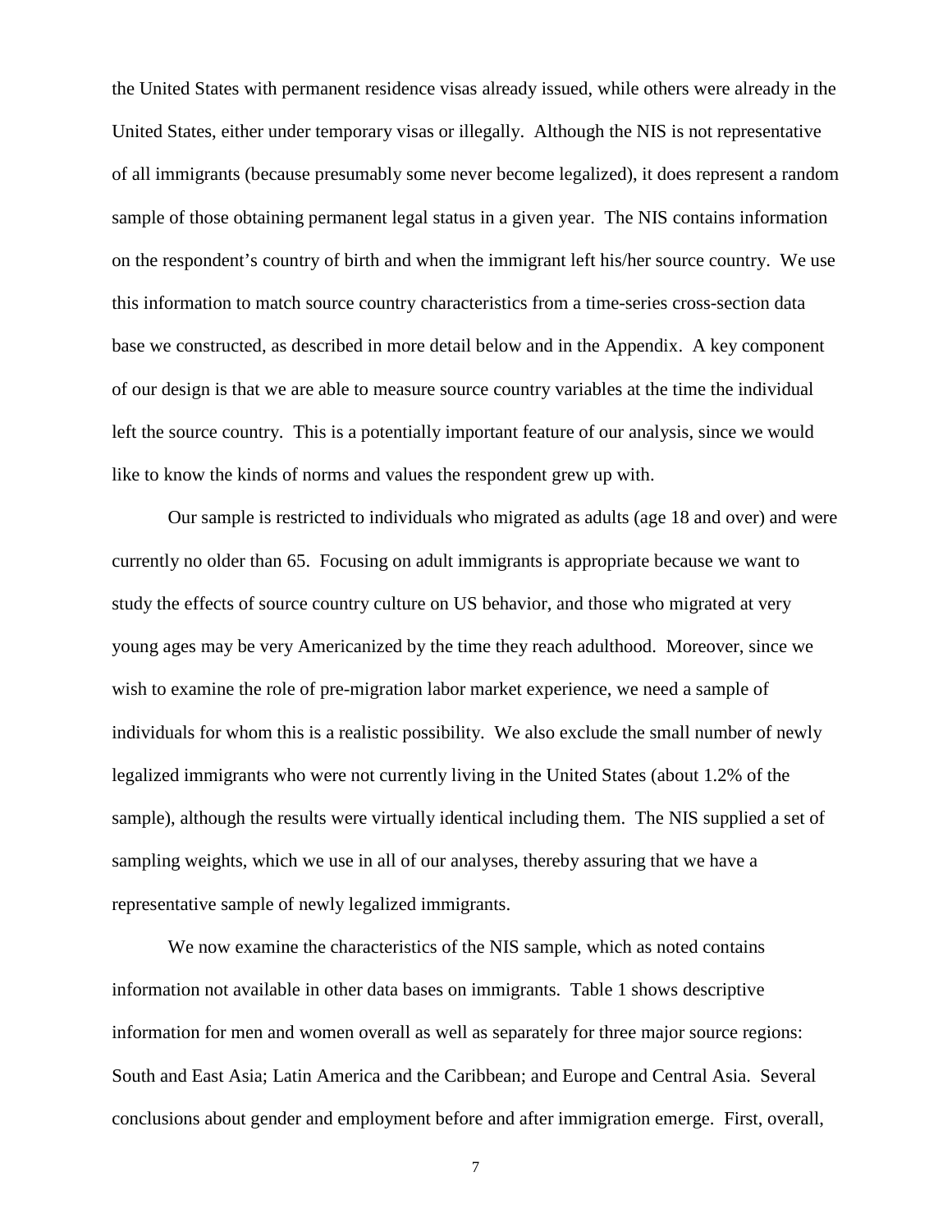the United States with permanent residence visas already issued, while others were already in the United States, either under temporary visas or illegally. Although the NIS is not representative of all immigrants (because presumably some never become legalized), it does represent a random sample of those obtaining permanent legal status in a given year. The NIS contains information on the respondent's country of birth and when the immigrant left his/her source country. We use this information to match source country characteristics from a time-series cross-section data base we constructed, as described in more detail below and in the Appendix. A key component of our design is that we are able to measure source country variables at the time the individual left the source country. This is a potentially important feature of our analysis, since we would like to know the kinds of norms and values the respondent grew up with.

Our sample is restricted to individuals who migrated as adults (age 18 and over) and were currently no older than 65. Focusing on adult immigrants is appropriate because we want to study the effects of source country culture on US behavior, and those who migrated at very young ages may be very Americanized by the time they reach adulthood. Moreover, since we wish to examine the role of pre-migration labor market experience, we need a sample of individuals for whom this is a realistic possibility. We also exclude the small number of newly legalized immigrants who were not currently living in the United States (about 1.2% of the sample), although the results were virtually identical including them. The NIS supplied a set of sampling weights, which we use in all of our analyses, thereby assuring that we have a representative sample of newly legalized immigrants.

We now examine the characteristics of the NIS sample, which as noted contains information not available in other data bases on immigrants. Table 1 shows descriptive information for men and women overall as well as separately for three major source regions: South and East Asia; Latin America and the Caribbean; and Europe and Central Asia. Several conclusions about gender and employment before and after immigration emerge. First, overall,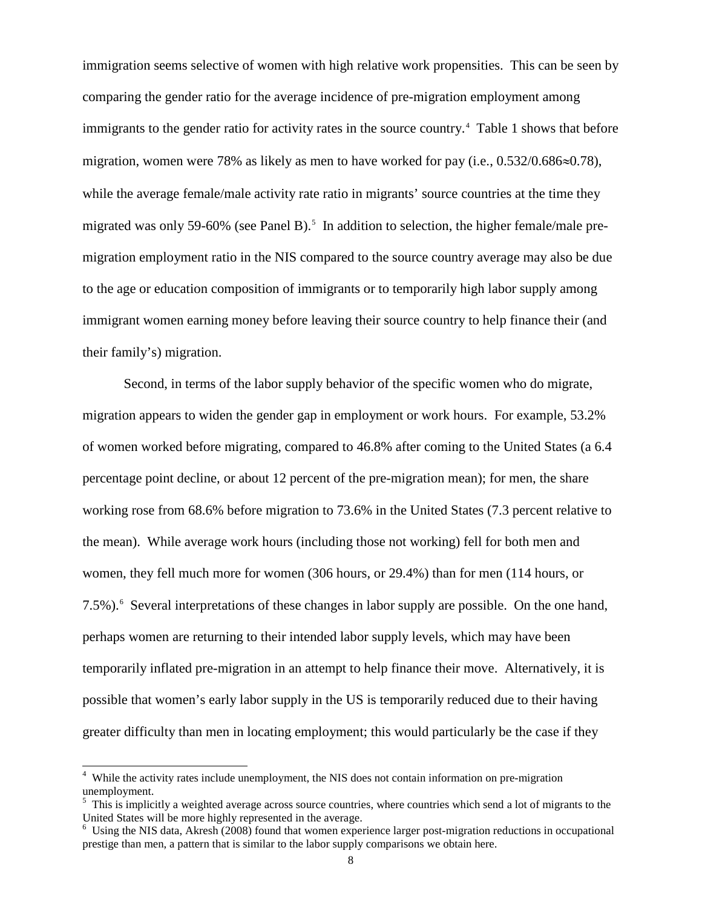immigration seems selective of women with high relative work propensities. This can be seen by comparing the gender ratio for the average incidence of pre-migration employment among immigrants to the gender ratio for activity rates in the source country.[4] Table 1 shows that before migration, women were 78% as likely as men to have worked for pay (i.e., $0.532/0.686 \approx 0.78$), while the average female/male activity rate ratio in migrants' source countries at the time they migrated was only 59-60% (see Panel B).[5] In addition to selection, the higher female/male pre-migration employment ratio in the NIS compared to the source country average may also be due to the age or education composition of immigrants or to temporarily high labor supply among immigrant women earning money before leaving their source country to help finance their (and their family's) migration.

Second, in terms of the labor supply behavior of the specific women who do migrate, migration appears to widen the gender gap in employment or work hours. For example, 53.2% of women worked before migrating, compared to 46.8% after coming to the United States (a 6.4 percentage point decline, or about 12 percent of the pre-migration mean); for men, the share working rose from 68.6% before migration to 73.6% in the United States (7.3 percent relative to the mean). While average work hours (including those not working) fell for both men and women, they fell much more for women (306 hours, or 29.4%) than for men (114 hours, or 7.5%).[6] Several interpretations of these changes in labor supply are possible. On the one hand, perhaps women are returning to their intended labor supply levels, which may have been temporarily inflated pre-migration in an attempt to help finance their move. Alternatively, it is possible that women's early labor supply in the US is temporarily reduced due to their having greater difficulty than men in locating employment; this would particularly be the case if they

[4] While the activity rates include unemployment, the NIS does not contain information on pre-migration unemployment.

[5] This is implicitly a weighted average across source countries, where countries which send a lot of migrants to the United States will be more highly represented in the average.

[6] Using the NIS data, Akresh (2008) found that women experience larger post-migration reductions in occupational prestige than men, a pattern that is similar to the labor supply comparisons we obtain here.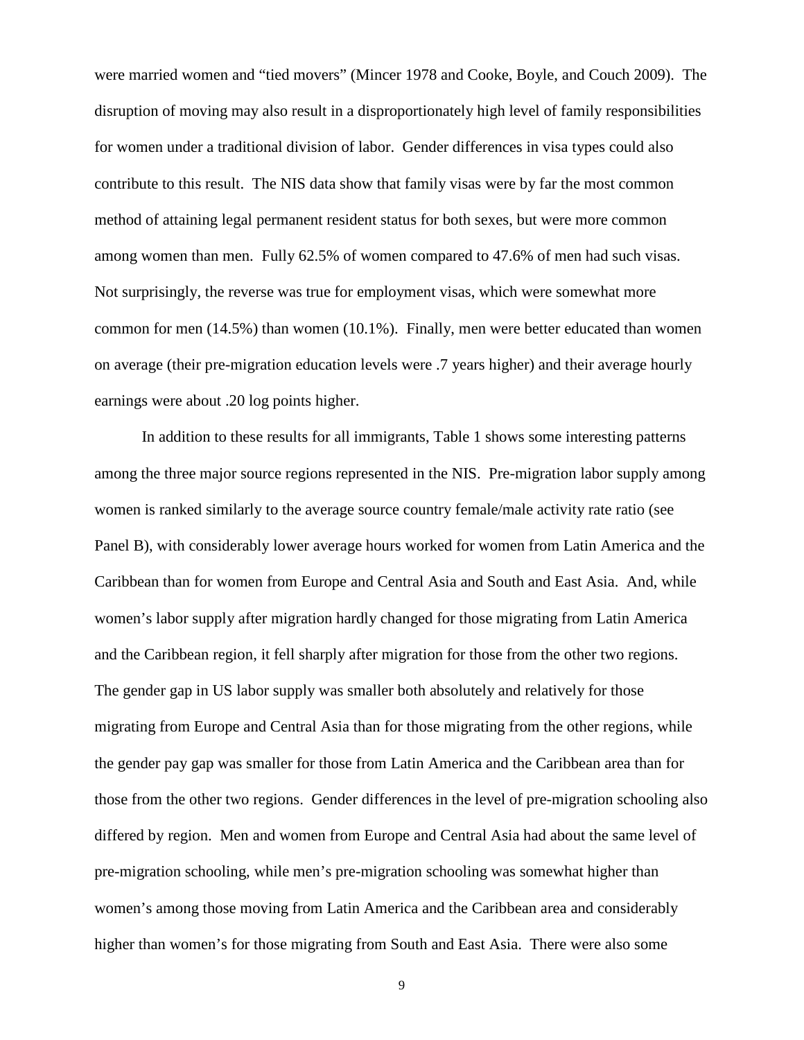were married women and "tied movers" (Mincer 1978 and Cooke, Boyle, and Couch 2009). The disruption of moving may also result in a disproportionately high level of family responsibilities for women under a traditional division of labor. Gender differences in visa types could also contribute to this result. The NIS data show that family visas were by far the most common method of attaining legal permanent resident status for both sexes, but were more common among women than men. Fully 62.5% of women compared to 47.6% of men had such visas. Not surprisingly, the reverse was true for employment visas, which were somewhat more common for men (14.5%) than women (10.1%). Finally, men were better educated than women on average (their pre-migration education levels were .7 years higher) and their average hourly earnings were about .20 log points higher.

In addition to these results for all immigrants, Table 1 shows some interesting patterns among the three major source regions represented in the NIS. Pre-migration labor supply among women is ranked similarly to the average source country female/male activity rate ratio (see Panel B), with considerably lower average hours worked for women from Latin America and the Caribbean than for women from Europe and Central Asia and South and East Asia. And, while women's labor supply after migration hardly changed for those migrating from Latin America and the Caribbean region, it fell sharply after migration for those from the other two regions. The gender gap in US labor supply was smaller both absolutely and relatively for those migrating from Europe and Central Asia than for those migrating from the other regions, while the gender pay gap was smaller for those from Latin America and the Caribbean area than for those from the other two regions. Gender differences in the level of pre-migration schooling also differed by region. Men and women from Europe and Central Asia had about the same level of pre-migration schooling, while men's pre-migration schooling was somewhat higher than women's among those moving from Latin America and the Caribbean area and considerably higher than women's for those migrating from South and East Asia. There were also some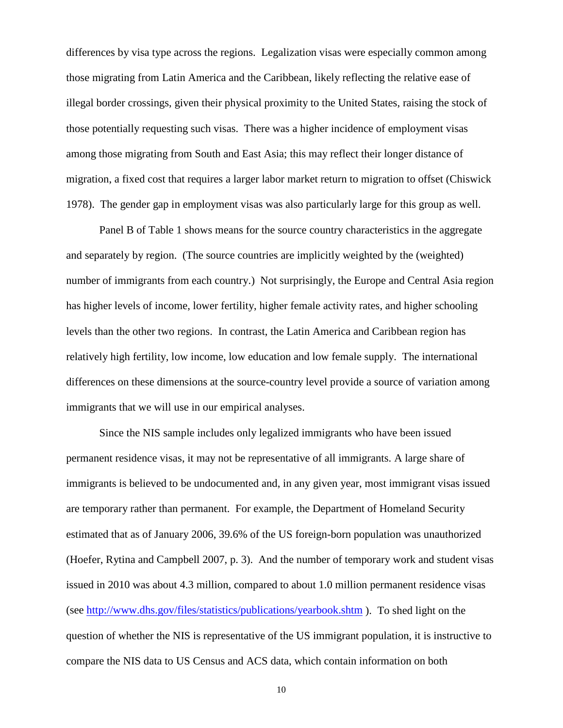differences by visa type across the regions. Legalization visas were especially common among those migrating from Latin America and the Caribbean, likely reflecting the relative ease of illegal border crossings, given their physical proximity to the United States, raising the stock of those potentially requesting such visas. There was a higher incidence of employment visas among those migrating from South and East Asia; this may reflect their longer distance of migration, a fixed cost that requires a larger labor market return to migration to offset (Chiswick 1978). The gender gap in employment visas was also particularly large for this group as well.

Panel B of Table 1 shows means for the source country characteristics in the aggregate and separately by region. (The source countries are implicitly weighted by the (weighted) number of immigrants from each country.) Not surprisingly, the Europe and Central Asia region has higher levels of income, lower fertility, higher female activity rates, and higher schooling levels than the other two regions. In contrast, the Latin America and Caribbean region has relatively high fertility, low income, low education and low female supply. The international differences on these dimensions at the source-country level provide a source of variation among immigrants that we will use in our empirical analyses.

Since the NIS sample includes only legalized immigrants who have been issued permanent residence visas, it may not be representative of all immigrants. A large share of immigrants is believed to be undocumented and, in any given year, most immigrant visas issued are temporary rather than permanent. For example, the Department of Homeland Security estimated that as of January 2006, 39.6% of the US foreign-born population was unauthorized (Hoefer, Rytina and Campbell 2007, p. 3). And the number of temporary work and student visas issued in 2010 was about 4.3 million, compared to about 1.0 million permanent residence visas (see http://www.dhs.gov/files/statistics/publications/yearbook.shtm ). To shed light on the question of whether the NIS is representative of the US immigrant population, it is instructive to compare the NIS data to US Census and ACS data, which contain information on both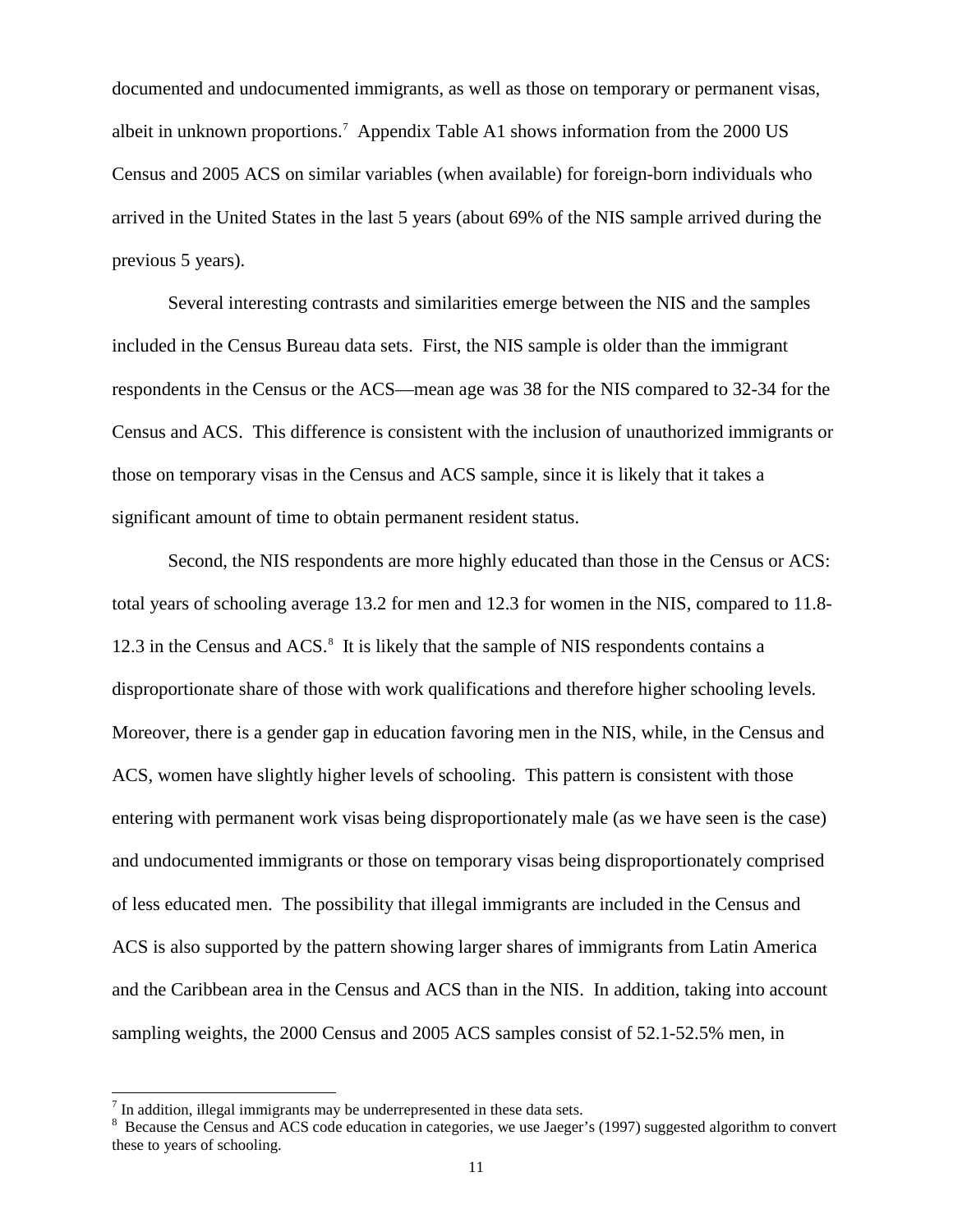documented and undocumented immigrants, as well as those on temporary or permanent visas, albeit in unknown proportions.[7] Appendix Table A1 shows information from the 2000 US Census and 2005 ACS on similar variables (when available) for foreign-born individuals who arrived in the United States in the last 5 years (about 69% of the NIS sample arrived during the previous 5 years).

Several interesting contrasts and similarities emerge between the NIS and the samples included in the Census Bureau data sets. First, the NIS sample is older than the immigrant respondents in the Census or the ACS—mean age was 38 for the NIS compared to 32-34 for the Census and ACS. This difference is consistent with the inclusion of unauthorized immigrants or those on temporary visas in the Census and ACS sample, since it is likely that it takes a significant amount of time to obtain permanent resident status.

Second, the NIS respondents are more highly educated than those in the Census or ACS: total years of schooling average 13.2 for men and 12.3 for women in the NIS, compared to 11.8-12.3 in the Census and ACS.[8] It is likely that the sample of NIS respondents contains a disproportionate share of those with work qualifications and therefore higher schooling levels. Moreover, there is a gender gap in education favoring men in the NIS, while, in the Census and ACS, women have slightly higher levels of schooling. This pattern is consistent with those entering with permanent work visas being disproportionately male (as we have seen is the case) and undocumented immigrants or those on temporary visas being disproportionately comprised of less educated men. The possibility that illegal immigrants are included in the Census and ACS is also supported by the pattern showing larger shares of immigrants from Latin America and the Caribbean area in the Census and ACS than in the NIS. In addition, taking into account sampling weights, the 2000 Census and 2005 ACS samples consist of 52.1-52.5% men, in

[7] In addition, illegal immigrants may be underrepresented in these data sets.

[8] Because the Census and ACS code education in categories, we use Jaeger's (1997) suggested algorithm to convert these to years of schooling.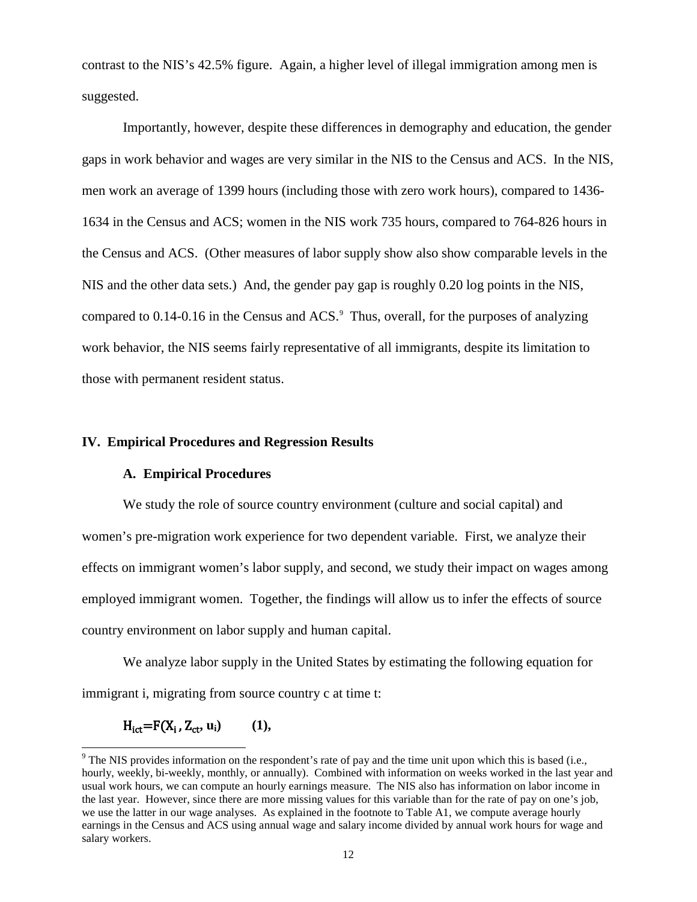contrast to the NIS's 42.5% figure. Again, a higher level of illegal immigration among men is suggested.

Importantly, however, despite these differences in demography and education, the gender gaps in work behavior and wages are very similar in the NIS to the Census and ACS. In the NIS, men work an average of 1399 hours (including those with zero work hours), compared to 1436-1634 in the Census and ACS; women in the NIS work 735 hours, compared to 764-826 hours in the Census and ACS. (Other measures of labor supply show also show comparable levels in the NIS and the other data sets.) And, the gender pay gap is roughly 0.20 log points in the NIS, compared to 0.14-0.16 in the Census and ACS.[9] Thus, overall, for the purposes of analyzing work behavior, the NIS seems fairly representative of all immigrants, despite its limitation to those with permanent resident status.

## IV. Empirical Procedures and Regression Results

### A. Empirical Procedures

We study the role of source country environment (culture and social capital) and women's pre-migration work experience for two dependent variable. First, we analyze their effects on immigrant women's labor supply, and second, we study their impact on wages among employed immigrant women. Together, the findings will allow us to infer the effects of source country environment on labor supply and human capital.

We analyze labor supply in the United States by estimating the following equation for immigrant i, migrating from source country c at time t:

$$H_{ict}=F(X_i\,, Z_{ct}, u_i) \qquad \textbf{(1)},$$

[9] The NIS provides information on the respondent's rate of pay and the time unit upon which this is based (i.e., hourly, weekly, bi-weekly, monthly, or annually). Combined with information on weeks worked in the last year and usual work hours, we can compute an hourly earnings measure. The NIS also has information on labor income in the last year. However, since there are more missing values for this variable than for the rate of pay on one's job, we use the latter in our wage analyses. As explained in the footnote to Table A1, we compute average hourly earnings in the Census and ACS using annual wage and salary income divided by annual work hours for wage and salary workers.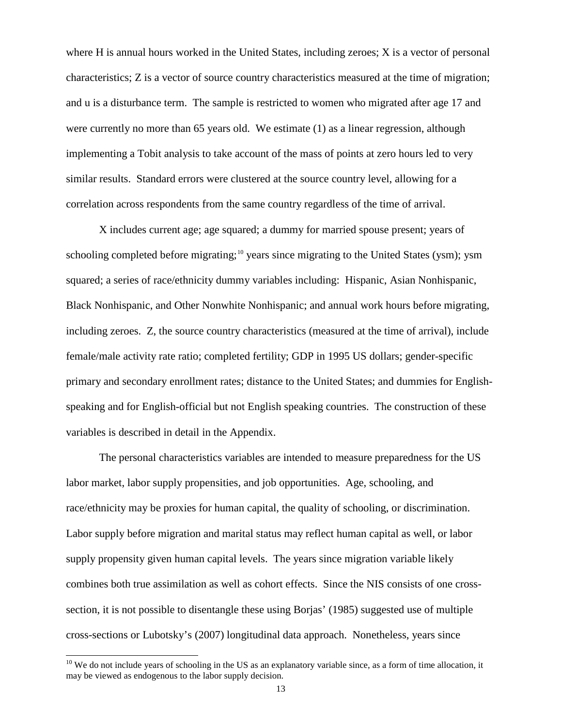where H is annual hours worked in the United States, including zeroes; X is a vector of personal characteristics; Z is a vector of source country characteristics measured at the time of migration; and u is a disturbance term. The sample is restricted to women who migrated after age 17 and were currently no more than 65 years old. We estimate (1) as a linear regression, although implementing a Tobit analysis to take account of the mass of points at zero hours led to very similar results. Standard errors were clustered at the source country level, allowing for a correlation across respondents from the same country regardless of the time of arrival.

X includes current age; age squared; a dummy for married spouse present; years of schooling completed before migrating;[10] years since migrating to the United States (ysm); ysm squared; a series of race/ethnicity dummy variables including: Hispanic, Asian Nonhispanic, Black Nonhispanic, and Other Nonwhite Nonhispanic; and annual work hours before migrating, including zeroes. Z, the source country characteristics (measured at the time of arrival), include female/male activity rate ratio; completed fertility; GDP in 1995 US dollars; gender-specific primary and secondary enrollment rates; distance to the United States; and dummies for English-speaking and for English-official but not English speaking countries. The construction of these variables is described in detail in the Appendix.

The personal characteristics variables are intended to measure preparedness for the US labor market, labor supply propensities, and job opportunities. Age, schooling, and race/ethnicity may be proxies for human capital, the quality of schooling, or discrimination. Labor supply before migration and marital status may reflect human capital as well, or labor supply propensity given human capital levels. The years since migration variable likely combines both true assimilation as well as cohort effects. Since the NIS consists of one cross-section, it is not possible to disentangle these using Borjas' (1985) suggested use of multiple cross-sections or Lubotsky's (2007) longitudinal data approach. Nonetheless, years since

[10] We do not include years of schooling in the US as an explanatory variable since, as a form of time allocation, it may be viewed as endogenous to the labor supply decision.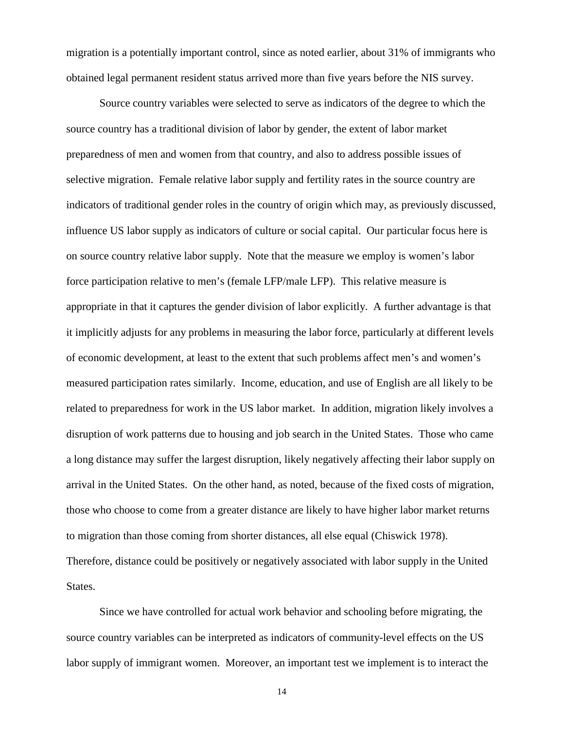migration is a potentially important control, since as noted earlier, about 31% of immigrants who obtained legal permanent resident status arrived more than five years before the NIS survey.

Source country variables were selected to serve as indicators of the degree to which the source country has a traditional division of labor by gender, the extent of labor market preparedness of men and women from that country, and also to address possible issues of selective migration. Female relative labor supply and fertility rates in the source country are indicators of traditional gender roles in the country of origin which may, as previously discussed, influence US labor supply as indicators of culture or social capital. Our particular focus here is on source country relative labor supply. Note that the measure we employ is women's labor force participation relative to men's (female LFP/male LFP). This relative measure is appropriate in that it captures the gender division of labor explicitly. A further advantage is that it implicitly adjusts for any problems in measuring the labor force, particularly at different levels of economic development, at least to the extent that such problems affect men's and women's measured participation rates similarly. Income, education, and use of English are all likely to be related to preparedness for work in the US labor market. In addition, migration likely involves a disruption of work patterns due to housing and job search in the United States. Those who came a long distance may suffer the largest disruption, likely negatively affecting their labor supply on arrival in the United States. On the other hand, as noted, because of the fixed costs of migration, those who choose to come from a greater distance are likely to have higher labor market returns to migration than those coming from shorter distances, all else equal (Chiswick 1978). Therefore, distance could be positively or negatively associated with labor supply in the United States.

Since we have controlled for actual work behavior and schooling before migrating, the source country variables can be interpreted as indicators of community-level effects on the US labor supply of immigrant women. Moreover, an important test we implement is to interact the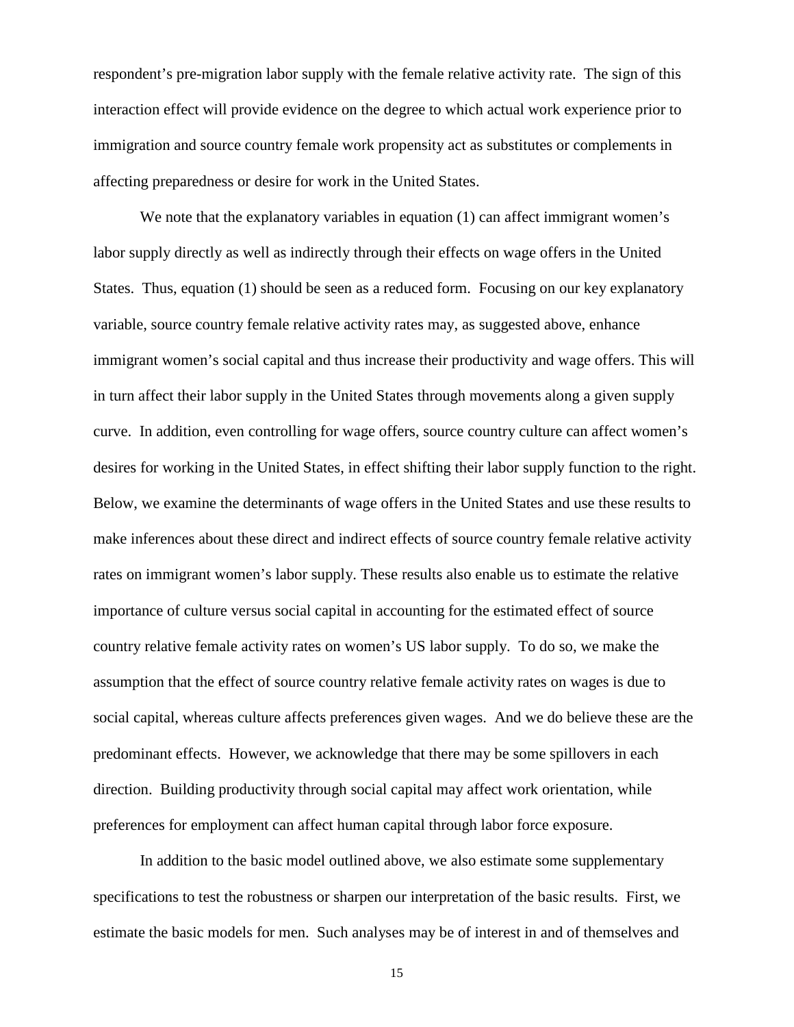respondent's pre-migration labor supply with the female relative activity rate. The sign of this interaction effect will provide evidence on the degree to which actual work experience prior to immigration and source country female work propensity act as substitutes or complements in affecting preparedness or desire for work in the United States.

We note that the explanatory variables in equation (1) can affect immigrant women's labor supply directly as well as indirectly through their effects on wage offers in the United States. Thus, equation (1) should be seen as a reduced form. Focusing on our key explanatory variable, source country female relative activity rates may, as suggested above, enhance immigrant women's social capital and thus increase their productivity and wage offers. This will in turn affect their labor supply in the United States through movements along a given supply curve. In addition, even controlling for wage offers, source country culture can affect women's desires for working in the United States, in effect shifting their labor supply function to the right. Below, we examine the determinants of wage offers in the United States and use these results to make inferences about these direct and indirect effects of source country female relative activity rates on immigrant women's labor supply. These results also enable us to estimate the relative importance of culture versus social capital in accounting for the estimated effect of source country relative female activity rates on women's US labor supply. To do so, we make the assumption that the effect of source country relative female activity rates on wages is due to social capital, whereas culture affects preferences given wages. And we do believe these are the predominant effects. However, we acknowledge that there may be some spillovers in each direction. Building productivity through social capital may affect work orientation, while preferences for employment can affect human capital through labor force exposure.

In addition to the basic model outlined above, we also estimate some supplementary specifications to test the robustness or sharpen our interpretation of the basic results. First, we estimate the basic models for men. Such analyses may be of interest in and of themselves and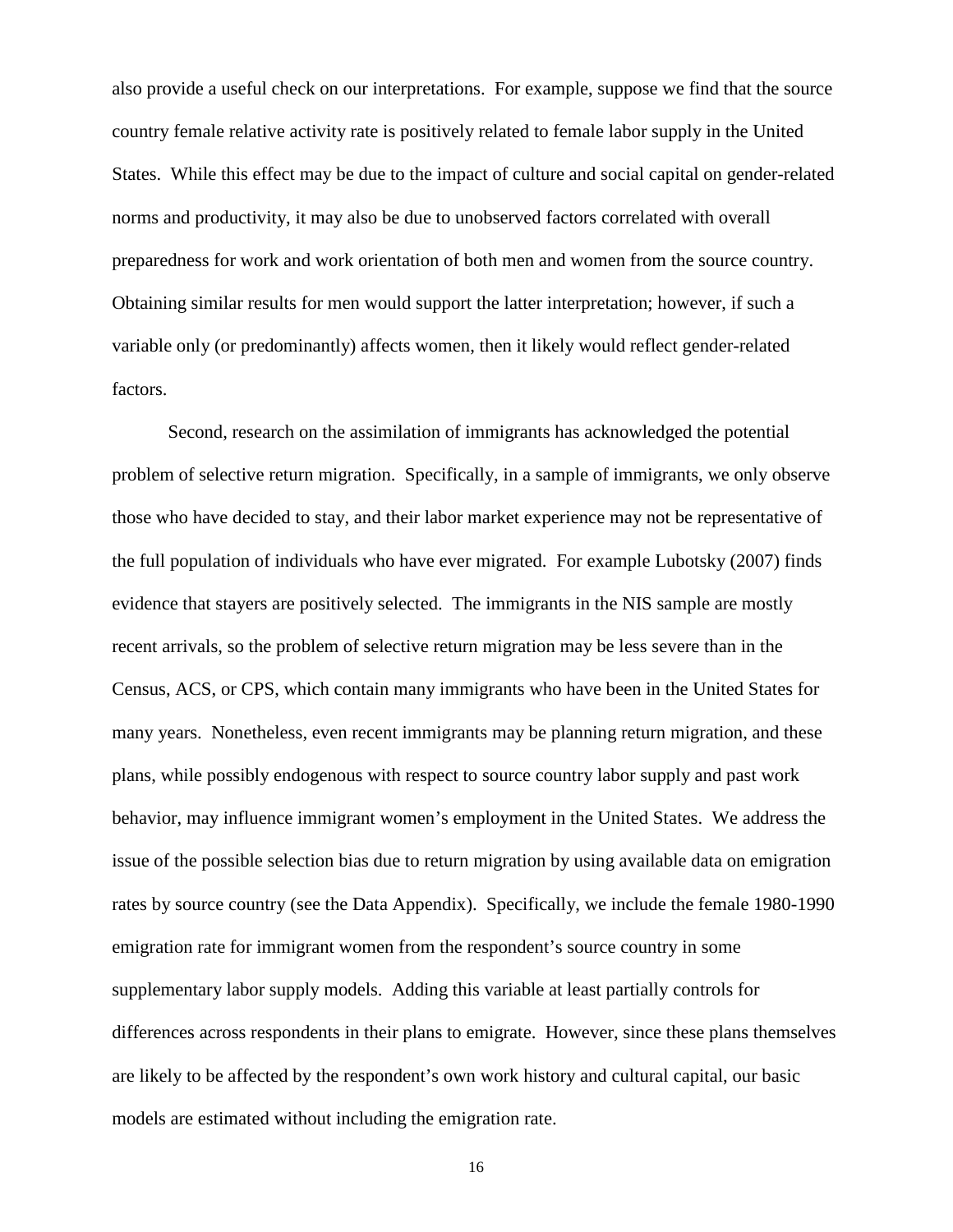also provide a useful check on our interpretations. For example, suppose we find that the source country female relative activity rate is positively related to female labor supply in the United States. While this effect may be due to the impact of culture and social capital on gender-related norms and productivity, it may also be due to unobserved factors correlated with overall preparedness for work and work orientation of both men and women from the source country. Obtaining similar results for men would support the latter interpretation; however, if such a variable only (or predominantly) affects women, then it likely would reflect gender-related factors.

Second, research on the assimilation of immigrants has acknowledged the potential problem of selective return migration. Specifically, in a sample of immigrants, we only observe those who have decided to stay, and their labor market experience may not be representative of the full population of individuals who have ever migrated. For example Lubotsky (2007) finds evidence that stayers are positively selected. The immigrants in the NIS sample are mostly recent arrivals, so the problem of selective return migration may be less severe than in the Census, ACS, or CPS, which contain many immigrants who have been in the United States for many years. Nonetheless, even recent immigrants may be planning return migration, and these plans, while possibly endogenous with respect to source country labor supply and past work behavior, may influence immigrant women's employment in the United States. We address the issue of the possible selection bias due to return migration by using available data on emigration rates by source country (see the Data Appendix). Specifically, we include the female 1980-1990 emigration rate for immigrant women from the respondent's source country in some supplementary labor supply models. Adding this variable at least partially controls for differences across respondents in their plans to emigrate. However, since these plans themselves are likely to be affected by the respondent's own work history and cultural capital, our basic models are estimated without including the emigration rate.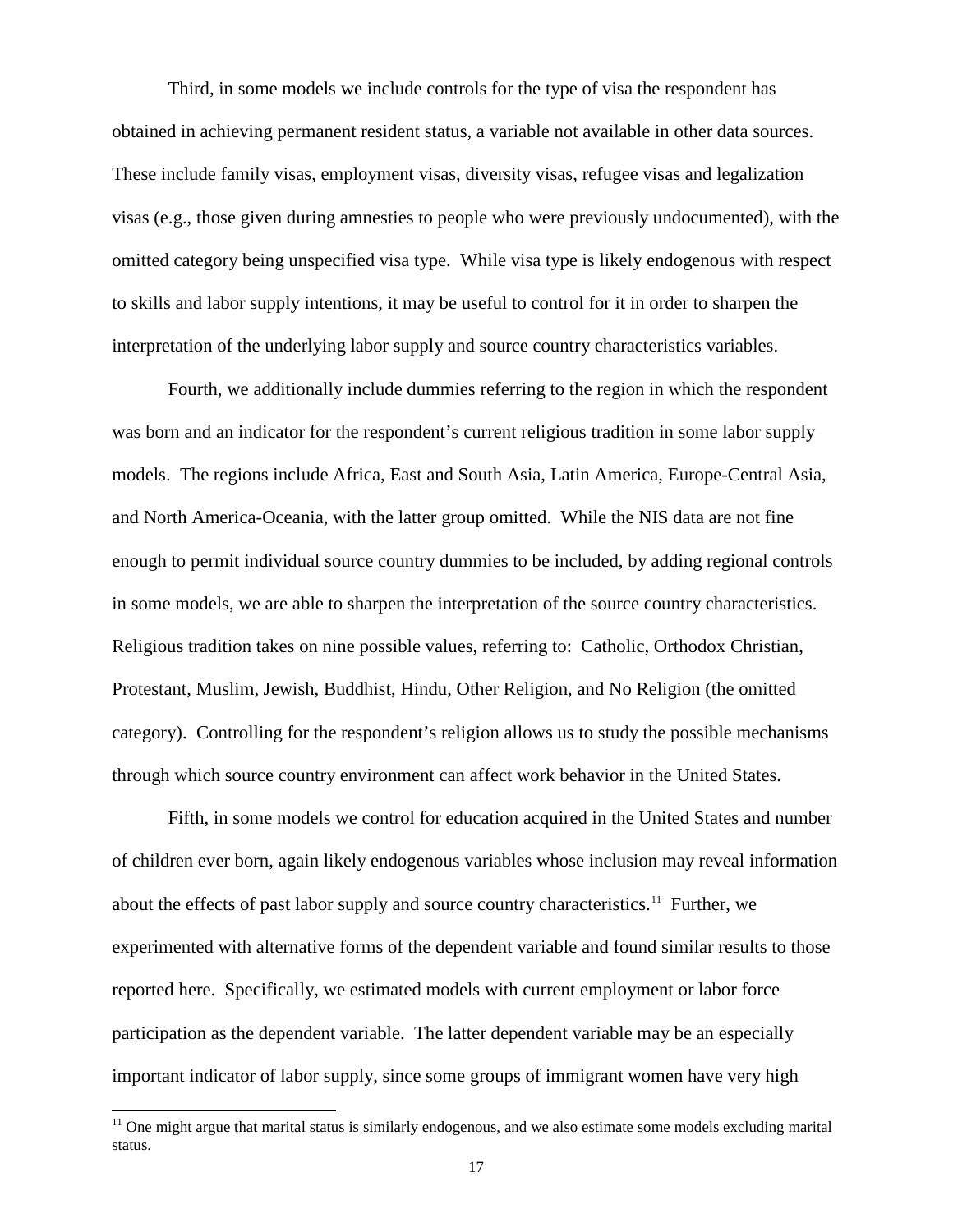Third, in some models we include controls for the type of visa the respondent has obtained in achieving permanent resident status, a variable not available in other data sources. These include family visas, employment visas, diversity visas, refugee visas and legalization visas (e.g., those given during amnesties to people who were previously undocumented), with the omitted category being unspecified visa type. While visa type is likely endogenous with respect to skills and labor supply intentions, it may be useful to control for it in order to sharpen the interpretation of the underlying labor supply and source country characteristics variables.

Fourth, we additionally include dummies referring to the region in which the respondent was born and an indicator for the respondent's current religious tradition in some labor supply models. The regions include Africa, East and South Asia, Latin America, Europe-Central Asia, and North America-Oceania, with the latter group omitted. While the NIS data are not fine enough to permit individual source country dummies to be included, by adding regional controls in some models, we are able to sharpen the interpretation of the source country characteristics. Religious tradition takes on nine possible values, referring to: Catholic, Orthodox Christian, Protestant, Muslim, Jewish, Buddhist, Hindu, Other Religion, and No Religion (the omitted category). Controlling for the respondent's religion allows us to study the possible mechanisms through which source country environment can affect work behavior in the United States.

Fifth, in some models we control for education acquired in the United States and number of children ever born, again likely endogenous variables whose inclusion may reveal information about the effects of past labor supply and source country characteristics.[11] Further, we experimented with alternative forms of the dependent variable and found similar results to those reported here. Specifically, we estimated models with current employment or labor force participation as the dependent variable. The latter dependent variable may be an especially important indicator of labor supply, since some groups of immigrant women have very high

[11] One might argue that marital status is similarly endogenous, and we also estimate some models excluding marital status.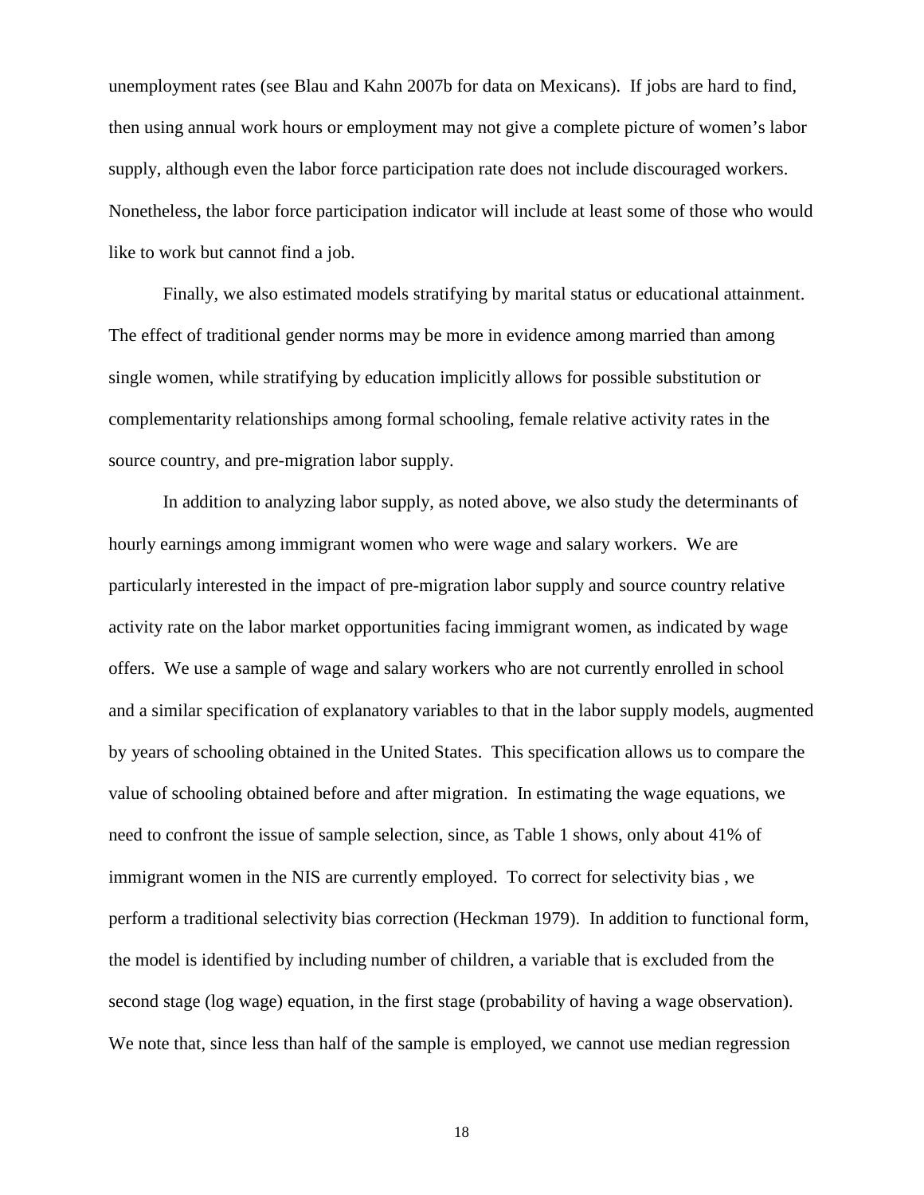unemployment rates (see Blau and Kahn 2007b for data on Mexicans). If jobs are hard to find, then using annual work hours or employment may not give a complete picture of women's labor supply, although even the labor force participation rate does not include discouraged workers. Nonetheless, the labor force participation indicator will include at least some of those who would like to work but cannot find a job.

Finally, we also estimated models stratifying by marital status or educational attainment. The effect of traditional gender norms may be more in evidence among married than among single women, while stratifying by education implicitly allows for possible substitution or complementarity relationships among formal schooling, female relative activity rates in the source country, and pre-migration labor supply.

In addition to analyzing labor supply, as noted above, we also study the determinants of hourly earnings among immigrant women who were wage and salary workers. We are particularly interested in the impact of pre-migration labor supply and source country relative activity rate on the labor market opportunities facing immigrant women, as indicated by wage offers. We use a sample of wage and salary workers who are not currently enrolled in school and a similar specification of explanatory variables to that in the labor supply models, augmented by years of schooling obtained in the United States. This specification allows us to compare the value of schooling obtained before and after migration. In estimating the wage equations, we need to confront the issue of sample selection, since, as Table 1 shows, only about 41% of immigrant women in the NIS are currently employed. To correct for selectivity bias , we perform a traditional selectivity bias correction (Heckman 1979). In addition to functional form, the model is identified by including number of children, a variable that is excluded from the second stage (log wage) equation, in the first stage (probability of having a wage observation). We note that, since less than half of the sample is employed, we cannot use median regression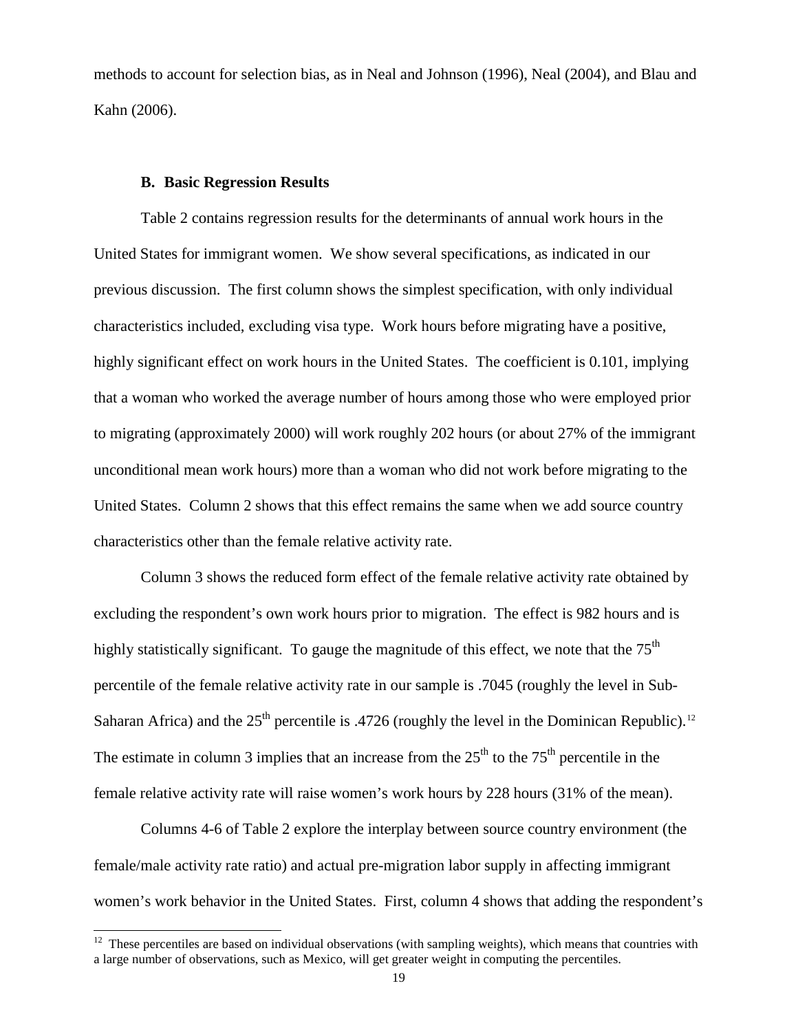methods to account for selection bias, as in Neal and Johnson (1996), Neal (2004), and Blau and Kahn (2006).

### B. Basic Regression Results

Table 2 contains regression results for the determinants of annual work hours in the United States for immigrant women. We show several specifications, as indicated in our previous discussion. The first column shows the simplest specification, with only individual characteristics included, excluding visa type. Work hours before migrating have a positive, highly significant effect on work hours in the United States. The coefficient is 0.101, implying that a woman who worked the average number of hours among those who were employed prior to migrating (approximately 2000) will work roughly 202 hours (or about 27% of the immigrant unconditional mean work hours) more than a woman who did not work before migrating to the United States. Column 2 shows that this effect remains the same when we add source country characteristics other than the female relative activity rate.

Column 3 shows the reduced form effect of the female relative activity rate obtained by excluding the respondent's own work hours prior to migration. The effect is 982 hours and is highly statistically significant. To gauge the magnitude of this effect, we note that the 75th percentile of the female relative activity rate in our sample is .7045 (roughly the level in Sub-Saharan Africa) and the 25th percentile is .4726 (roughly the level in the Dominican Republic).[12] The estimate in column 3 implies that an increase from the 25th to the 75th percentile in the female relative activity rate will raise women's work hours by 228 hours (31% of the mean).

Columns 4-6 of Table 2 explore the interplay between source country environment (the female/male activity rate ratio) and actual pre-migration labor supply in affecting immigrant women's work behavior in the United States. First, column 4 shows that adding the respondent's

[12] These percentiles are based on individual observations (with sampling weights), which means that countries with a large number of observations, such as Mexico, will get greater weight in computing the percentiles.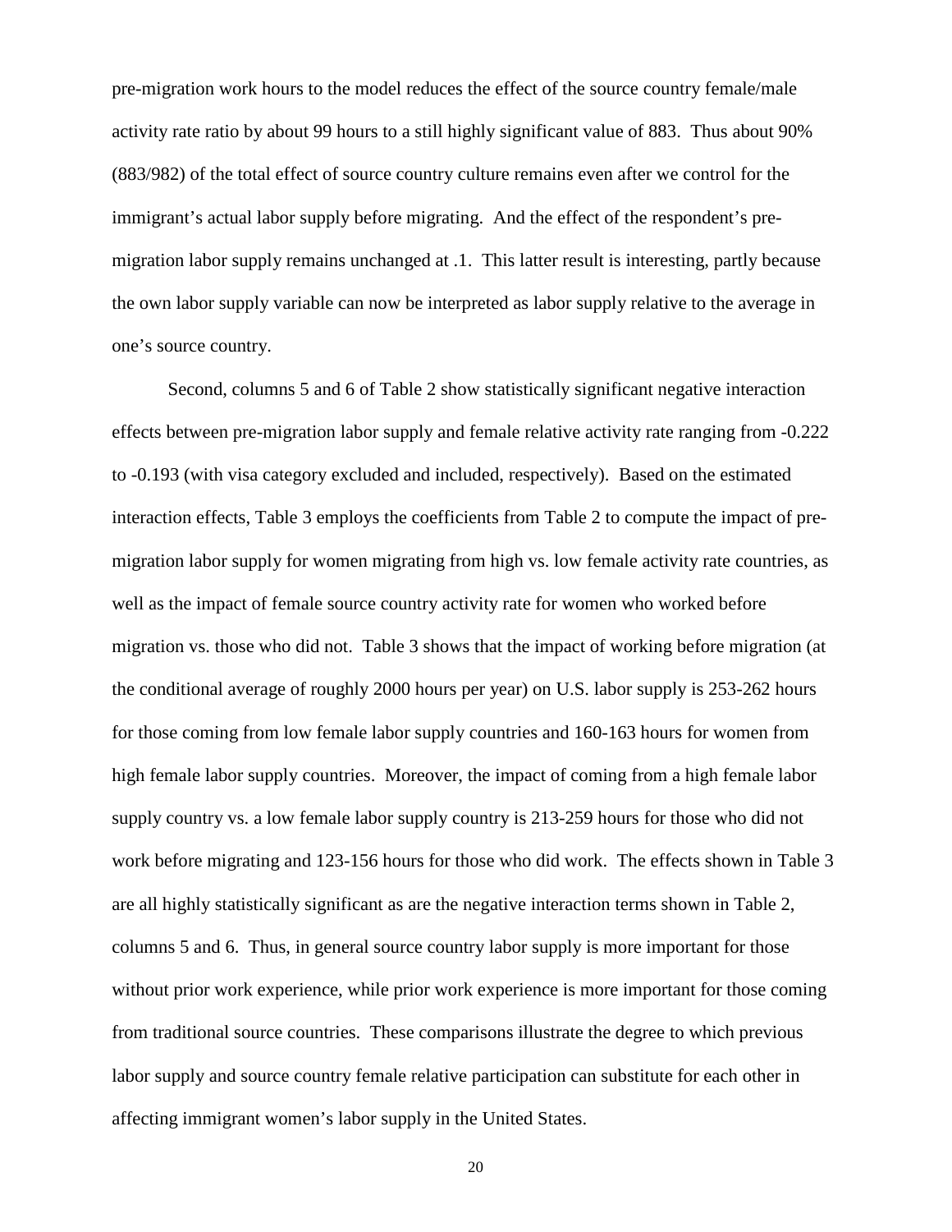pre-migration work hours to the model reduces the effect of the source country female/male activity rate ratio by about 99 hours to a still highly significant value of 883. Thus about 90% (883/982) of the total effect of source country culture remains even after we control for the immigrant's actual labor supply before migrating. And the effect of the respondent's pre-migration labor supply remains unchanged at .1. This latter result is interesting, partly because the own labor supply variable can now be interpreted as labor supply relative to the average in one's source country.

Second, columns 5 and 6 of Table 2 show statistically significant negative interaction effects between pre-migration labor supply and female relative activity rate ranging from -0.222 to -0.193 (with visa category excluded and included, respectively). Based on the estimated interaction effects, Table 3 employs the coefficients from Table 2 to compute the impact of pre-migration labor supply for women migrating from high vs. low female activity rate countries, as well as the impact of female source country activity rate for women who worked before migration vs. those who did not. Table 3 shows that the impact of working before migration (at the conditional average of roughly 2000 hours per year) on U.S. labor supply is 253-262 hours for those coming from low female labor supply countries and 160-163 hours for women from high female labor supply countries. Moreover, the impact of coming from a high female labor supply country vs. a low female labor supply country is 213-259 hours for those who did not work before migrating and 123-156 hours for those who did work. The effects shown in Table 3 are all highly statistically significant as are the negative interaction terms shown in Table 2, columns 5 and 6. Thus, in general source country labor supply is more important for those without prior work experience, while prior work experience is more important for those coming from traditional source countries. These comparisons illustrate the degree to which previous labor supply and source country female relative participation can substitute for each other in affecting immigrant women's labor supply in the United States.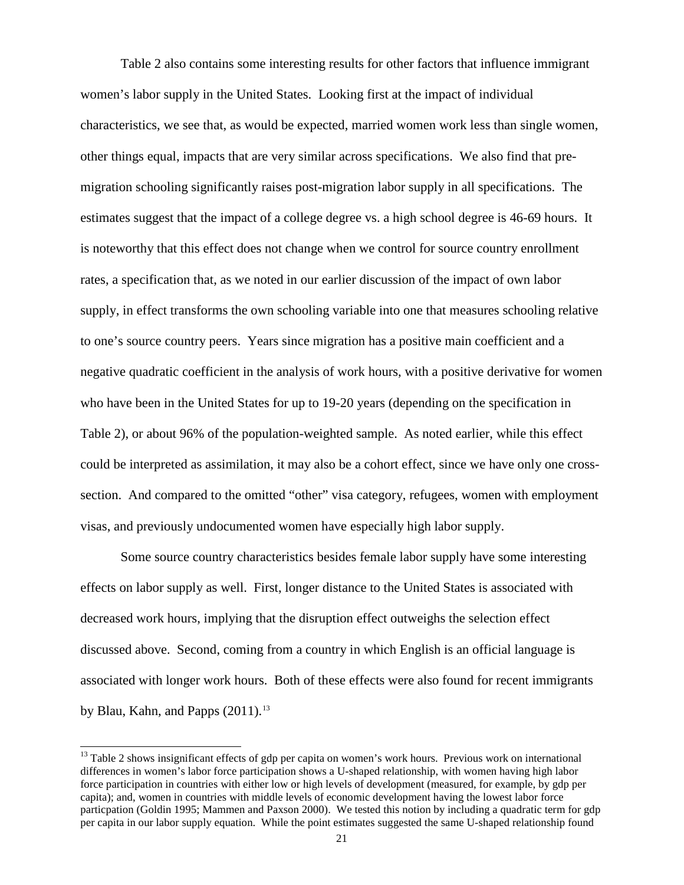Table 2 also contains some interesting results for other factors that influence immigrant women's labor supply in the United States. Looking first at the impact of individual characteristics, we see that, as would be expected, married women work less than single women, other things equal, impacts that are very similar across specifications. We also find that pre-migration schooling significantly raises post-migration labor supply in all specifications. The estimates suggest that the impact of a college degree vs. a high school degree is 46-69 hours. It is noteworthy that this effect does not change when we control for source country enrollment rates, a specification that, as we noted in our earlier discussion of the impact of own labor supply, in effect transforms the own schooling variable into one that measures schooling relative to one's source country peers. Years since migration has a positive main coefficient and a negative quadratic coefficient in the analysis of work hours, with a positive derivative for women who have been in the United States for up to 19-20 years (depending on the specification in Table 2), or about 96% of the population-weighted sample. As noted earlier, while this effect could be interpreted as assimilation, it may also be a cohort effect, since we have only one cross-section. And compared to the omitted "other" visa category, refugees, women with employment visas, and previously undocumented women have especially high labor supply.

Some source country characteristics besides female labor supply have some interesting effects on labor supply as well. First, longer distance to the United States is associated with decreased work hours, implying that the disruption effect outweighs the selection effect discussed above. Second, coming from a country in which English is an official language is associated with longer work hours. Both of these effects were also found for recent immigrants by Blau, Kahn, and Papps (2011).[13]

[13] Table 2 shows insignificant effects of gdp per capita on women's work hours. Previous work on international differences in women's labor force participation shows a U-shaped relationship, with women having high labor force participation in countries with either low or high levels of development (measured, for example, by gdp per capita); and, women in countries with middle levels of economic development having the lowest labor force particpation (Goldin 1995; Mammen and Paxson 2000). We tested this notion by including a quadratic term for gdp per capita in our labor supply equation. While the point estimates suggested the same U-shaped relationship found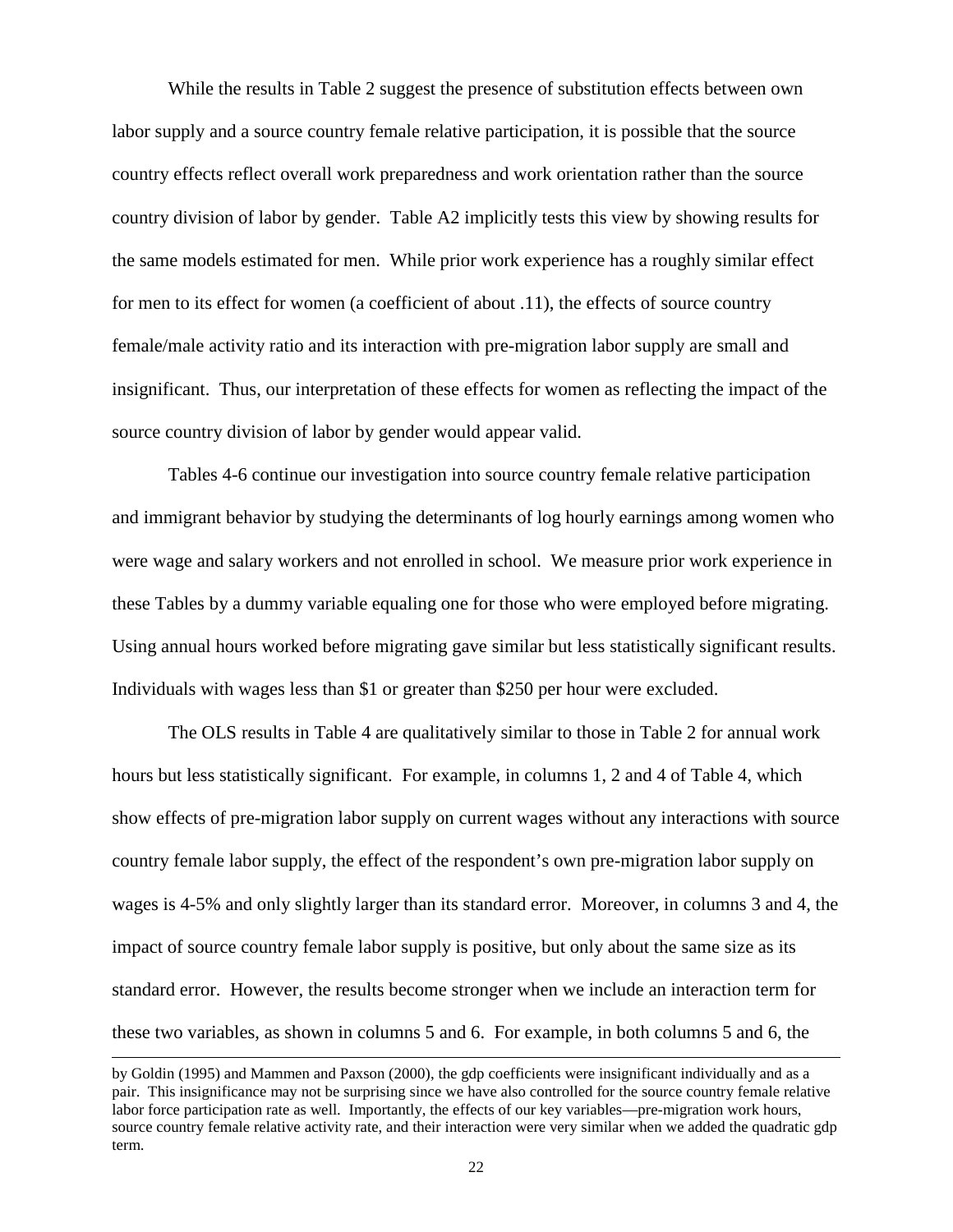While the results in Table 2 suggest the presence of substitution effects between own labor supply and a source country female relative participation, it is possible that the source country effects reflect overall work preparedness and work orientation rather than the source country division of labor by gender. Table A2 implicitly tests this view by showing results for the same models estimated for men. While prior work experience has a roughly similar effect for men to its effect for women (a coefficient of about .11), the effects of source country female/male activity ratio and its interaction with pre-migration labor supply are small and insignificant. Thus, our interpretation of these effects for women as reflecting the impact of the source country division of labor by gender would appear valid.

Tables 4-6 continue our investigation into source country female relative participation and immigrant behavior by studying the determinants of log hourly earnings among women who were wage and salary workers and not enrolled in school. We measure prior work experience in these Tables by a dummy variable equaling one for those who were employed before migrating. Using annual hours worked before migrating gave similar but less statistically significant results. Individuals with wages less than $1 or greater than $250 per hour were excluded.

The OLS results in Table 4 are qualitatively similar to those in Table 2 for annual work hours but less statistically significant. For example, in columns 1, 2 and 4 of Table 4, which show effects of pre-migration labor supply on current wages without any interactions with source country female labor supply, the effect of the respondent's own pre-migration labor supply on wages is 4-5% and only slightly larger than its standard error. Moreover, in columns 3 and 4, the impact of source country female labor supply is positive, but only about the same size as its standard error. However, the results become stronger when we include an interaction term for these two variables, as shown in columns 5 and 6. For example, in both columns 5 and 6, the

---

by Goldin (1995) and Mammen and Paxson (2000), the gdp coefficients were insignificant individually and as a pair. This insignificance may not be surprising since we have also controlled for the source country female relative labor force participation rate as well. Importantly, the effects of our key variables—pre-migration work hours, source country female relative activity rate, and their interaction were very similar when we added the quadratic gdp term.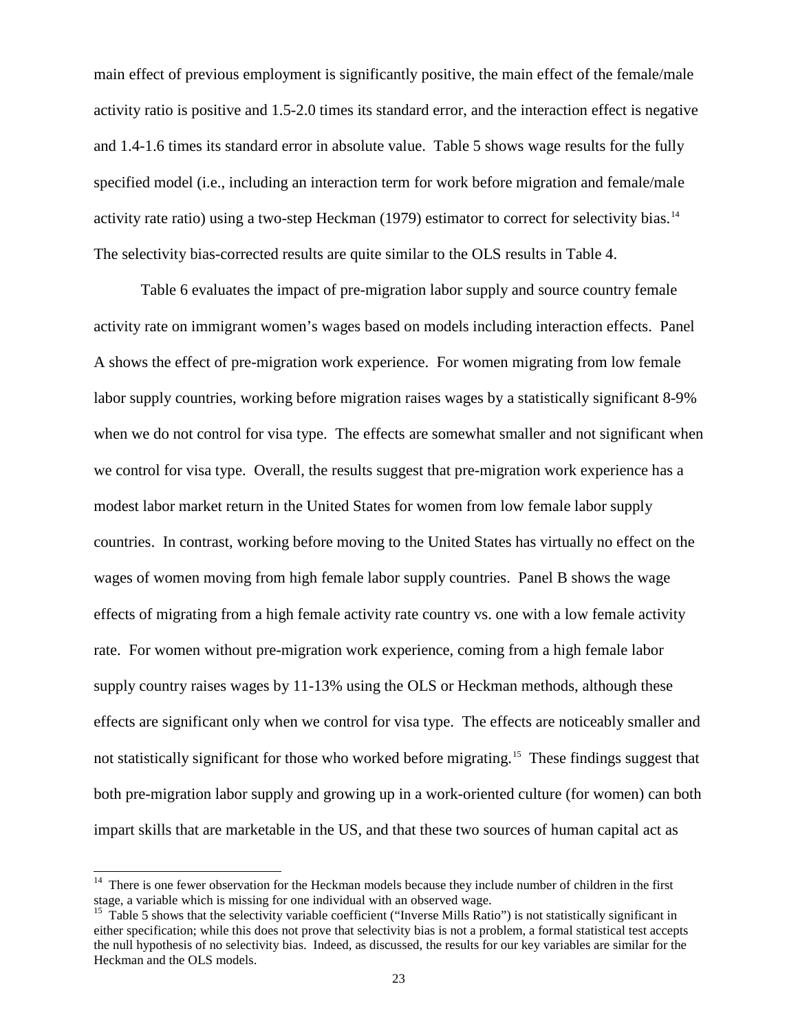main effect of previous employment is significantly positive, the main effect of the female/male activity ratio is positive and 1.5-2.0 times its standard error, and the interaction effect is negative and 1.4-1.6 times its standard error in absolute value. Table 5 shows wage results for the fully specified model (i.e., including an interaction term for work before migration and female/male activity rate ratio) using a two-step Heckman (1979) estimator to correct for selectivity bias.[14] The selectivity bias-corrected results are quite similar to the OLS results in Table 4.

Table 6 evaluates the impact of pre-migration labor supply and source country female activity rate on immigrant women's wages based on models including interaction effects. Panel A shows the effect of pre-migration work experience. For women migrating from low female labor supply countries, working before migration raises wages by a statistically significant 8-9% when we do not control for visa type. The effects are somewhat smaller and not significant when we control for visa type. Overall, the results suggest that pre-migration work experience has a modest labor market return in the United States for women from low female labor supply countries. In contrast, working before moving to the United States has virtually no effect on the wages of women moving from high female labor supply countries. Panel B shows the wage effects of migrating from a high female activity rate country vs. one with a low female activity rate. For women without pre-migration work experience, coming from a high female labor supply country raises wages by 11-13% using the OLS or Heckman methods, although these effects are significant only when we control for visa type. The effects are noticeably smaller and not statistically significant for those who worked before migrating.[15] These findings suggest that both pre-migration labor supply and growing up in a work-oriented culture (for women) can both impart skills that are marketable in the US, and that these two sources of human capital act as

[14] There is one fewer observation for the Heckman models because they include number of children in the first stage, a variable which is missing for one individual with an observed wage.

[15] Table 5 shows that the selectivity variable coefficient ("Inverse Mills Ratio") is not statistically significant in either specification; while this does not prove that selectivity bias is not a problem, a formal statistical test accepts the null hypothesis of no selectivity bias. Indeed, as discussed, the results for our key variables are similar for the Heckman and the OLS models.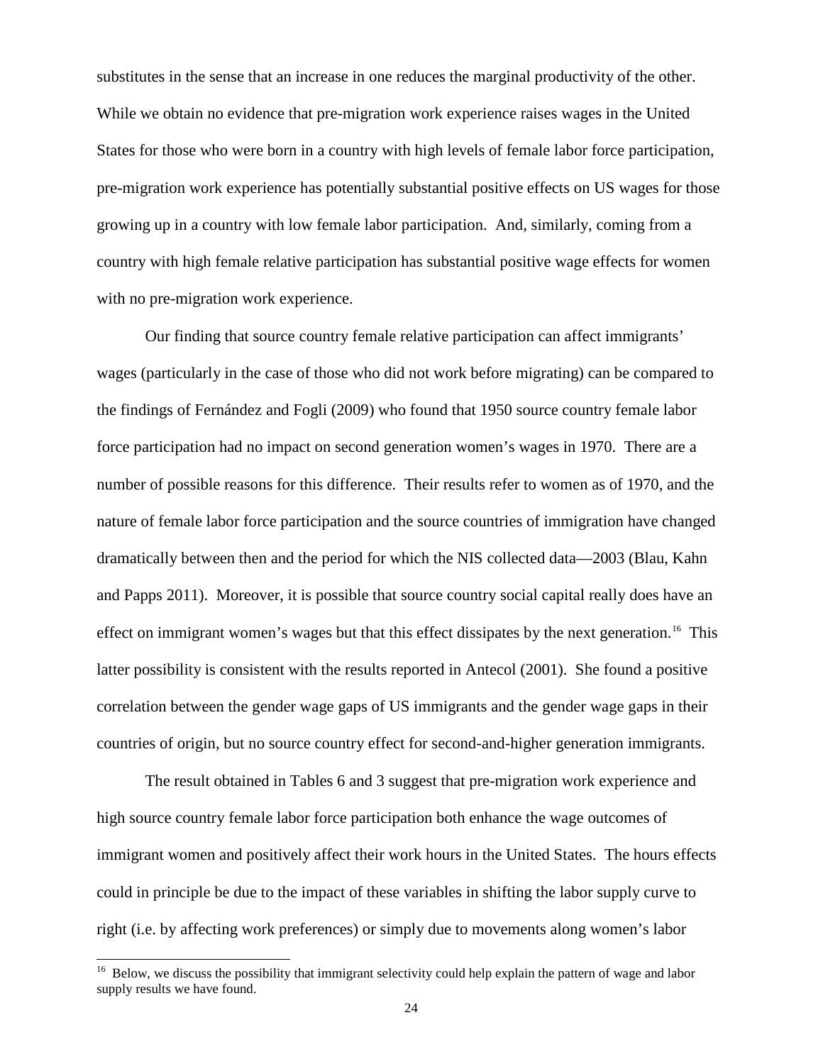substitutes in the sense that an increase in one reduces the marginal productivity of the other. While we obtain no evidence that pre-migration work experience raises wages in the United States for those who were born in a country with high levels of female labor force participation, pre-migration work experience has potentially substantial positive effects on US wages for those growing up in a country with low female labor participation. And, similarly, coming from a country with high female relative participation has substantial positive wage effects for women with no pre-migration work experience.

Our finding that source country female relative participation can affect immigrants' wages (particularly in the case of those who did not work before migrating) can be compared to the findings of Fernández and Fogli (2009) who found that 1950 source country female labor force participation had no impact on second generation women's wages in 1970. There are a number of possible reasons for this difference. Their results refer to women as of 1970, and the nature of female labor force participation and the source countries of immigration have changed dramatically between then and the period for which the NIS collected data—2003 (Blau, Kahn and Papps 2011). Moreover, it is possible that source country social capital really does have an effect on immigrant women's wages but that this effect dissipates by the next generation.[16] This latter possibility is consistent with the results reported in Antecol (2001). She found a positive correlation between the gender wage gaps of US immigrants and the gender wage gaps in their countries of origin, but no source country effect for second-and-higher generation immigrants.

The result obtained in Tables 6 and 3 suggest that pre-migration work experience and high source country female labor force participation both enhance the wage outcomes of immigrant women and positively affect their work hours in the United States. The hours effects could in principle be due to the impact of these variables in shifting the labor supply curve to right (i.e. by affecting work preferences) or simply due to movements along women's labor

[16] Below, we discuss the possibility that immigrant selectivity could help explain the pattern of wage and labor supply results we have found.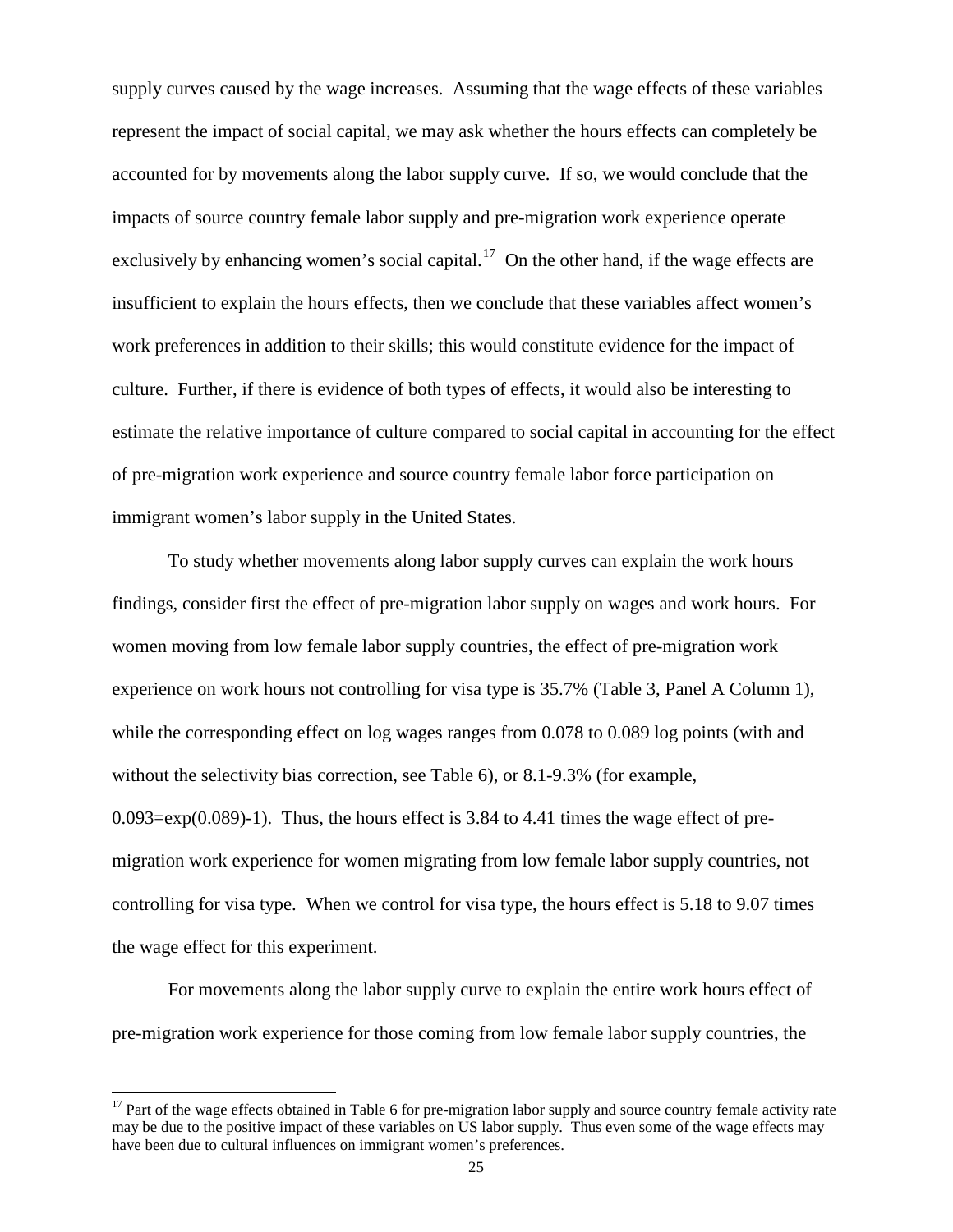supply curves caused by the wage increases. Assuming that the wage effects of these variables represent the impact of social capital, we may ask whether the hours effects can completely be accounted for by movements along the labor supply curve. If so, we would conclude that the impacts of source country female labor supply and pre-migration work experience operate exclusively by enhancing women's social capital.[17] On the other hand, if the wage effects are insufficient to explain the hours effects, then we conclude that these variables affect women's work preferences in addition to their skills; this would constitute evidence for the impact of culture. Further, if there is evidence of both types of effects, it would also be interesting to estimate the relative importance of culture compared to social capital in accounting for the effect of pre-migration work experience and source country female labor force participation on immigrant women's labor supply in the United States.

To study whether movements along labor supply curves can explain the work hours findings, consider first the effect of pre-migration labor supply on wages and work hours. For women moving from low female labor supply countries, the effect of pre-migration work experience on work hours not controlling for visa type is 35.7% (Table 3, Panel A Column 1), while the corresponding effect on log wages ranges from 0.078 to 0.089 log points (with and without the selectivity bias correction, see Table 6), or 8.1-9.3% (for example, 0.093=exp(0.089)-1). Thus, the hours effect is 3.84 to 4.41 times the wage effect of pre-migration work experience for women migrating from low female labor supply countries, not controlling for visa type. When we control for visa type, the hours effect is 5.18 to 9.07 times the wage effect for this experiment.

For movements along the labor supply curve to explain the entire work hours effect of pre-migration work experience for those coming from low female labor supply countries, the

[17] Part of the wage effects obtained in Table 6 for pre-migration labor supply and source country female activity rate may be due to the positive impact of these variables on US labor supply. Thus even some of the wage effects may have been due to cultural influences on immigrant women's preferences.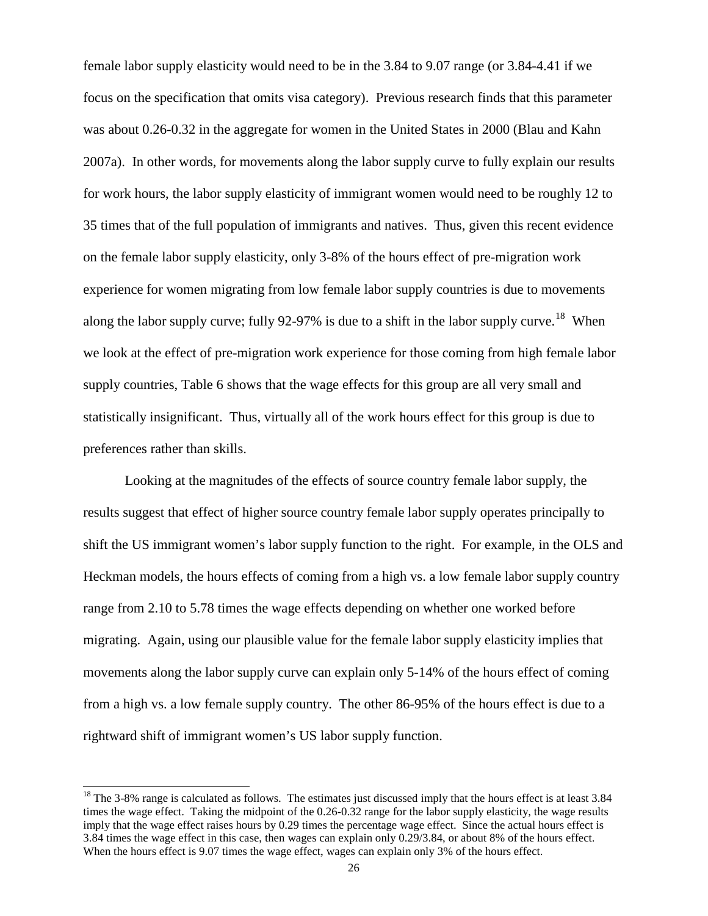female labor supply elasticity would need to be in the 3.84 to 9.07 range (or 3.84-4.41 if we focus on the specification that omits visa category). Previous research finds that this parameter was about 0.26-0.32 in the aggregate for women in the United States in 2000 (Blau and Kahn 2007a). In other words, for movements along the labor supply curve to fully explain our results for work hours, the labor supply elasticity of immigrant women would need to be roughly 12 to 35 times that of the full population of immigrants and natives. Thus, given this recent evidence on the female labor supply elasticity, only 3-8% of the hours effect of pre-migration work experience for women migrating from low female labor supply countries is due to movements along the labor supply curve; fully 92-97% is due to a shift in the labor supply curve.[18] When we look at the effect of pre-migration work experience for those coming from high female labor supply countries, Table 6 shows that the wage effects for this group are all very small and statistically insignificant. Thus, virtually all of the work hours effect for this group is due to preferences rather than skills.

Looking at the magnitudes of the effects of source country female labor supply, the results suggest that effect of higher source country female labor supply operates principally to shift the US immigrant women's labor supply function to the right. For example, in the OLS and Heckman models, the hours effects of coming from a high vs. a low female labor supply country range from 2.10 to 5.78 times the wage effects depending on whether one worked before migrating. Again, using our plausible value for the female labor supply elasticity implies that movements along the labor supply curve can explain only 5-14% of the hours effect of coming from a high vs. a low female supply country. The other 86-95% of the hours effect is due to a rightward shift of immigrant women's US labor supply function.

[18] The 3-8% range is calculated as follows. The estimates just discussed imply that the hours effect is at least 3.84 times the wage effect. Taking the midpoint of the 0.26-0.32 range for the labor supply elasticity, the wage results imply that the wage effect raises hours by 0.29 times the percentage wage effect. Since the actual hours effect is 3.84 times the wage effect in this case, then wages can explain only 0.29/3.84, or about 8% of the hours effect. When the hours effect is 9.07 times the wage effect, wages can explain only 3% of the hours effect.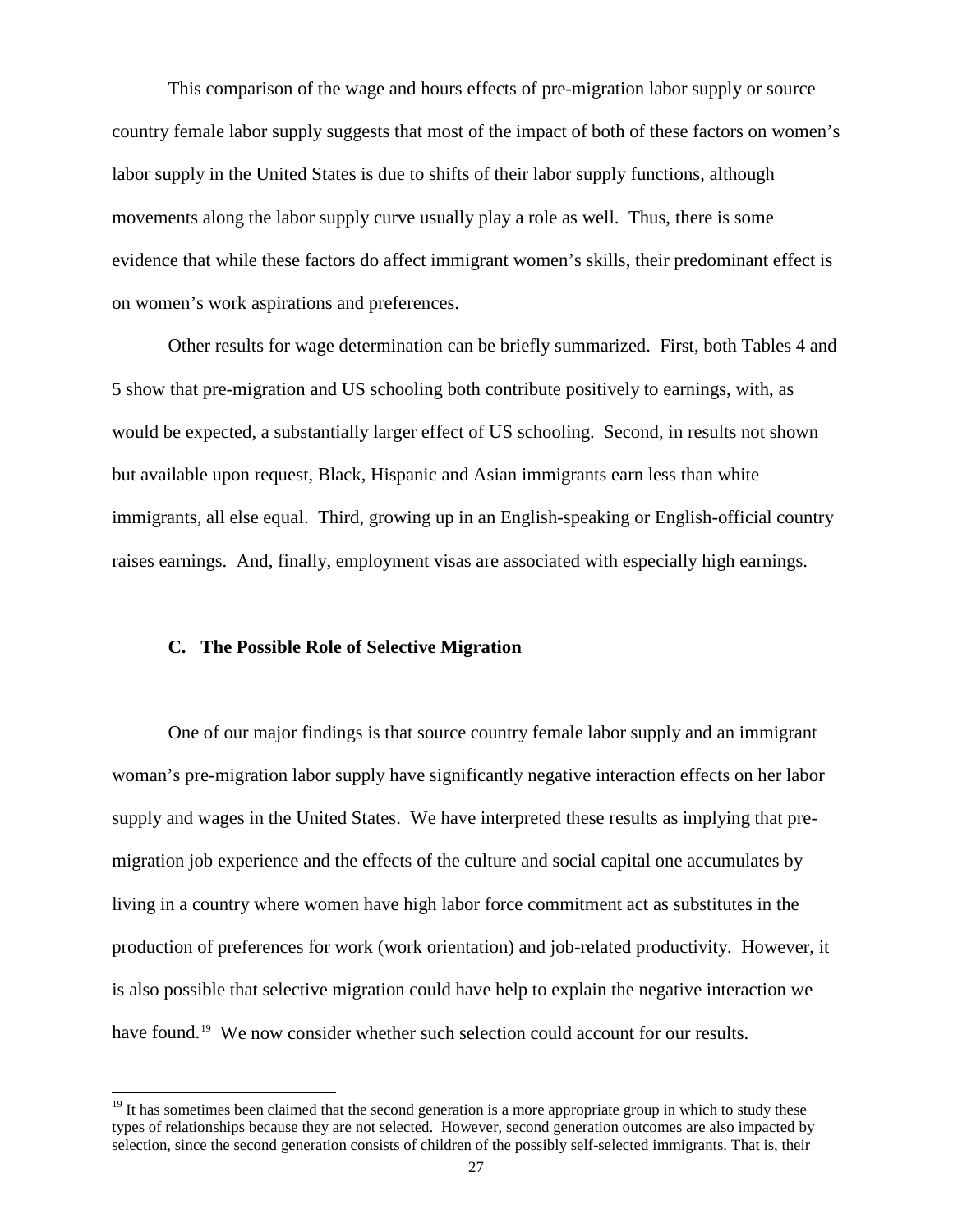This comparison of the wage and hours effects of pre-migration labor supply or source country female labor supply suggests that most of the impact of both of these factors on women's labor supply in the United States is due to shifts of their labor supply functions, although movements along the labor supply curve usually play a role as well. Thus, there is some evidence that while these factors do affect immigrant women's skills, their predominant effect is on women's work aspirations and preferences.

Other results for wage determination can be briefly summarized. First, both Tables 4 and 5 show that pre-migration and US schooling both contribute positively to earnings, with, as would be expected, a substantially larger effect of US schooling. Second, in results not shown but available upon request, Black, Hispanic and Asian immigrants earn less than white immigrants, all else equal. Third, growing up in an English-speaking or English-official country raises earnings. And, finally, employment visas are associated with especially high earnings.

### C. The Possible Role of Selective Migration

One of our major findings is that source country female labor supply and an immigrant woman's pre-migration labor supply have significantly negative interaction effects on her labor supply and wages in the United States. We have interpreted these results as implying that pre-migration job experience and the effects of the culture and social capital one accumulates by living in a country where women have high labor force commitment act as substitutes in the production of preferences for work (work orientation) and job-related productivity. However, it is also possible that selective migration could have help to explain the negative interaction we have found.[19] We now consider whether such selection could account for our results.

[19] It has sometimes been claimed that the second generation is a more appropriate group in which to study these types of relationships because they are not selected. However, second generation outcomes are also impacted by selection, since the second generation consists of children of the possibly self-selected immigrants. That is, their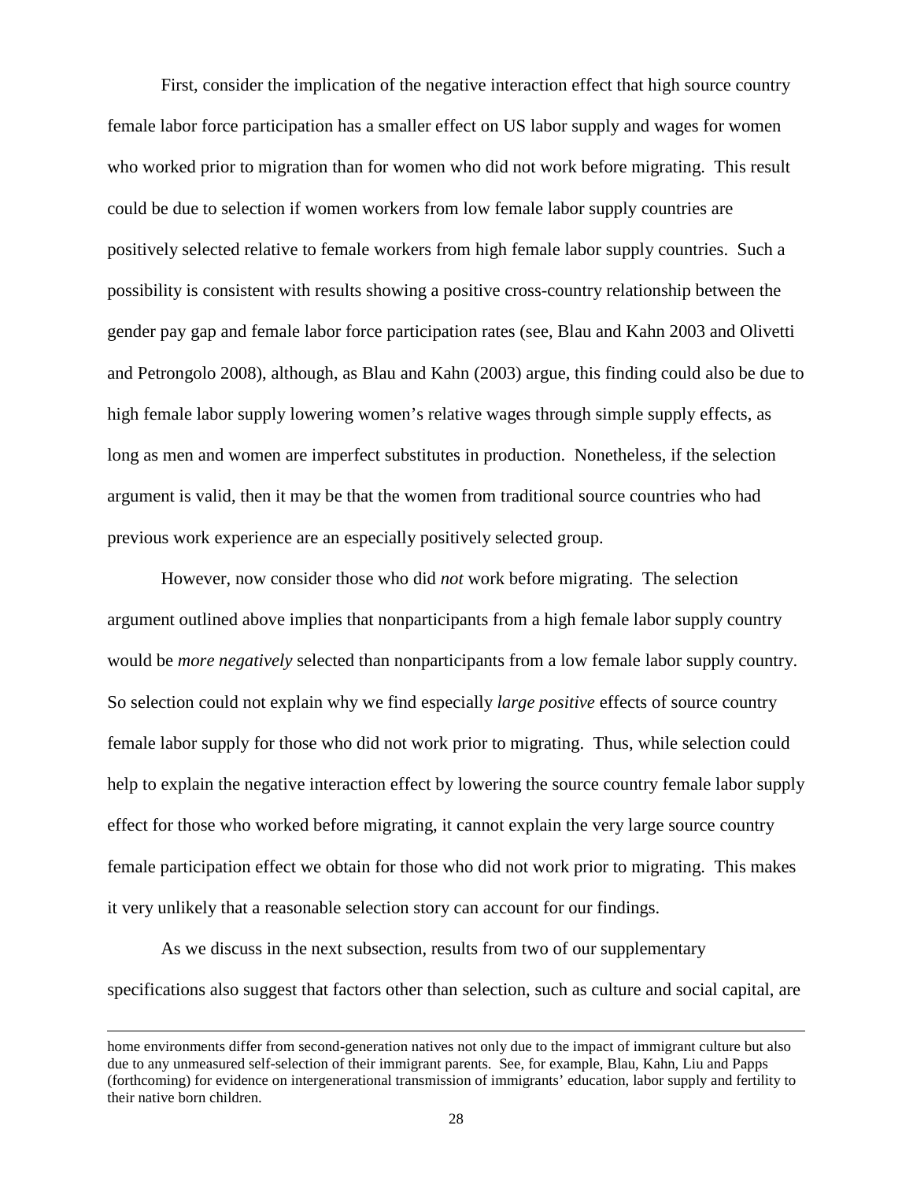First, consider the implication of the negative interaction effect that high source country female labor force participation has a smaller effect on US labor supply and wages for women who worked prior to migration than for women who did not work before migrating. This result could be due to selection if women workers from low female labor supply countries are positively selected relative to female workers from high female labor supply countries. Such a possibility is consistent with results showing a positive cross-country relationship between the gender pay gap and female labor force participation rates (see, Blau and Kahn 2003 and Olivetti and Petrongolo 2008), although, as Blau and Kahn (2003) argue, this finding could also be due to high female labor supply lowering women's relative wages through simple supply effects, as long as men and women are imperfect substitutes in production. Nonetheless, if the selection argument is valid, then it may be that the women from traditional source countries who had previous work experience are an especially positively selected group.

However, now consider those who did *not* work before migrating. The selection argument outlined above implies that nonparticipants from a high female labor supply country would be *more negatively* selected than nonparticipants from a low female labor supply country. So selection could not explain why we find especially *large positive* effects of source country female labor supply for those who did not work prior to migrating. Thus, while selection could help to explain the negative interaction effect by lowering the source country female labor supply effect for those who worked before migrating, it cannot explain the very large source country female participation effect we obtain for those who did not work prior to migrating. This makes it very unlikely that a reasonable selection story can account for our findings.

As we discuss in the next subsection, results from two of our supplementary specifications also suggest that factors other than selection, such as culture and social capital, are

---

home environments differ from second-generation natives not only due to the impact of immigrant culture but also due to any unmeasured self-selection of their immigrant parents. See, for example, Blau, Kahn, Liu and Papps (forthcoming) for evidence on intergenerational transmission of immigrants' education, labor supply and fertility to their native born children.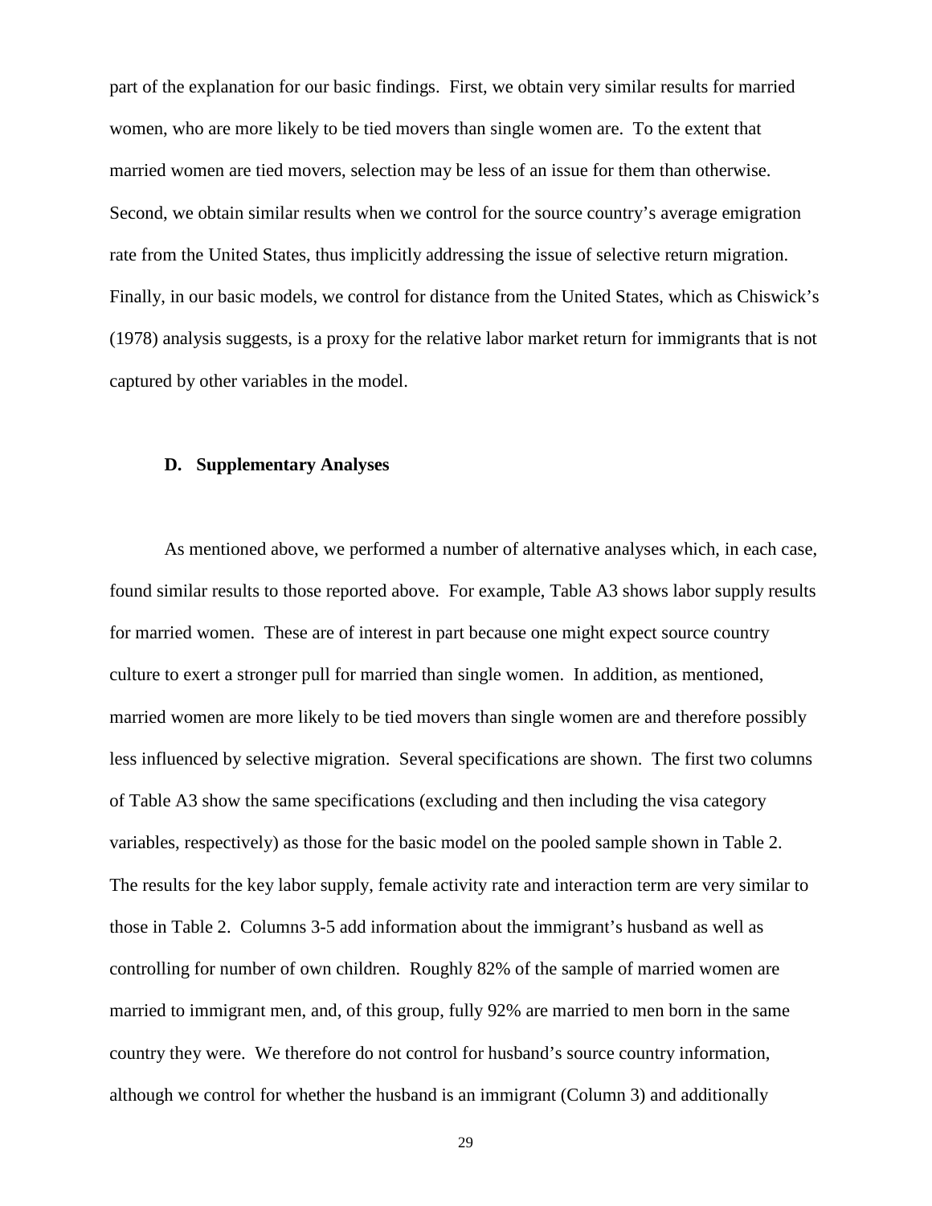part of the explanation for our basic findings. First, we obtain very similar results for married women, who are more likely to be tied movers than single women are. To the extent that married women are tied movers, selection may be less of an issue for them than otherwise. Second, we obtain similar results when we control for the source country's average emigration rate from the United States, thus implicitly addressing the issue of selective return migration. Finally, in our basic models, we control for distance from the United States, which as Chiswick's (1978) analysis suggests, is a proxy for the relative labor market return for immigrants that is not captured by other variables in the model.

### D. Supplementary Analyses

As mentioned above, we performed a number of alternative analyses which, in each case, found similar results to those reported above. For example, Table A3 shows labor supply results for married women. These are of interest in part because one might expect source country culture to exert a stronger pull for married than single women. In addition, as mentioned, married women are more likely to be tied movers than single women are and therefore possibly less influenced by selective migration. Several specifications are shown. The first two columns of Table A3 show the same specifications (excluding and then including the visa category variables, respectively) as those for the basic model on the pooled sample shown in Table 2. The results for the key labor supply, female activity rate and interaction term are very similar to those in Table 2. Columns 3-5 add information about the immigrant's husband as well as controlling for number of own children. Roughly 82% of the sample of married women are married to immigrant men, and, of this group, fully 92% are married to men born in the same country they were. We therefore do not control for husband's source country information, although we control for whether the husband is an immigrant (Column 3) and additionally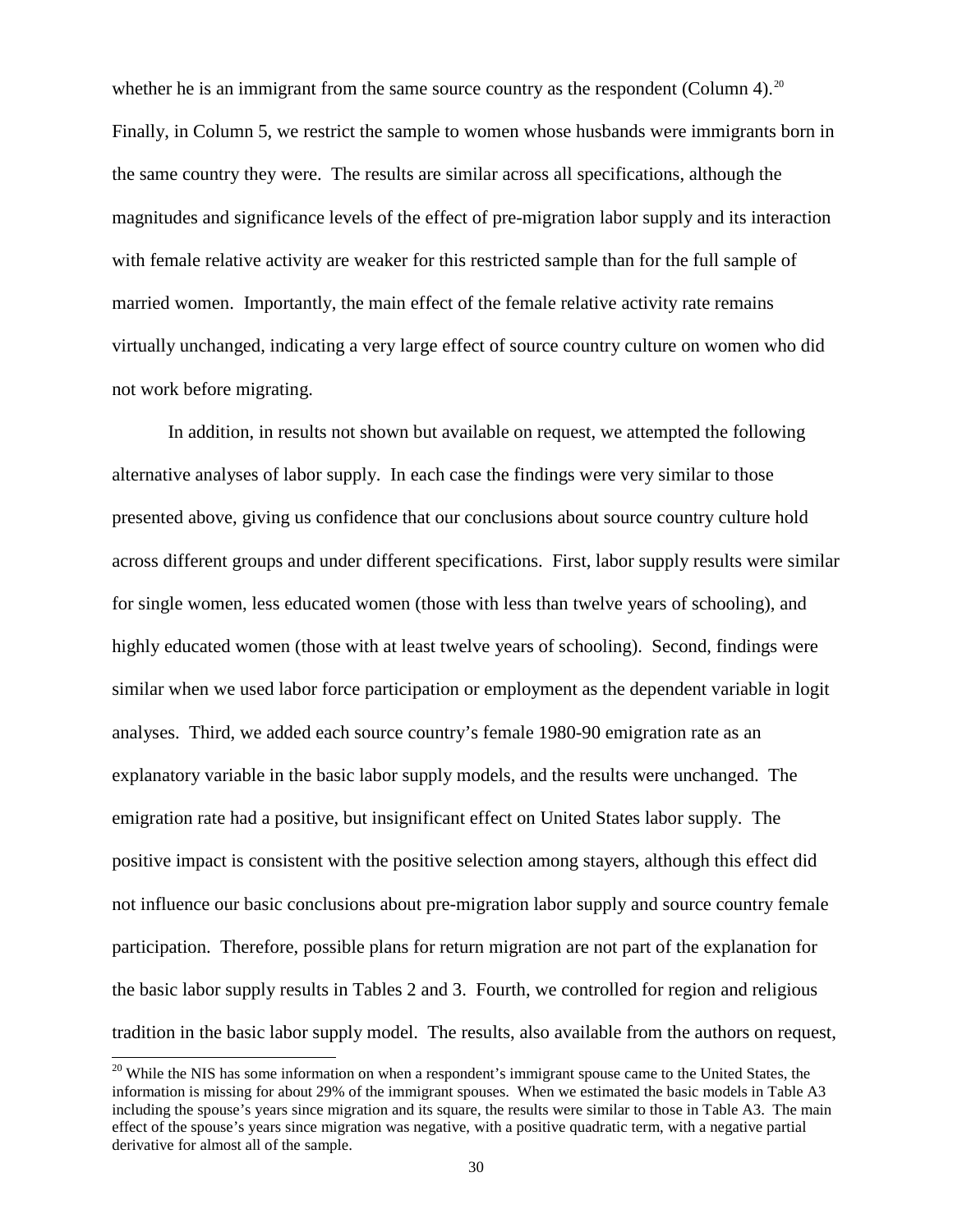whether he is an immigrant from the same source country as the respondent (Column 4).[20] Finally, in Column 5, we restrict the sample to women whose husbands were immigrants born in the same country they were. The results are similar across all specifications, although the magnitudes and significance levels of the effect of pre-migration labor supply and its interaction with female relative activity are weaker for this restricted sample than for the full sample of married women. Importantly, the main effect of the female relative activity rate remains virtually unchanged, indicating a very large effect of source country culture on women who did not work before migrating.

In addition, in results not shown but available on request, we attempted the following alternative analyses of labor supply. In each case the findings were very similar to those presented above, giving us confidence that our conclusions about source country culture hold across different groups and under different specifications. First, labor supply results were similar for single women, less educated women (those with less than twelve years of schooling), and highly educated women (those with at least twelve years of schooling). Second, findings were similar when we used labor force participation or employment as the dependent variable in logit analyses. Third, we added each source country's female 1980-90 emigration rate as an explanatory variable in the basic labor supply models, and the results were unchanged. The emigration rate had a positive, but insignificant effect on United States labor supply. The positive impact is consistent with the positive selection among stayers, although this effect did not influence our basic conclusions about pre-migration labor supply and source country female participation. Therefore, possible plans for return migration are not part of the explanation for the basic labor supply results in Tables 2 and 3. Fourth, we controlled for region and religious tradition in the basic labor supply model. The results, also available from the authors on request,

[20] While the NIS has some information on when a respondent's immigrant spouse came to the United States, the information is missing for about 29% of the immigrant spouses. When we estimated the basic models in Table A3 including the spouse's years since migration and its square, the results were similar to those in Table A3. The main effect of the spouse's years since migration was negative, with a positive quadratic term, with a negative partial derivative for almost all of the sample.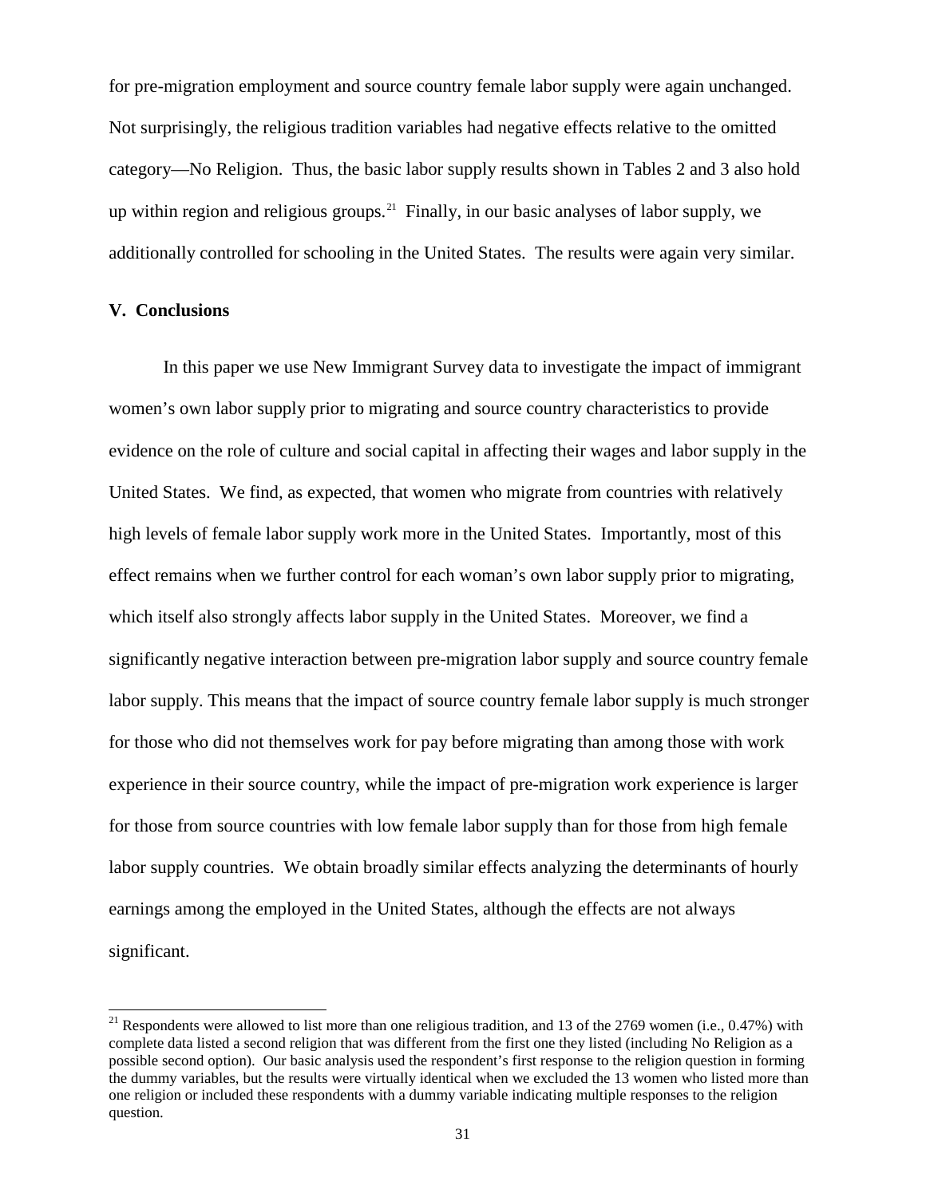for pre-migration employment and source country female labor supply were again unchanged. Not surprisingly, the religious tradition variables had negative effects relative to the omitted category—No Religion. Thus, the basic labor supply results shown in Tables 2 and 3 also hold up within region and religious groups.[21] Finally, in our basic analyses of labor supply, we additionally controlled for schooling in the United States. The results were again very similar.

## V. Conclusions

In this paper we use New Immigrant Survey data to investigate the impact of immigrant women's own labor supply prior to migrating and source country characteristics to provide evidence on the role of culture and social capital in affecting their wages and labor supply in the United States. We find, as expected, that women who migrate from countries with relatively high levels of female labor supply work more in the United States. Importantly, most of this effect remains when we further control for each woman's own labor supply prior to migrating, which itself also strongly affects labor supply in the United States. Moreover, we find a significantly negative interaction between pre-migration labor supply and source country female labor supply. This means that the impact of source country female labor supply is much stronger for those who did not themselves work for pay before migrating than among those with work experience in their source country, while the impact of pre-migration work experience is larger for those from source countries with low female labor supply than for those from high female labor supply countries. We obtain broadly similar effects analyzing the determinants of hourly earnings among the employed in the United States, although the effects are not always significant.

[21] Respondents were allowed to list more than one religious tradition, and 13 of the 2769 women (i.e., 0.47%) with complete data listed a second religion that was different from the first one they listed (including No Religion as a possible second option). Our basic analysis used the respondent's first response to the religion question in forming the dummy variables, but the results were virtually identical when we excluded the 13 women who listed more than one religion or included these respondents with a dummy variable indicating multiple responses to the religion question.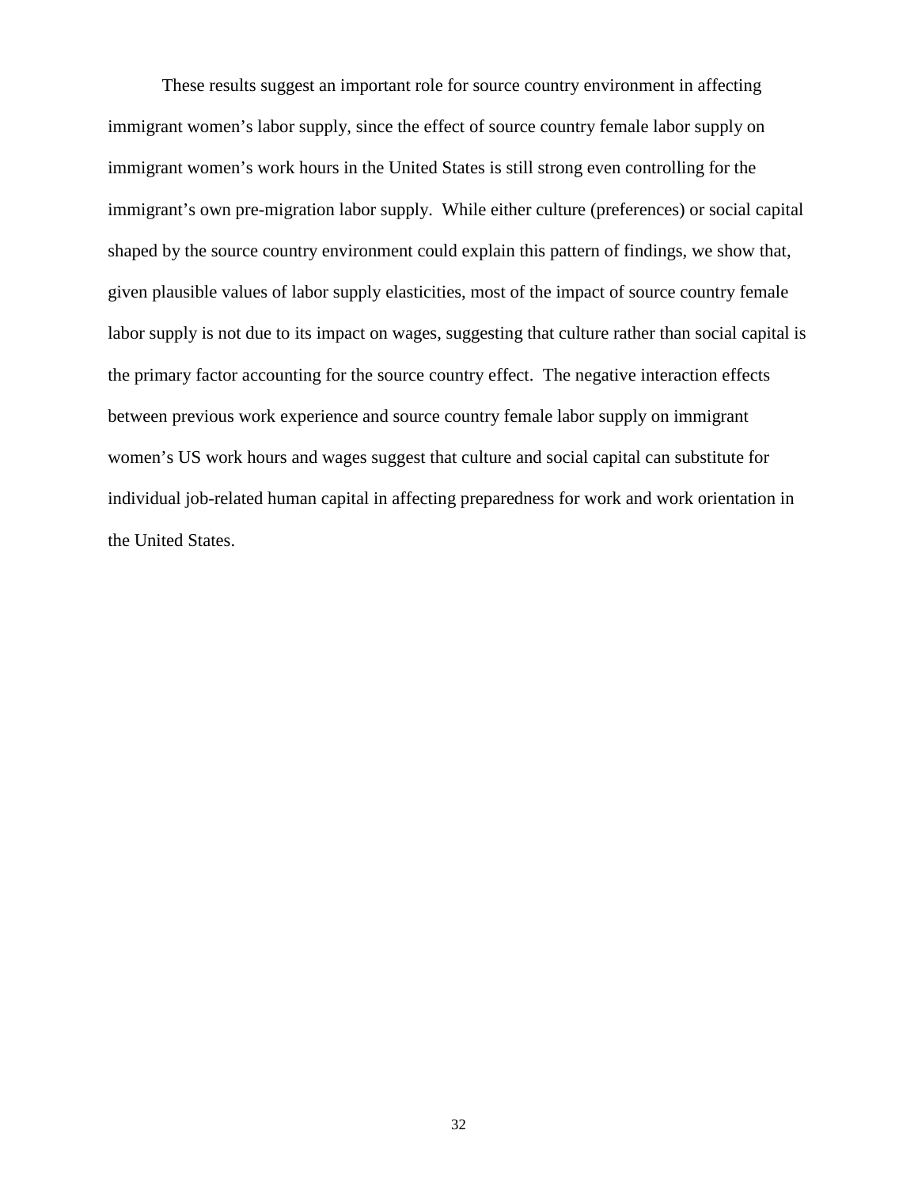These results suggest an important role for source country environment in affecting immigrant women's labor supply, since the effect of source country female labor supply on immigrant women's work hours in the United States is still strong even controlling for the immigrant's own pre-migration labor supply. While either culture (preferences) or social capital shaped by the source country environment could explain this pattern of findings, we show that, given plausible values of labor supply elasticities, most of the impact of source country female labor supply is not due to its impact on wages, suggesting that culture rather than social capital is the primary factor accounting for the source country effect. The negative interaction effects between previous work experience and source country female labor supply on immigrant women's US work hours and wages suggest that culture and social capital can substitute for individual job-related human capital in affecting preparedness for work and work orientation in the United States.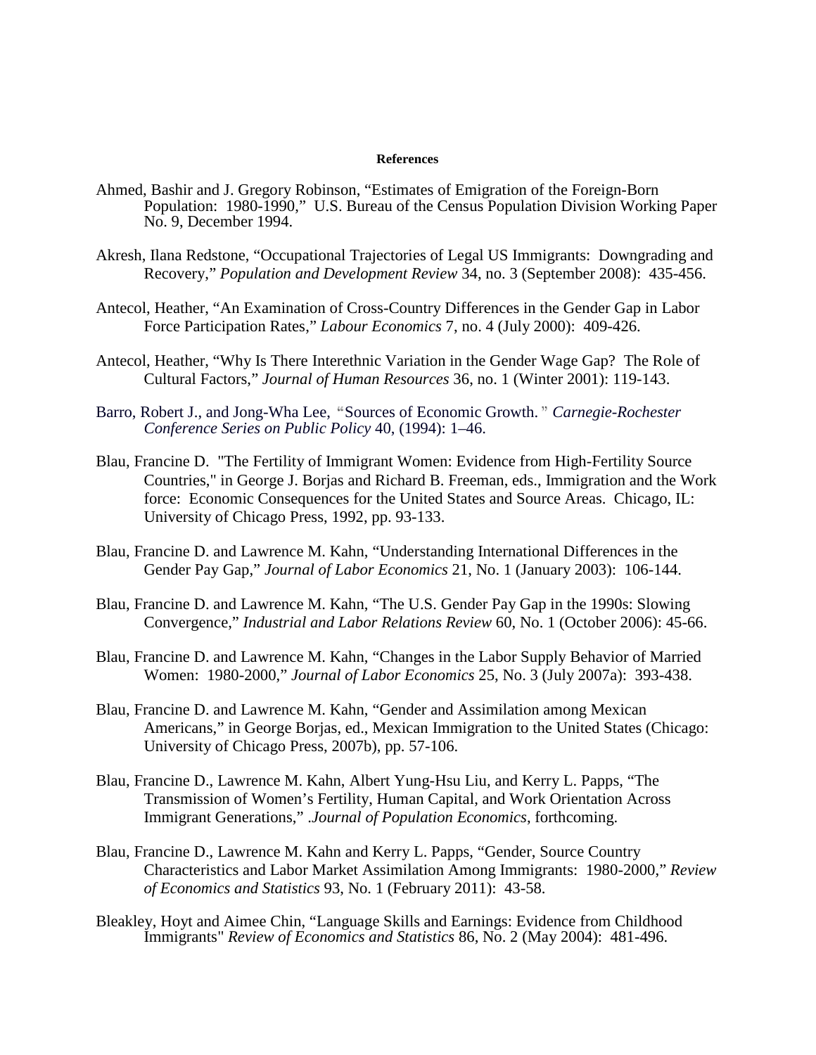**References**

Ahmed, Bashir and J. Gregory Robinson, "Estimates of Emigration of the Foreign-Born Population: 1980-1990," U.S. Bureau of the Census Population Division Working Paper No. 9, December 1994.

Akresh, Ilana Redstone, "Occupational Trajectories of Legal US Immigrants: Downgrading and Recovery," *Population and Development Review* 34, no. 3 (September 2008): 435-456.

Antecol, Heather, "An Examination of Cross-Country Differences in the Gender Gap in Labor Force Participation Rates," *Labour Economics* 7, no. 4 (July 2000): 409-426.

Antecol, Heather, "Why Is There Interethnic Variation in the Gender Wage Gap? The Role of Cultural Factors," *Journal of Human Resources* 36, no. 1 (Winter 2001): 119-143.

Barro, Robert J., and Jong-Wha Lee, "Sources of Economic Growth." *Carnegie-Rochester Conference Series on Public Policy* 40, (1994): 1–46.

Blau, Francine D. "The Fertility of Immigrant Women: Evidence from High-Fertility Source Countries," in George J. Borjas and Richard B. Freeman, eds., Immigration and the Work force: Economic Consequences for the United States and Source Areas. Chicago, IL: University of Chicago Press, 1992, pp. 93-133.

Blau, Francine D. and Lawrence M. Kahn, "Understanding International Differences in the Gender Pay Gap," *Journal of Labor Economics* 21, No. 1 (January 2003): 106-144.

Blau, Francine D. and Lawrence M. Kahn, "The U.S. Gender Pay Gap in the 1990s: Slowing Convergence," *Industrial and Labor Relations Review* 60, No. 1 (October 2006): 45-66.

Blau, Francine D. and Lawrence M. Kahn, "Changes in the Labor Supply Behavior of Married Women: 1980-2000," *Journal of Labor Economics* 25, No. 3 (July 2007a): 393-438.

Blau, Francine D. and Lawrence M. Kahn, "Gender and Assimilation among Mexican Americans," in George Borjas, ed., Mexican Immigration to the United States (Chicago: University of Chicago Press, 2007b), pp. 57-106.

Blau, Francine D., Lawrence M. Kahn, Albert Yung-Hsu Liu, and Kerry L. Papps, "The Transmission of Women's Fertility, Human Capital, and Work Orientation Across Immigrant Generations," .*Journal of Population Economics*, forthcoming.

Blau, Francine D., Lawrence M. Kahn and Kerry L. Papps, "Gender, Source Country Characteristics and Labor Market Assimilation Among Immigrants: 1980-2000," *Review of Economics and Statistics* 93, No. 1 (February 2011): 43-58.

Bleakley, Hoyt and Aimee Chin, "Language Skills and Earnings: Evidence from Childhood Immigrants" *Review of Economics and Statistics* 86, No. 2 (May 2004): 481-496.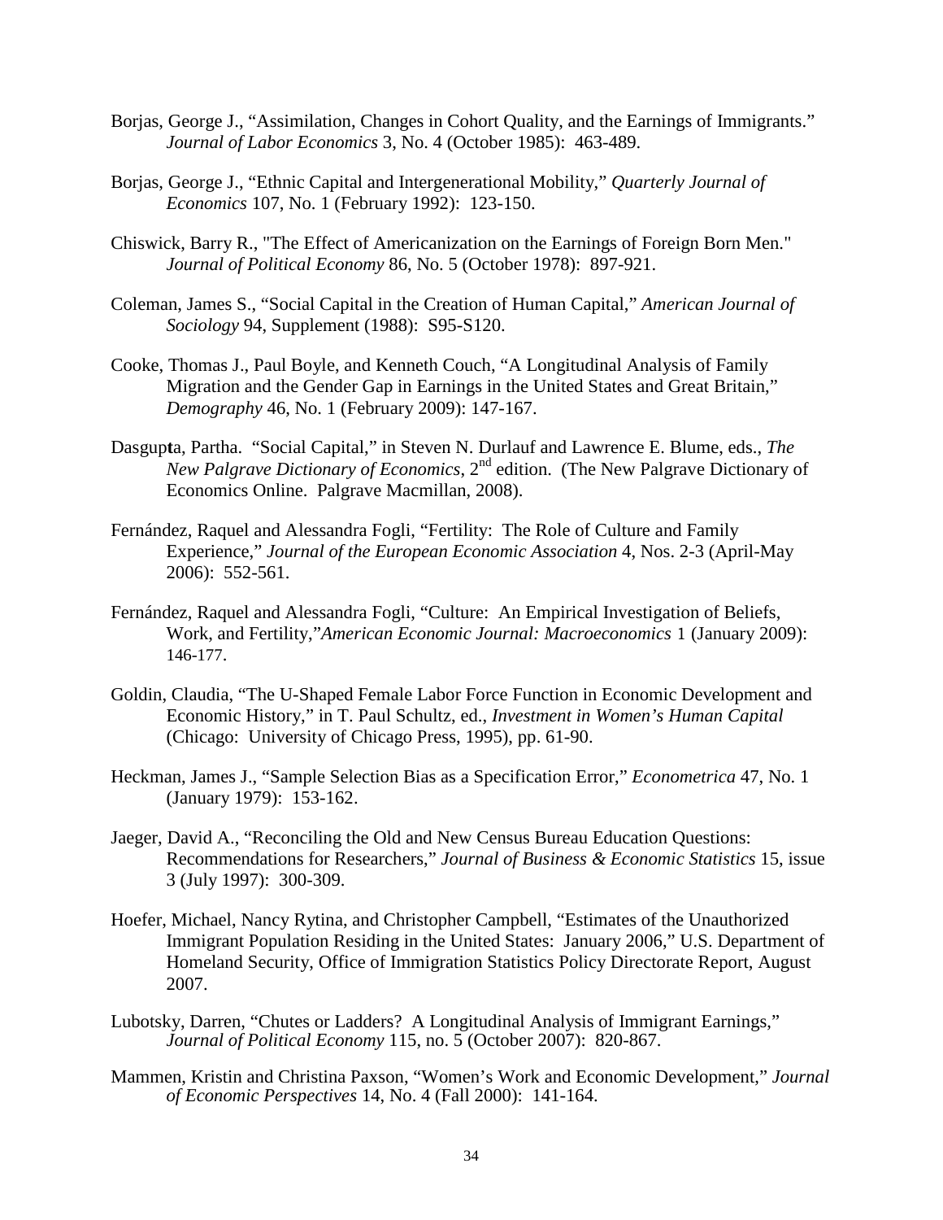Borjas, George J., "Assimilation, Changes in Cohort Quality, and the Earnings of Immigrants." *Journal of Labor Economics* 3, No. 4 (October 1985): 463-489.

Borjas, George J., "Ethnic Capital and Intergenerational Mobility," *Quarterly Journal of Economics* 107, No. 1 (February 1992): 123-150.

Chiswick, Barry R., "The Effect of Americanization on the Earnings of Foreign Born Men." *Journal of Political Economy* 86, No. 5 (October 1978): 897-921.

Coleman, James S., "Social Capital in the Creation of Human Capital," *American Journal of Sociology* 94, Supplement (1988): S95-S120.

Cooke, Thomas J., Paul Boyle, and Kenneth Couch, "A Longitudinal Analysis of Family Migration and the Gender Gap in Earnings in the United States and Great Britain," *Demography* 46, No. 1 (February 2009): 147-167.

Dasgupta, Partha. "Social Capital," in Steven N. Durlauf and Lawrence E. Blume, eds., *The New Palgrave Dictionary of Economics*, 2nd edition. (The New Palgrave Dictionary of Economics Online. Palgrave Macmillan, 2008).

Fernández, Raquel and Alessandra Fogli, "Fertility: The Role of Culture and Family Experience," *Journal of the European Economic Association* 4, Nos. 2-3 (April-May 2006): 552-561.

Fernández, Raquel and Alessandra Fogli, "Culture: An Empirical Investigation of Beliefs, Work, and Fertility,"*American Economic Journal: Macroeconomics* 1 (January 2009): 146-177.

Goldin, Claudia, "The U-Shaped Female Labor Force Function in Economic Development and Economic History," in T. Paul Schultz, ed., *Investment in Women's Human Capital* (Chicago: University of Chicago Press, 1995), pp. 61-90.

Heckman, James J., "Sample Selection Bias as a Specification Error," *Econometrica* 47, No. 1 (January 1979): 153-162.

Jaeger, David A., "Reconciling the Old and New Census Bureau Education Questions: Recommendations for Researchers," *Journal of Business & Economic Statistics* 15, issue 3 (July 1997): 300-309.

Hoefer, Michael, Nancy Rytina, and Christopher Campbell, "Estimates of the Unauthorized Immigrant Population Residing in the United States: January 2006," U.S. Department of Homeland Security, Office of Immigration Statistics Policy Directorate Report, August 2007.

Lubotsky, Darren, "Chutes or Ladders? A Longitudinal Analysis of Immigrant Earnings," *Journal of Political Economy* 115, no. 5 (October 2007): 820-867.

Mammen, Kristin and Christina Paxson, "Women's Work and Economic Development," *Journal of Economic Perspectives* 14, No. 4 (Fall 2000): 141-164.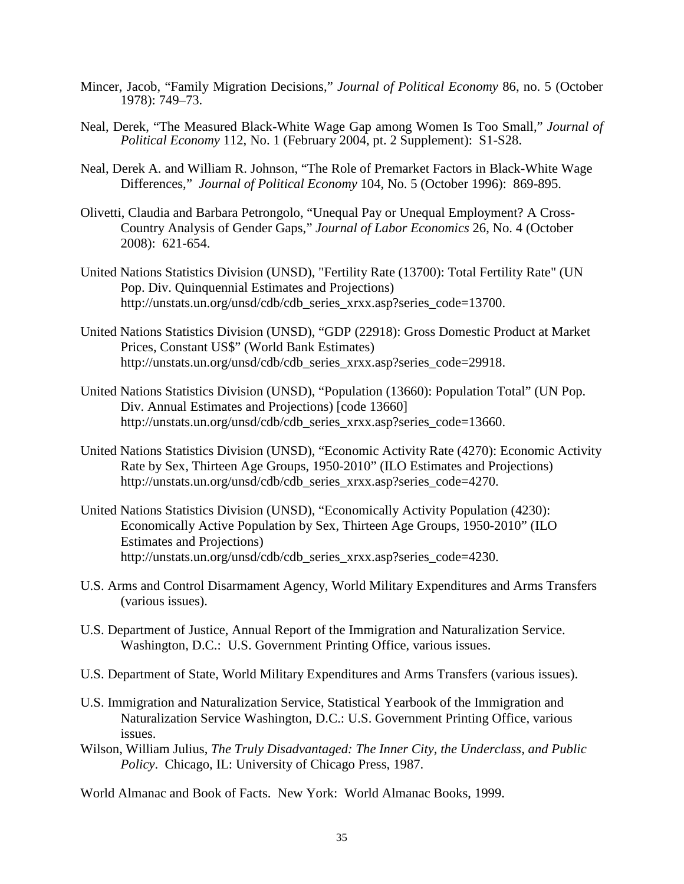Mincer, Jacob, "Family Migration Decisions," *Journal of Political Economy* 86, no. 5 (October 1978): 749–73.

Neal, Derek, "The Measured Black-White Wage Gap among Women Is Too Small," *Journal of Political Economy* 112, No. 1 (February 2004, pt. 2 Supplement): S1-S28.

Neal, Derek A. and William R. Johnson, "The Role of Premarket Factors in Black-White Wage Differences," *Journal of Political Economy* 104, No. 5 (October 1996): 869-895.

Olivetti, Claudia and Barbara Petrongolo, "Unequal Pay or Unequal Employment? A Cross-Country Analysis of Gender Gaps," *Journal of Labor Economics* 26, No. 4 (October 2008): 621-654.

United Nations Statistics Division (UNSD), "Fertility Rate (13700): Total Fertility Rate" (UN Pop. Div. Quinquennial Estimates and Projections) http://unstats.un.org/unsd/cdb/cdb_series_xrxx.asp?series_code=13700.

United Nations Statistics Division (UNSD), "GDP (22918): Gross Domestic Product at Market Prices, Constant US$" (World Bank Estimates) http://unstats.un.org/unsd/cdb/cdb_series_xrxx.asp?series_code=29918.

United Nations Statistics Division (UNSD), "Population (13660): Population Total" (UN Pop. Div. Annual Estimates and Projections) [code 13660] http://unstats.un.org/unsd/cdb/cdb_series_xrxx.asp?series_code=13660.

United Nations Statistics Division (UNSD), "Economic Activity Rate (4270): Economic Activity Rate by Sex, Thirteen Age Groups, 1950-2010" (ILO Estimates and Projections) http://unstats.un.org/unsd/cdb/cdb_series_xrxx.asp?series_code=4270.

United Nations Statistics Division (UNSD), "Economically Activity Population (4230): Economically Active Population by Sex, Thirteen Age Groups, 1950-2010" (ILO Estimates and Projections) http://unstats.un.org/unsd/cdb/cdb_series_xrxx.asp?series_code=4230.

U.S. Arms and Control Disarmament Agency, World Military Expenditures and Arms Transfers (various issues).

U.S. Department of Justice, Annual Report of the Immigration and Naturalization Service. Washington, D.C.: U.S. Government Printing Office, various issues.

U.S. Department of State, World Military Expenditures and Arms Transfers (various issues).

U.S. Immigration and Naturalization Service, Statistical Yearbook of the Immigration and Naturalization Service Washington, D.C.: U.S. Government Printing Office, various issues.

Wilson, William Julius, *The Truly Disadvantaged: The Inner City, the Underclass, and Public Policy*. Chicago, IL: University of Chicago Press, 1987.

World Almanac and Book of Facts. New York: World Almanac Books, 1999.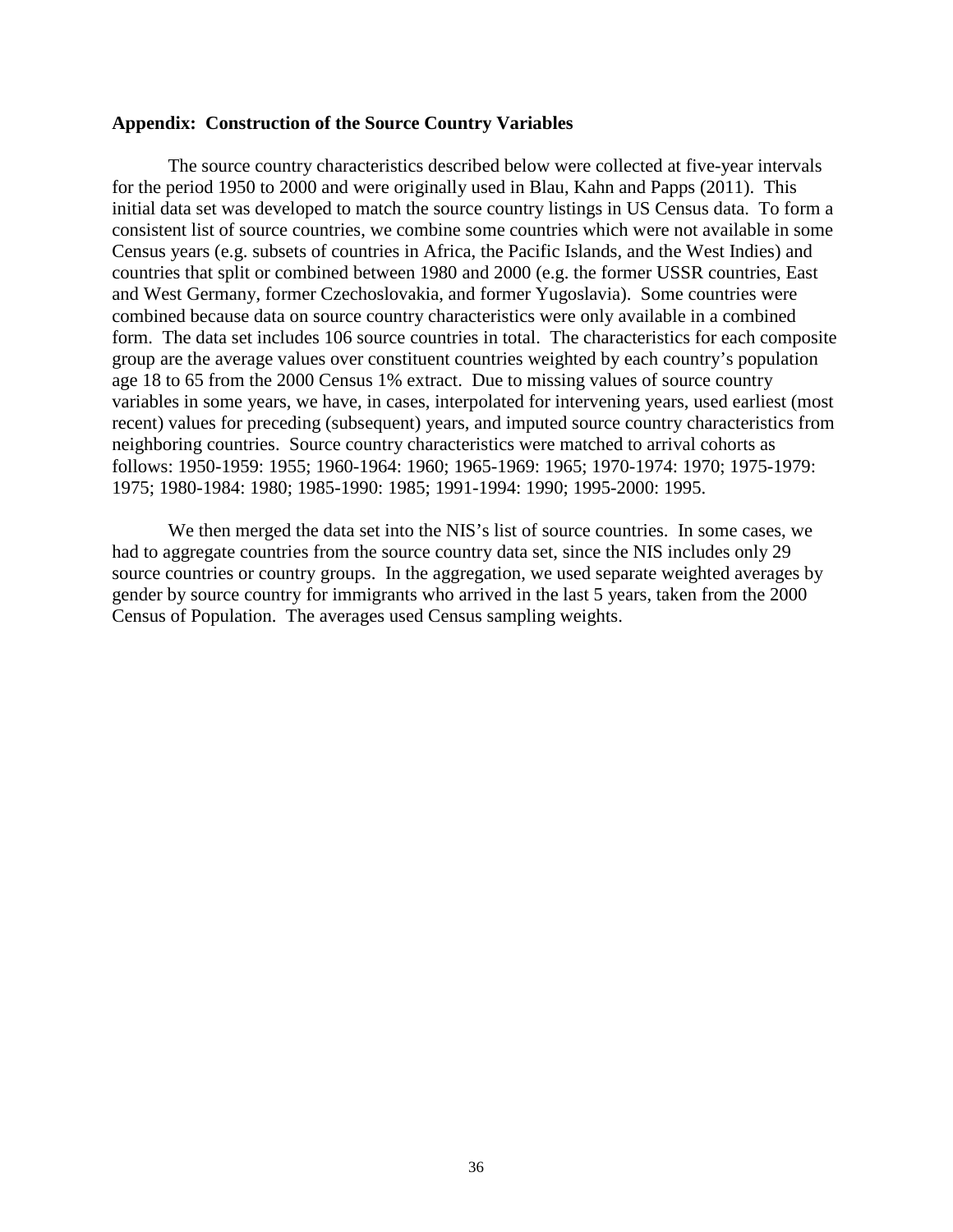**Appendix: Construction of the Source Country Variables**

The source country characteristics described below were collected at five-year intervals for the period 1950 to 2000 and were originally used in Blau, Kahn and Papps (2011). This initial data set was developed to match the source country listings in US Census data. To form a consistent list of source countries, we combine some countries which were not available in some Census years (e.g. subsets of countries in Africa, the Pacific Islands, and the West Indies) and countries that split or combined between 1980 and 2000 (e.g. the former USSR countries, East and West Germany, former Czechoslovakia, and former Yugoslavia). Some countries were combined because data on source country characteristics were only available in a combined form. The data set includes 106 source countries in total. The characteristics for each composite group are the average values over constituent countries weighted by each country's population age 18 to 65 from the 2000 Census 1% extract. Due to missing values of source country variables in some years, we have, in cases, interpolated for intervening years, used earliest (most recent) values for preceding (subsequent) years, and imputed source country characteristics from neighboring countries. Source country characteristics were matched to arrival cohorts as follows: 1950-1959: 1955; 1960-1964: 1960; 1965-1969: 1965; 1970-1974: 1970; 1975-1979: 1975; 1980-1984: 1980; 1985-1990: 1985; 1991-1994: 1990; 1995-2000: 1995.

We then merged the data set into the NIS's list of source countries. In some cases, we had to aggregate countries from the source country data set, since the NIS includes only 29 source countries or country groups. In the aggregation, we used separate weighted averages by gender by source country for immigrants who arrived in the last 5 years, taken from the 2000 Census of Population. The averages used Census sampling weights.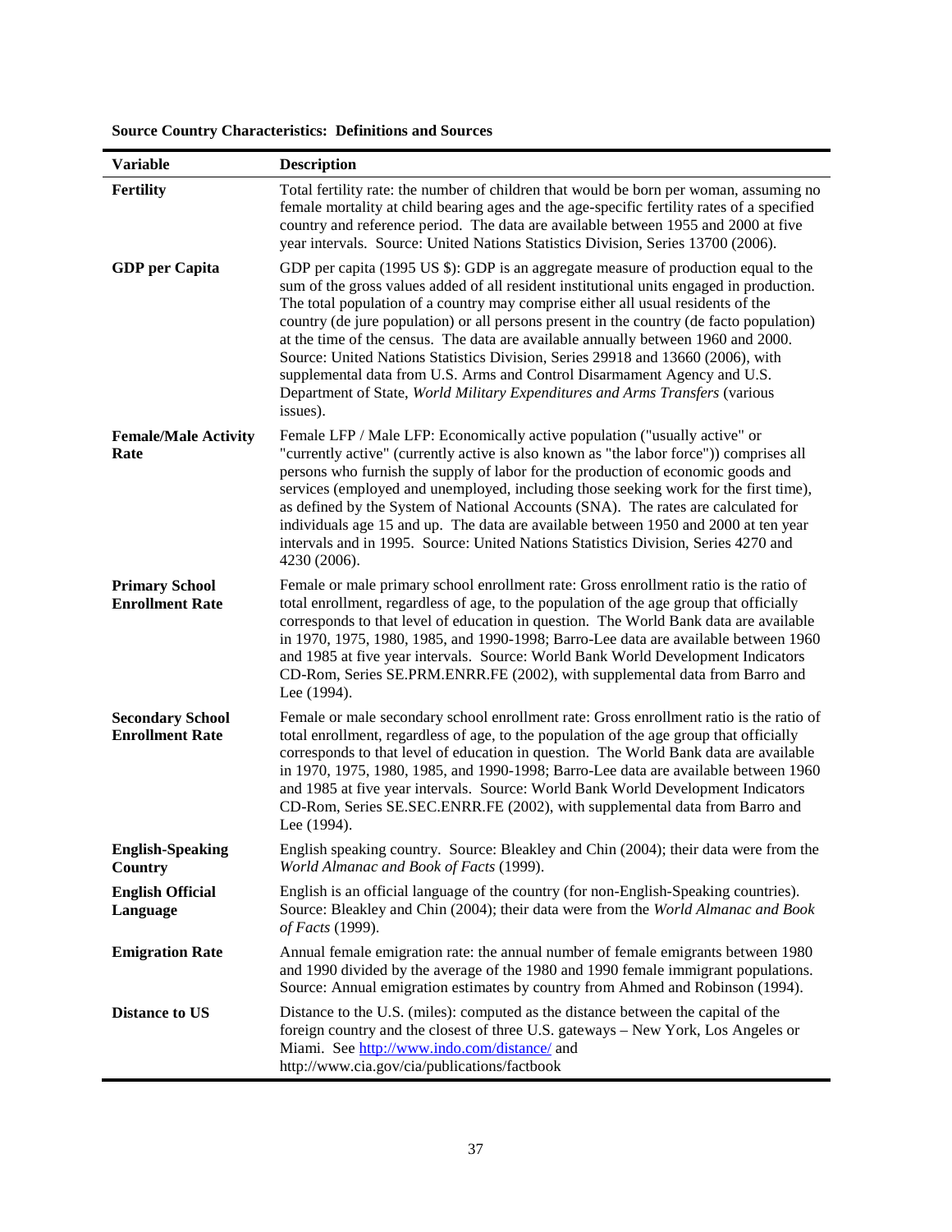**Source Country Characteristics: Definitions and Sources**

| Variable | Description |
|---|---|
| **Fertility** | Total fertility rate: the number of children that would be born per woman, assuming no female mortality at child bearing ages and the age-specific fertility rates of a specified country and reference period. The data are available between 1955 and 2000 at five year intervals. Source: United Nations Statistics Division, Series 13700 (2006). |
| **GDP per Capita** | GDP per capita (1995 US $): GDP is an aggregate measure of production equal to the sum of the gross values added of all resident institutional units engaged in production. The total population of a country may comprise either all usual residents of the country (de jure population) or all persons present in the country (de facto population) at the time of the census. The data are available annually between 1960 and 2000. Source: United Nations Statistics Division, Series 29918 and 13660 (2006), with supplemental data from U.S. Arms and Control Disarmament Agency and U.S. Department of State, *World Military Expenditures and Arms Transfers* (various issues). |
| **Female/Male Activity Rate** | Female LFP / Male LFP: Economically active population ("usually active" or "currently active" (currently active is also known as "the labor force")) comprises all persons who furnish the supply of labor for the production of economic goods and services (employed and unemployed, including those seeking work for the first time), as defined by the System of National Accounts (SNA). The rates are calculated for individuals age 15 and up. The data are available between 1950 and 2000 at ten year intervals and in 1995. Source: United Nations Statistics Division, Series 4270 and 4230 (2006). |
| **Primary School Enrollment Rate** | Female or male primary school enrollment rate: Gross enrollment ratio is the ratio of total enrollment, regardless of age, to the population of the age group that officially corresponds to that level of education in question. The World Bank data are available in 1970, 1975, 1980, 1985, and 1990-1998; Barro-Lee data are available between 1960 and 1985 at five year intervals. Source: World Bank World Development Indicators CD-Rom, Series SE.PRM.ENRR.FE (2002), with supplemental data from Barro and Lee (1994). |
| **Secondary School Enrollment Rate** | Female or male secondary school enrollment rate: Gross enrollment ratio is the ratio of total enrollment, regardless of age, to the population of the age group that officially corresponds to that level of education in question. The World Bank data are available in 1970, 1975, 1980, 1985, and 1990-1998; Barro-Lee data are available between 1960 and 1985 at five year intervals. Source: World Bank World Development Indicators CD-Rom, Series SE.SEC.ENRR.FE (2002), with supplemental data from Barro and Lee (1994). |
| **English-Speaking Country** | English speaking country. Source: Bleakley and Chin (2004); their data were from the *World Almanac and Book of Facts* (1999). |
| **English Official Language** | English is an official language of the country (for non-English-Speaking countries). Source: Bleakley and Chin (2004); their data were from the *World Almanac and Book of Facts* (1999). |
| **Emigration Rate** | Annual female emigration rate: the annual number of female emigrants between 1980 and 1990 divided by the average of the 1980 and 1990 female immigrant populations. Source: Annual emigration estimates by country from Ahmed and Robinson (1994). |
| **Distance to US** | Distance to the U.S. (miles): computed as the distance between the capital of the foreign country and the closest of three U.S. gateways – New York, Los Angeles or Miami. See http://www.indo.com/distance/ and http://www.cia.gov/cia/publications/factbook |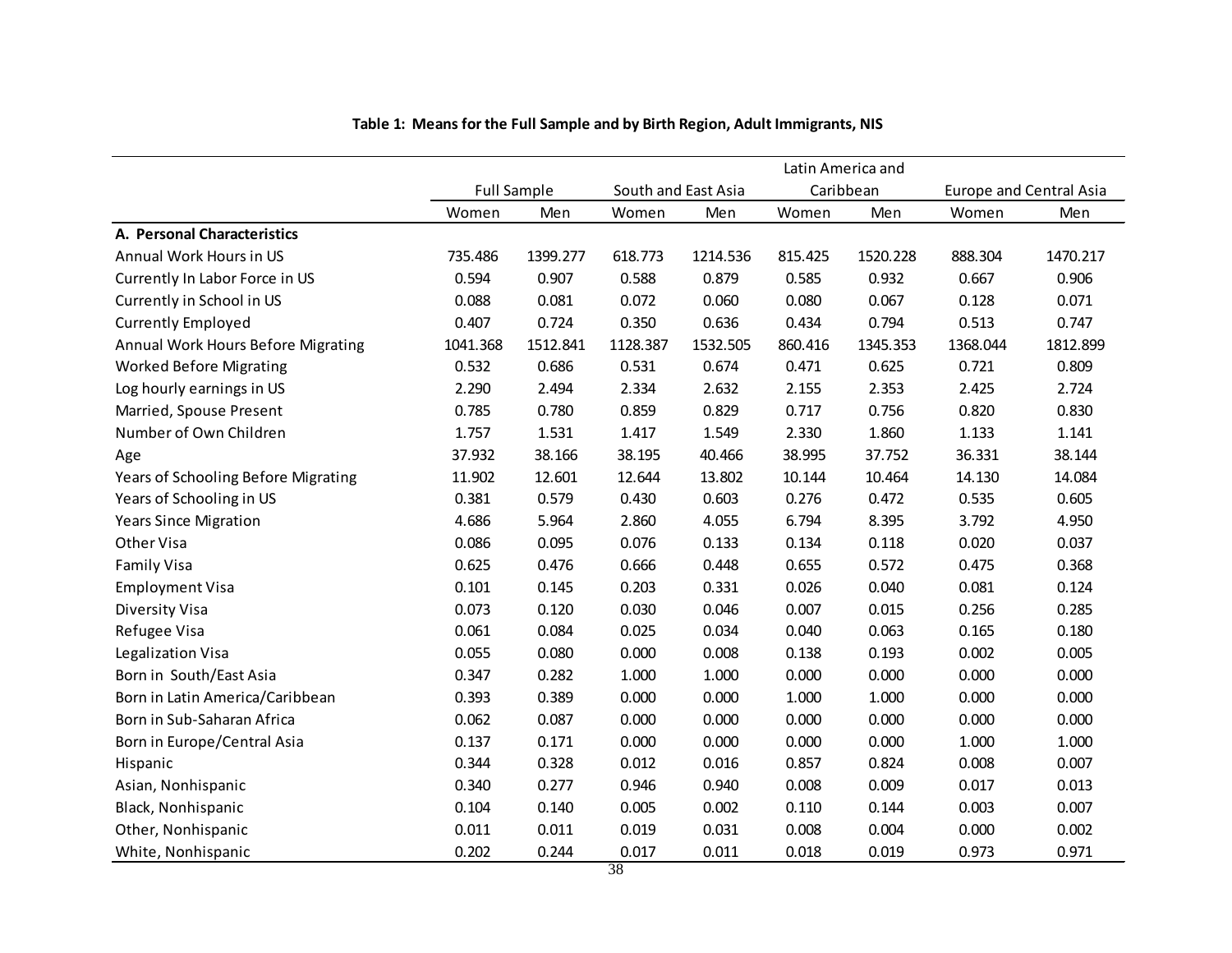**Table 1: Means for the Full Sample and by Birth Region, Adult Immigrants, NIS**

| | Full Sample | | South and East Asia | | Latin America and Caribbean | | Europe and Central Asia | |
|---|---|---|---|---|---|---|---|---|
| | Women | Men | Women | Men | Women | Men | Women | Men |
| **A. Personal Characteristics** | | | | | | | | |
| Annual Work Hours in US | 735.486 | 1399.277 | 618.773 | 1214.536 | 815.425 | 1520.228 | 888.304 | 1470.217 |
| Currently In Labor Force in US | 0.594 | 0.907 | 0.588 | 0.879 | 0.585 | 0.932 | 0.667 | 0.906 |
| Currently in School in US | 0.088 | 0.081 | 0.072 | 0.060 | 0.080 | 0.067 | 0.128 | 0.071 |
| Currently Employed | 0.407 | 0.724 | 0.350 | 0.636 | 0.434 | 0.794 | 0.513 | 0.747 |
| Annual Work Hours Before Migrating | 1041.368 | 1512.841 | 1128.387 | 1532.505 | 860.416 | 1345.353 | 1368.044 | 1812.899 |
| Worked Before Migrating | 0.532 | 0.686 | 0.531 | 0.674 | 0.471 | 0.625 | 0.721 | 0.809 |
| Log hourly earnings in US | 2.290 | 2.494 | 2.334 | 2.632 | 2.155 | 2.353 | 2.425 | 2.724 |
| Married, Spouse Present | 0.785 | 0.780 | 0.859 | 0.829 | 0.717 | 0.756 | 0.820 | 0.830 |
| Number of Own Children | 1.757 | 1.531 | 1.417 | 1.549 | 2.330 | 1.860 | 1.133 | 1.141 |
| Age | 37.932 | 38.166 | 38.195 | 40.466 | 38.995 | 37.752 | 36.331 | 38.144 |
| Years of Schooling Before Migrating | 11.902 | 12.601 | 12.644 | 13.802 | 10.144 | 10.464 | 14.130 | 14.084 |
| Years of Schooling in US | 0.381 | 0.579 | 0.430 | 0.603 | 0.276 | 0.472 | 0.535 | 0.605 |
| Years Since Migration | 4.686 | 5.964 | 2.860 | 4.055 | 6.794 | 8.395 | 3.792 | 4.950 |
| Other Visa | 0.086 | 0.095 | 0.076 | 0.133 | 0.134 | 0.118 | 0.020 | 0.037 |
| Family Visa | 0.625 | 0.476 | 0.666 | 0.448 | 0.655 | 0.572 | 0.475 | 0.368 |
| Employment Visa | 0.101 | 0.145 | 0.203 | 0.331 | 0.026 | 0.040 | 0.081 | 0.124 |
| Diversity Visa | 0.073 | 0.120 | 0.030 | 0.046 | 0.007 | 0.015 | 0.256 | 0.285 |
| Refugee Visa | 0.061 | 0.084 | 0.025 | 0.034 | 0.040 | 0.063 | 0.165 | 0.180 |
| Legalization Visa | 0.055 | 0.080 | 0.000 | 0.008 | 0.138 | 0.193 | 0.002 | 0.005 |
| Born in South/East Asia | 0.347 | 0.282 | 1.000 | 1.000 | 0.000 | 0.000 | 0.000 | 0.000 |
| Born in Latin America/Caribbean | 0.393 | 0.389 | 0.000 | 0.000 | 1.000 | 1.000 | 0.000 | 0.000 |
| Born in Sub-Saharan Africa | 0.062 | 0.087 | 0.000 | 0.000 | 0.000 | 0.000 | 0.000 | 0.000 |
| Born in Europe/Central Asia | 0.137 | 0.171 | 0.000 | 0.000 | 0.000 | 0.000 | 1.000 | 1.000 |
| Hispanic | 0.344 | 0.328 | 0.012 | 0.016 | 0.857 | 0.824 | 0.008 | 0.007 |
| Asian, Nonhispanic | 0.340 | 0.277 | 0.946 | 0.940 | 0.008 | 0.009 | 0.017 | 0.013 |
| Black, Nonhispanic | 0.104 | 0.140 | 0.005 | 0.002 | 0.110 | 0.144 | 0.003 | 0.007 |
| Other, Nonhispanic | 0.011 | 0.011 | 0.019 | 0.031 | 0.008 | 0.004 | 0.000 | 0.002 |
| White, Nonhispanic | 0.202 | 0.244 | 0.017 | 0.011 | 0.018 | 0.019 | 0.973 | 0.971 |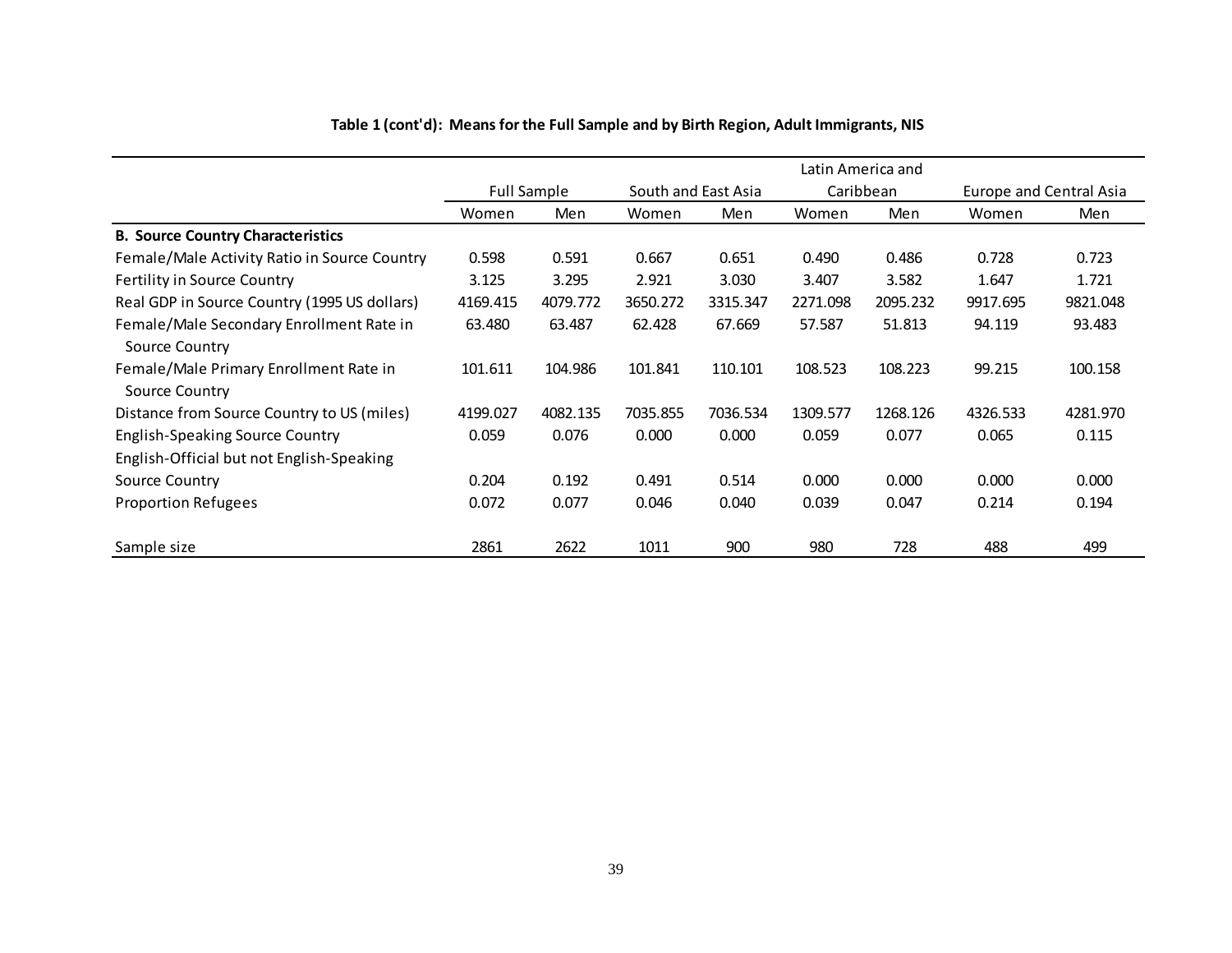**Table 1 (cont'd): Means for the Full Sample and by Birth Region, Adult Immigrants, NIS**

| | Full Sample | | South and East Asia | | Latin America and Caribbean | | Europe and Central Asia | |
|---|---|---|---|---|---|---|---|---|
| | Women | Men | Women | Men | Women | Men | Women | Men |
| **B. Source Country Characteristics** | | | | | | | | |
| Female/Male Activity Ratio in Source Country | 0.598 | 0.591 | 0.667 | 0.651 | 0.490 | 0.486 | 0.728 | 0.723 |
| Fertility in Source Country | 3.125 | 3.295 | 2.921 | 3.030 | 3.407 | 3.582 | 1.647 | 1.721 |
| Real GDP in Source Country (1995 US dollars) | 4169.415 | 4079.772 | 3650.272 | 3315.347 | 2271.098 | 2095.232 | 9917.695 | 9821.048 |
| Female/Male Secondary Enrollment Rate in Source Country | 63.480 | 63.487 | 62.428 | 67.669 | 57.587 | 51.813 | 94.119 | 93.483 |
| Female/Male Primary Enrollment Rate in Source Country | 101.611 | 104.986 | 101.841 | 110.101 | 108.523 | 108.223 | 99.215 | 100.158 |
| Distance from Source Country to US (miles) | 4199.027 | 4082.135 | 7035.855 | 7036.534 | 1309.577 | 1268.126 | 4326.533 | 4281.970 |
| English-Speaking Source Country | 0.059 | 0.076 | 0.000 | 0.000 | 0.059 | 0.077 | 0.065 | 0.115 |
| English-Official but not English-Speaking Source Country | 0.204 | 0.192 | 0.491 | 0.514 | 0.000 | 0.000 | 0.000 | 0.000 |
| Proportion Refugees | 0.072 | 0.077 | 0.046 | 0.040 | 0.039 | 0.047 | 0.214 | 0.194 |
| Sample size | 2861 | 2622 | 1011 | 900 | 980 | 728 | 488 | 499 |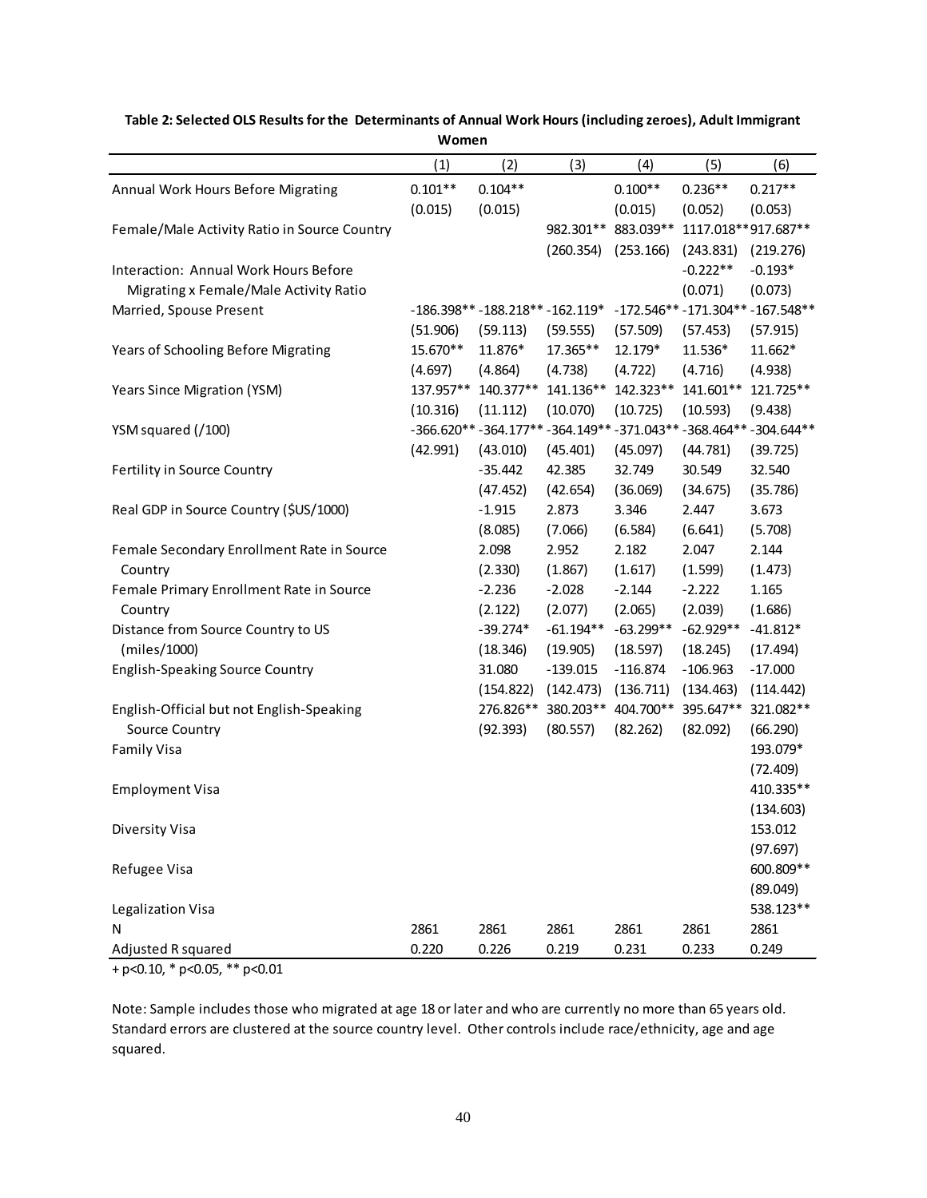**Table 2: Selected OLS Results for the Determinants of Annual Work Hours (including zeroes), Adult Immigrant Women**

| | (1) | (2) | (3) | (4) | (5) | (6) |
|---|---|---|---|---|---|---|
| Annual Work Hours Before Migrating | 0.101** | 0.104** | | 0.100** | 0.236** | 0.217** |
| | (0.015) | (0.015) | | (0.015) | (0.052) | (0.053) |
| Female/Male Activity Ratio in Source Country | | | 982.301** | 883.039** | 1117.018** | 917.687** |
| | | | (260.354) | (253.166) | (243.831) | (219.276) |
| Interaction: Annual Work Hours Before Migrating x Female/Male Activity Ratio | | | | | -0.222** | -0.193* |
| | | | | | (0.071) | (0.073) |
| Married, Spouse Present | -186.398** | -188.218** | -162.119* | -172.546** | -171.304** | -167.548** |
| | (51.906) | (59.113) | (59.555) | (57.509) | (57.453) | (57.915) |
| Years of Schooling Before Migrating | 15.670** | 11.876* | 17.365** | 12.179* | 11.536* | 11.662* |
| | (4.697) | (4.864) | (4.738) | (4.722) | (4.716) | (4.938) |
| Years Since Migration (YSM) | 137.957** | 140.377** | 141.136** | 142.323** | 141.601** | 121.725** |
| | (10.316) | (11.112) | (10.070) | (10.725) | (10.593) | (9.438) |
| YSM squared (/100) | -366.620** | -364.177** | -364.149** | -371.043** | -368.464** | -304.644** |
| | (42.991) | (43.010) | (45.401) | (45.097) | (44.781) | (39.725) |
| Fertility in Source Country | | -35.442 | 42.385 | 32.749 | 30.549 | 32.540 |
| | | (47.452) | (42.654) | (36.069) | (34.675) | (35.786) |
| Real GDP in Source Country ($US/1000) | | -1.915 | 2.873 | 3.346 | 2.447 | 3.673 |
| | | (8.085) | (7.066) | (6.584) | (6.641) | (5.708) |
| Female Secondary Enrollment Rate in Source Country | | 2.098 | 2.952 | 2.182 | 2.047 | 2.144 |
| | | (2.330) | (1.867) | (1.617) | (1.599) | (1.473) |
| Female Primary Enrollment Rate in Source Country | | -2.236 | -2.028 | -2.144 | -2.222 | 1.165 |
| | | (2.122) | (2.077) | (2.065) | (2.039) | (1.686) |
| Distance from Source Country to US (miles/1000) | | -39.274* | -61.194** | -63.299** | -62.929** | -41.812* |
| | | (18.346) | (19.905) | (18.597) | (18.245) | (17.494) |
| English-Speaking Source Country | | 31.080 | -139.015 | -116.874 | -106.963 | -17.000 |
| | | (154.822) | (142.473) | (136.711) | (134.463) | (114.442) |
| English-Official but not English-Speaking Source Country | | 276.826** | 380.203** | 404.700** | 395.647** | 321.082** |
| | | (92.393) | (80.557) | (82.262) | (82.092) | (66.290) |
| Family Visa | | | | | | 193.079* |
| | | | | | | (72.409) |
| Employment Visa | | | | | | 410.335** |
| | | | | | | (134.603) |
| Diversity Visa | | | | | | 153.012 |
| | | | | | | (97.697) |
| Refugee Visa | | | | | | 600.809** |
| | | | | | | (89.049) |
| Legalization Visa | | | | | | 538.123** |
| N | 2861 | 2861 | 2861 | 2861 | 2861 | 2861 |
| Adjusted R squared | 0.220 | 0.226 | 0.219 | 0.231 | 0.233 | 0.249 |

+ p<0.10, * p<0.05, ** p<0.01

Note: Sample includes those who migrated at age 18 or later and who are currently no more than 65 years old. Standard errors are clustered at the source country level. Other controls include race/ethnicity, age and age squared.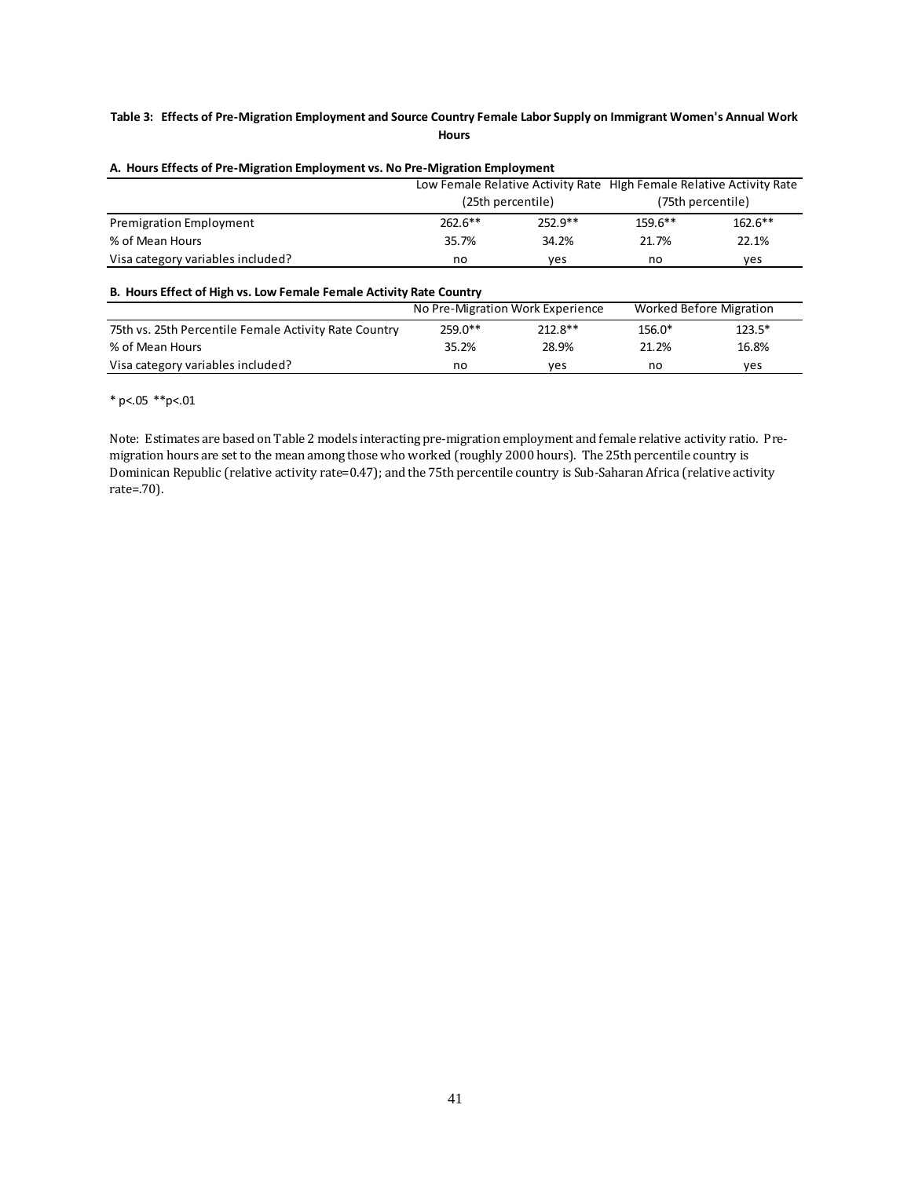**Table 3: Effects of Pre-Migration Employment and Source Country Female Labor Supply on Immigrant Women's Annual Work Hours**

**A. Hours Effects of Pre-Migration Employment vs. No Pre-Migration Employment**

| | Low Female Relative Activity Rate (25th percentile) | | HIgh Female Relative Activity Rate (75th percentile) | |
|---|---|---|---|---|
| Premigration Employment | 262.6** | 252.9** | 159.6** | 162.6** |
| % of Mean Hours | 35.7% | 34.2% | 21.7% | 22.1% |
| Visa category variables included? | no | yes | no | yes |

**B. Hours Effect of High vs. Low Female Female Activity Rate Country**

| | No Pre-Migration Work Experience | | Worked Before Migration | |
|---|---|---|---|---|
| 75th vs. 25th Percentile Female Activity Rate Country | 259.0** | 212.8** | 156.0* | 123.5* |
| % of Mean Hours | 35.2% | 28.9% | 21.2% | 16.8% |
| Visa category variables included? | no | yes | no | yes |

* p<.05 **p<.01

Note: Estimates are based on Table 2 models interacting pre-migration employment and female relative activity ratio. Pre-migration hours are set to the mean among those who worked (roughly 2000 hours). The 25th percentile country is Dominican Republic (relative activity rate=0.47); and the 75th percentile country is Sub-Saharan Africa (relative activity rate=.70).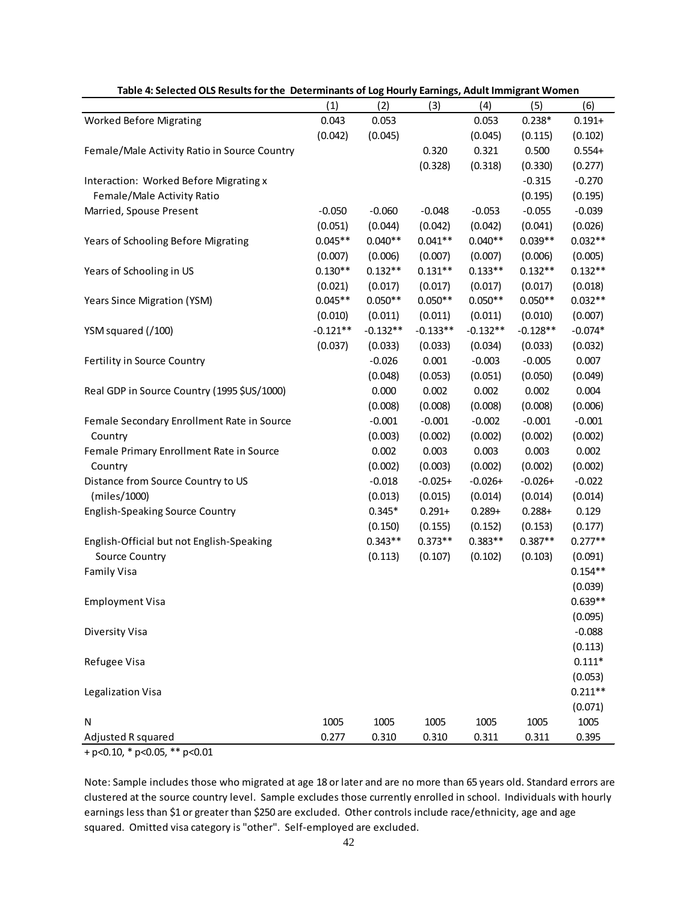**Table 4: Selected OLS Results for the Determinants of Log Hourly Earnings, Adult Immigrant Women**

| | (1) | (2) | (3) | (4) | (5) | (6) |
|---|---|---|---|---|---|---|
| Worked Before Migrating | 0.043 | 0.053 | | 0.053 | 0.238* | 0.191+ |
| | (0.042) | (0.045) | | (0.045) | (0.115) | (0.102) |
| Female/Male Activity Ratio in Source Country | | | 0.320 | 0.321 | 0.500 | 0.554+ |
| | | | (0.328) | (0.318) | (0.330) | (0.277) |
| Interaction: Worked Before Migrating x Female/Male Activity Ratio | | | | | -0.315 | -0.270 |
| | | | | | (0.195) | (0.195) |
| Married, Spouse Present | -0.050 | -0.060 | -0.048 | -0.053 | -0.055 | -0.039 |
| | (0.051) | (0.044) | (0.042) | (0.042) | (0.041) | (0.026) |
| Years of Schooling Before Migrating | 0.045** | 0.040** | 0.041** | 0.040** | 0.039** | 0.032** |
| | (0.007) | (0.006) | (0.007) | (0.007) | (0.006) | (0.005) |
| Years of Schooling in US | 0.130** | 0.132** | 0.131** | 0.133** | 0.132** | 0.132** |
| | (0.021) | (0.017) | (0.017) | (0.017) | (0.017) | (0.018) |
| Years Since Migration (YSM) | 0.045** | 0.050** | 0.050** | 0.050** | 0.050** | 0.032** |
| | (0.010) | (0.011) | (0.011) | (0.011) | (0.010) | (0.007) |
| YSM squared (/100) | -0.121** | -0.132** | -0.133** | -0.132** | -0.128** | -0.074* |
| | (0.037) | (0.033) | (0.033) | (0.034) | (0.033) | (0.032) |
| Fertility in Source Country | | -0.026 | 0.001 | -0.003 | -0.005 | 0.007 |
| | | (0.048) | (0.053) | (0.051) | (0.050) | (0.049) |
| Real GDP in Source Country (1995 $US/1000) | | 0.000 | 0.002 | 0.002 | 0.002 | 0.004 |
| | | (0.008) | (0.008) | (0.008) | (0.008) | (0.006) |
| Female Secondary Enrollment Rate in Source Country | | -0.001 | -0.001 | -0.002 | -0.001 | -0.001 |
| | | (0.003) | (0.002) | (0.002) | (0.002) | (0.002) |
| Female Primary Enrollment Rate in Source Country | | 0.002 | 0.003 | 0.003 | 0.003 | 0.002 |
| | | (0.002) | (0.003) | (0.002) | (0.002) | (0.002) |
| Distance from Source Country to US (miles/1000) | | -0.018 | -0.025+ | -0.026+ | -0.026+ | -0.022 |
| | | (0.013) | (0.015) | (0.014) | (0.014) | (0.014) |
| English-Speaking Source Country | | 0.345* | 0.291+ | 0.289+ | 0.288+ | 0.129 |
| | | (0.150) | (0.155) | (0.152) | (0.153) | (0.177) |
| English-Official but not English-Speaking Source Country | | 0.343** | 0.373** | 0.383** | 0.387** | 0.277** |
| | | (0.113) | (0.107) | (0.102) | (0.103) | (0.091) |
| Family Visa | | | | | | 0.154** |
| | | | | | | (0.039) |
| Employment Visa | | | | | | 0.639** |
| | | | | | | (0.095) |
| Diversity Visa | | | | | | -0.088 |
| | | | | | | (0.113) |
| Refugee Visa | | | | | | 0.111* |
| | | | | | | (0.053) |
| Legalization Visa | | | | | | 0.211** |
| | | | | | | (0.071) |
| N | 1005 | 1005 | 1005 | 1005 | 1005 | 1005 |
| Adjusted R squared | 0.277 | 0.310 | 0.310 | 0.311 | 0.311 | 0.395 |

+ p<0.10, * p<0.05, ** p<0.01

Note: Sample includes those who migrated at age 18 or later and are no more than 65 years old. Standard errors are clustered at the source country level. Sample excludes those currently enrolled in school. Individuals with hourly earnings less than $1 or greater than $250 are excluded. Other controls include race/ethnicity, age and age squared. Omitted visa category is "other". Self-employed are excluded.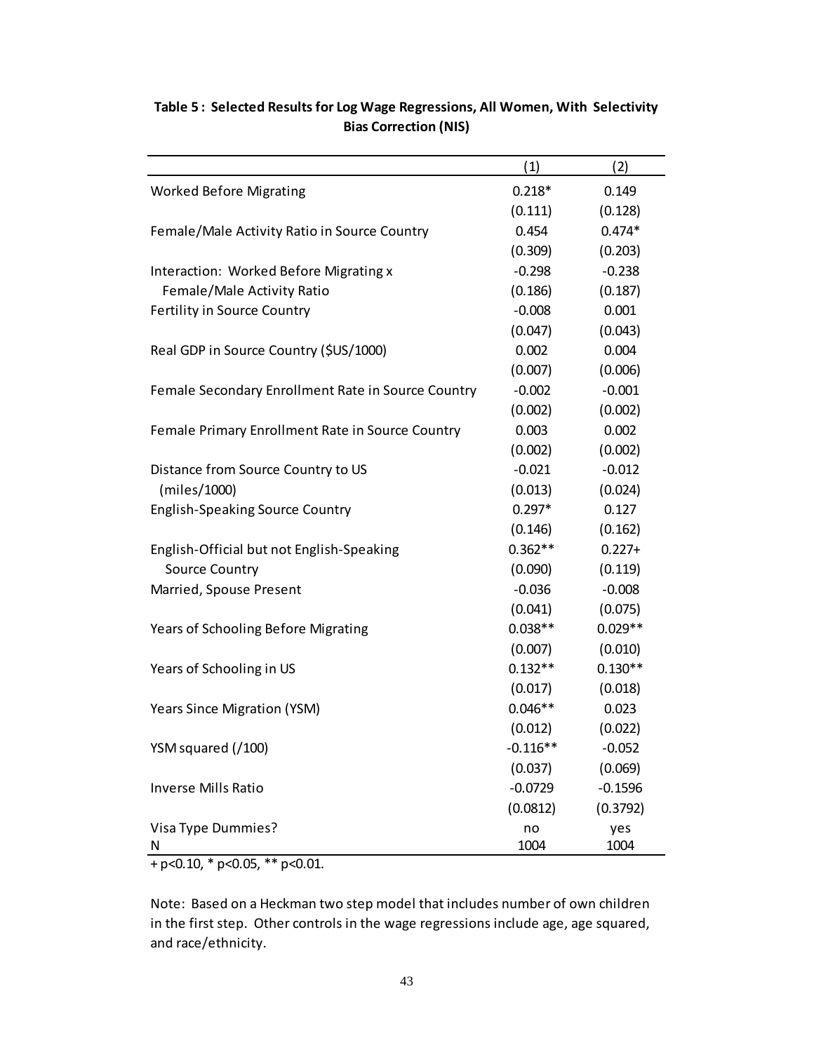**Table 5 : Selected Results for Log Wage Regressions, All Women, With Selectivity Bias Correction (NIS)**

| | (1) | (2) |
|---|---|---|
| Worked Before Migrating | 0.218* | 0.149 |
| | (0.111) | (0.128) |
| Female/Male Activity Ratio in Source Country | 0.454 | 0.474* |
| | (0.309) | (0.203) |
| Interaction: Worked Before Migrating x | -0.298 | -0.238 |
| Female/Male Activity Ratio | (0.186) | (0.187) |
| Fertility in Source Country | -0.008 | 0.001 |
| | (0.047) | (0.043) |
| Real GDP in Source Country ($US/1000) | 0.002 | 0.004 |
| | (0.007) | (0.006) |
| Female Secondary Enrollment Rate in Source Country | -0.002 | -0.001 |
| | (0.002) | (0.002) |
| Female Primary Enrollment Rate in Source Country | 0.003 | 0.002 |
| | (0.002) | (0.002) |
| Distance from Source Country to US | -0.021 | -0.012 |
| (miles/1000) | (0.013) | (0.024) |
| English-Speaking Source Country | 0.297* | 0.127 |
| | (0.146) | (0.162) |
| English-Official but not English-Speaking | 0.362** | 0.227+ |
| Source Country | (0.090) | (0.119) |
| Married, Spouse Present | -0.036 | -0.008 |
| | (0.041) | (0.075) |
| Years of Schooling Before Migrating | 0.038** | 0.029** |
| | (0.007) | (0.010) |
| Years of Schooling in US | 0.132** | 0.130** |
| | (0.017) | (0.018) |
| Years Since Migration (YSM) | 0.046** | 0.023 |
| | (0.012) | (0.022) |
| YSM squared (/100) | -0.116** | -0.052 |
| | (0.037) | (0.069) |
| Inverse Mills Ratio | -0.0729 | -0.1596 |
| | (0.0812) | (0.3792) |
| Visa Type Dummies? | no | yes |
| N | 1004 | 1004 |

+ p<0.10, * p<0.05, ** p<0.01.

Note: Based on a Heckman two step model that includes number of own children in the first step. Other controls in the wage regressions include age, age squared, and race/ethnicity.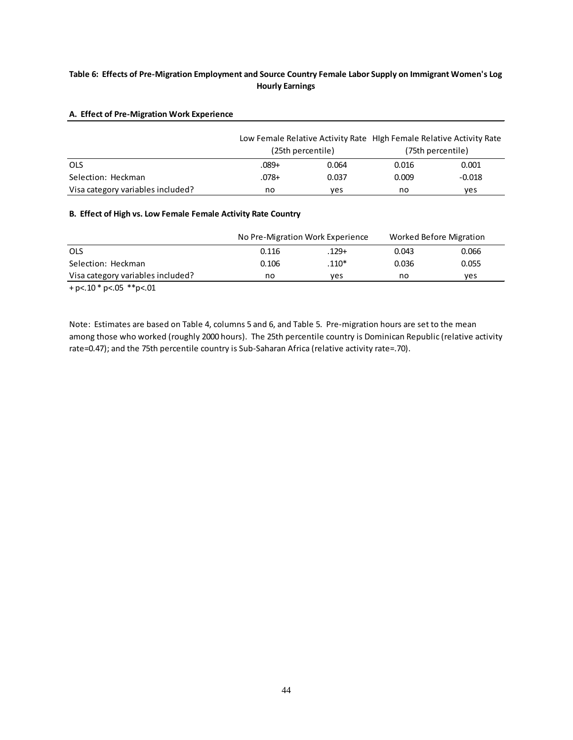**Table 6: Effects of Pre-Migration Employment and Source Country Female Labor Supply on Immigrant Women's Log Hourly Earnings**

**A. Effect of Pre-Migration Work Experience**

| | Low Female Relative Activity Rate (25th percentile) | | HIgh Female Relative Activity Rate (75th percentile) | |
|---|---|---|---|---|
| OLS | .089+ | 0.064 | 0.016 | 0.001 |
| Selection: Heckman | .078+ | 0.037 | 0.009 | -0.018 |
| Visa category variables included? | no | yes | no | yes |

**B. Effect of High vs. Low Female Female Activity Rate Country**

| | No Pre-Migration Work Experience | | Worked Before Migration | |
|---|---|---|---|---|
| OLS | 0.116 | .129+ | 0.043 | 0.066 |
| Selection: Heckman | 0.106 | .110* | 0.036 | 0.055 |
| Visa category variables included? | no | yes | no | yes |

+ p<.10 * p<.05 **p<.01

Note: Estimates are based on Table 4, columns 5 and 6, and Table 5. Pre-migration hours are set to the mean among those who worked (roughly 2000 hours). The 25th percentile country is Dominican Republic (relative activity rate=0.47); and the 75th percentile country is Sub-Saharan Africa (relative activity rate=.70).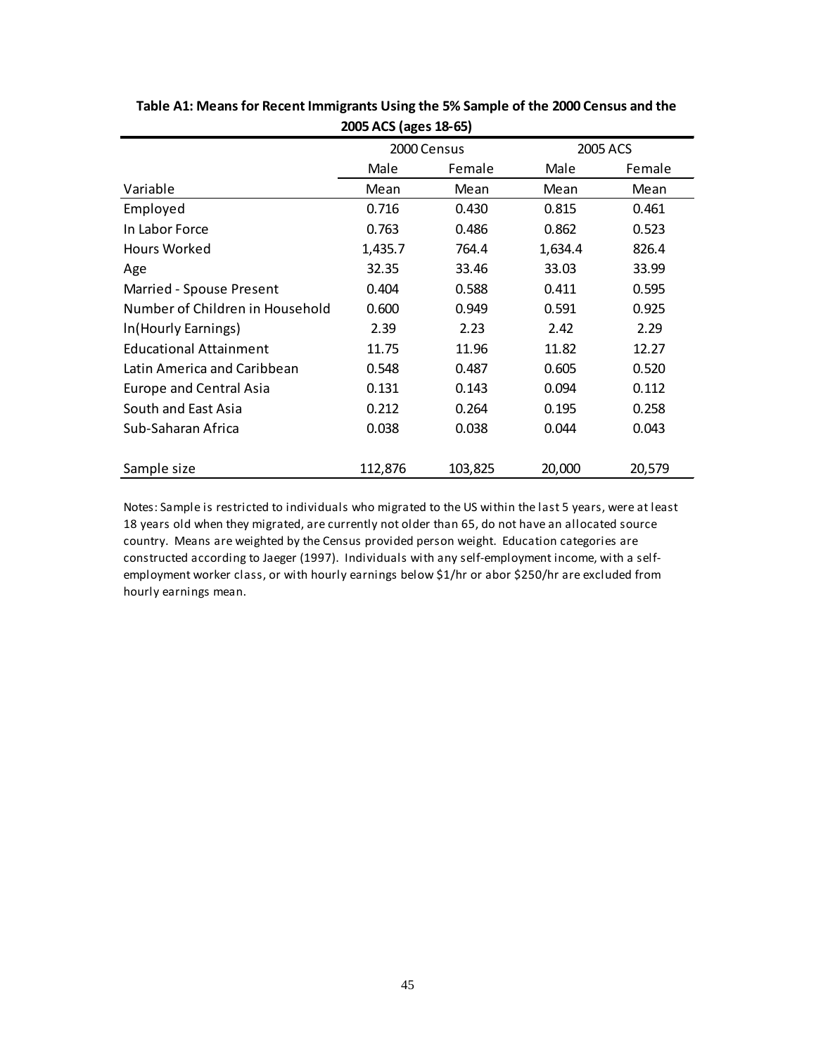**Table A1: Means for Recent Immigrants Using the 5% Sample of the 2000 Census and the 2005 ACS (ages 18-65)**

| | 2000 Census | | 2005 ACS | |
|---|---|---|---|---|
| | Male | Female | Male | Female |
| Variable | Mean | Mean | Mean | Mean |
| Employed | 0.716 | 0.430 | 0.815 | 0.461 |
| In Labor Force | 0.763 | 0.486 | 0.862 | 0.523 |
| Hours Worked | 1,435.7 | 764.4 | 1,634.4 | 826.4 |
| Age | 32.35 | 33.46 | 33.03 | 33.99 |
| Married - Spouse Present | 0.404 | 0.588 | 0.411 | 0.595 |
| Number of Children in Household | 0.600 | 0.949 | 0.591 | 0.925 |
| ln(Hourly Earnings) | 2.39 | 2.23 | 2.42 | 2.29 |
| Educational Attainment | 11.75 | 11.96 | 11.82 | 12.27 |
| Latin America and Caribbean | 0.548 | 0.487 | 0.605 | 0.520 |
| Europe and Central Asia | 0.131 | 0.143 | 0.094 | 0.112 |
| South and East Asia | 0.212 | 0.264 | 0.195 | 0.258 |
| Sub-Saharan Africa | 0.038 | 0.038 | 0.044 | 0.043 |
| Sample size | 112,876 | 103,825 | 20,000 | 20,579 |

Notes: Sample is restricted to individuals who migrated to the US within the last 5 years, were at least 18 years old when they migrated, are currently not older than 65, do not have an allocated source country. Means are weighted by the Census provided person weight. Education categories are constructed according to Jaeger (1997). Individuals with any self-employment income, with a self-employment worker class, or with hourly earnings below $1/hr or abor $250/hr are excluded from hourly earnings mean.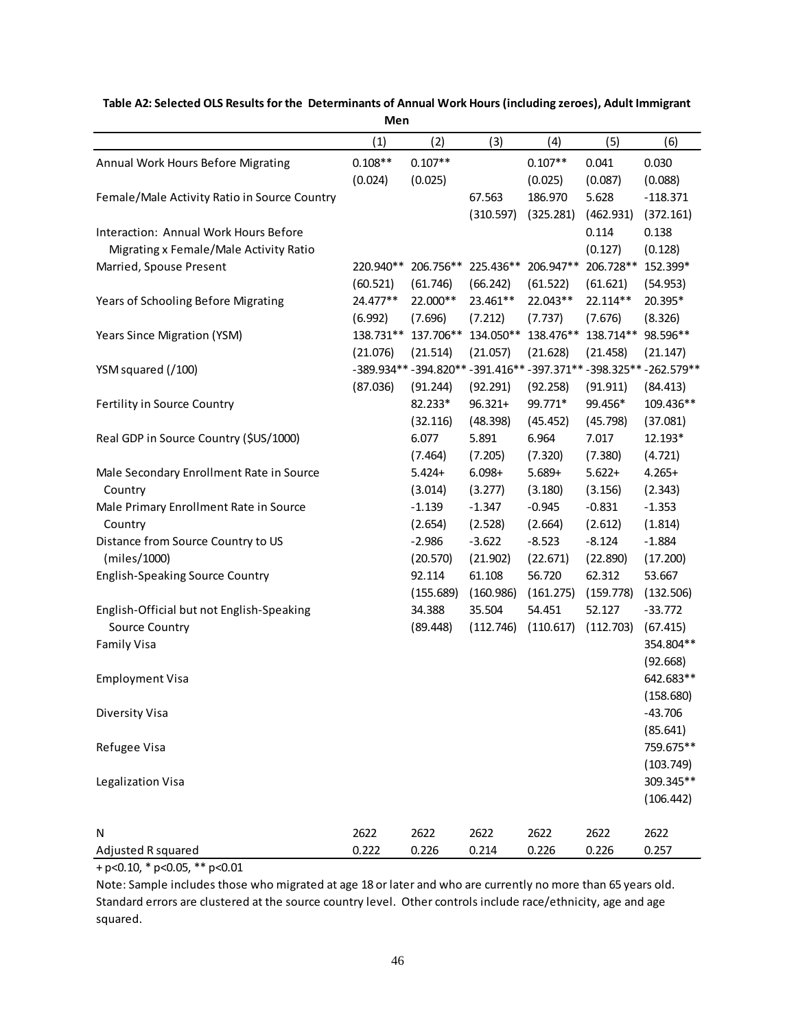**Table A2: Selected OLS Results for the Determinants of Annual Work Hours (including zeroes), Adult Immigrant Men**

| | (1) | (2) | (3) | (4) | (5) | (6) |
|---|---|---|---|---|---|---|
| Annual Work Hours Before Migrating | 0.108** | 0.107** | | 0.107** | 0.041 | 0.030 |
| | (0.024) | (0.025) | | (0.025) | (0.087) | (0.088) |
| Female/Male Activity Ratio in Source Country | | | 67.563 | 186.970 | 5.628 | -118.371 |
| | | | (310.597) | (325.281) | (462.931) | (372.161) |
| Interaction: Annual Work Hours Before Migrating x Female/Male Activity Ratio | | | | | 0.114 | 0.138 |
| | | | | | (0.127) | (0.128) |
| Married, Spouse Present | 220.940** | 206.756** | 225.436** | 206.947** | 206.728** | 152.399* |
| | (60.521) | (61.746) | (66.242) | (61.522) | (61.621) | (54.953) |
| Years of Schooling Before Migrating | 24.477** | 22.000** | 23.461** | 22.043** | 22.114** | 20.395* |
| | (6.992) | (7.696) | (7.212) | (7.737) | (7.676) | (8.326) |
| Years Since Migration (YSM) | 138.731** | 137.706** | 134.050** | 138.476** | 138.714** | 98.596** |
| | (21.076) | (21.514) | (21.057) | (21.628) | (21.458) | (21.147) |
| YSM squared (/100) | -389.934** | -394.820** | -391.416** | -397.371** | -398.325** | -262.579** |
| | (87.036) | (91.244) | (92.291) | (92.258) | (91.911) | (84.413) |
| Fertility in Source Country | | 82.233* | 96.321+ | 99.771* | 99.456* | 109.436** |
| | | (32.116) | (48.398) | (45.452) | (45.798) | (37.081) |
| Real GDP in Source Country ($US/1000) | | 6.077 | 5.891 | 6.964 | 7.017 | 12.193* |
| | | (7.464) | (7.205) | (7.320) | (7.380) | (4.721) |
| Male Secondary Enrollment Rate in Source Country | | 5.424+ | 6.098+ | 5.689+ | 5.622+ | 4.265+ |
| | | (3.014) | (3.277) | (3.180) | (3.156) | (2.343) |
| Male Primary Enrollment Rate in Source Country | | -1.139 | -1.347 | -0.945 | -0.831 | -1.353 |
| | | (2.654) | (2.528) | (2.664) | (2.612) | (1.814) |
| Distance from Source Country to US (miles/1000) | | -2.986 | -3.622 | -8.523 | -8.124 | -1.884 |
| | | (20.570) | (21.902) | (22.671) | (22.890) | (17.200) |
| English-Speaking Source Country | | 92.114 | 61.108 | 56.720 | 62.312 | 53.667 |
| | | (155.689) | (160.986) | (161.275) | (159.778) | (132.506) |
| English-Official but not English-Speaking Source Country | | 34.388 | 35.504 | 54.451 | 52.127 | -33.772 |
| | | (89.448) | (112.746) | (110.617) | (112.703) | (67.415) |
| Family Visa | | | | | | 354.804** |
| | | | | | | (92.668) |
| Employment Visa | | | | | | 642.683** |
| | | | | | | (158.680) |
| Diversity Visa | | | | | | -43.706 |
| | | | | | | (85.641) |
| Refugee Visa | | | | | | 759.675** |
| | | | | | | (103.749) |
| Legalization Visa | | | | | | 309.345** |
| | | | | | | (106.442) |
| N | 2622 | 2622 | 2622 | 2622 | 2622 | 2622 |
| Adjusted R squared | 0.222 | 0.226 | 0.214 | 0.226 | 0.226 | 0.257 |

+ p<0.10, * p<0.05, ** p<0.01

Note: Sample includes those who migrated at age 18 or later and who are currently no more than 65 years old. Standard errors are clustered at the source country level. Other controls include race/ethnicity, age and age squared.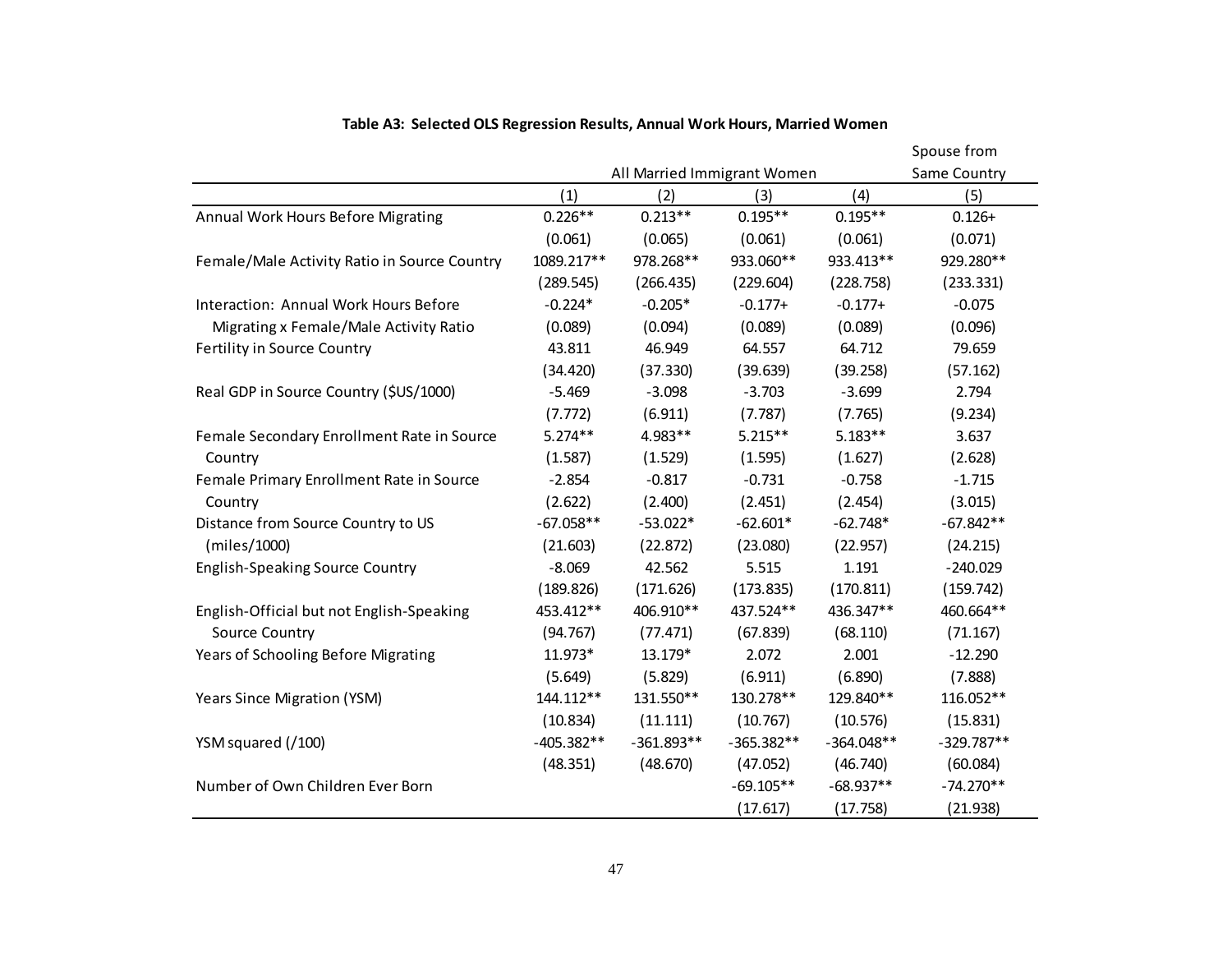**Table A3: Selected OLS Regression Results, Annual Work Hours, Married Women**

| | All Married Immigrant Women | | | | Spouse from Same Country |
|---|---|---|---|---|---|
| | (1) | (2) | (3) | (4) | (5) |
| Annual Work Hours Before Migrating | 0.226** | 0.213** | 0.195** | 0.195** | 0.126+ |
| | (0.061) | (0.065) | (0.061) | (0.061) | (0.071) |
| Female/Male Activity Ratio in Source Country | 1089.217** | 978.268** | 933.060** | 933.413** | 929.280** |
| | (289.545) | (266.435) | (229.604) | (228.758) | (233.331) |
| Interaction: Annual Work Hours Before Migrating x Female/Male Activity Ratio | -0.224* | -0.205* | -0.177+ | -0.177+ | -0.075 |
| | (0.089) | (0.094) | (0.089) | (0.089) | (0.096) |
| Fertility in Source Country | 43.811 | 46.949 | 64.557 | 64.712 | 79.659 |
| | (34.420) | (37.330) | (39.639) | (39.258) | (57.162) |
| Real GDP in Source Country ($US/1000) | -5.469 | -3.098 | -3.703 | -3.699 | 2.794 |
| | (7.772) | (6.911) | (7.787) | (7.765) | (9.234) |
| Female Secondary Enrollment Rate in Source Country | 5.274** | 4.983** | 5.215** | 5.183** | 3.637 |
| | (1.587) | (1.529) | (1.595) | (1.627) | (2.628) |
| Female Primary Enrollment Rate in Source Country | -2.854 | -0.817 | -0.731 | -0.758 | -1.715 |
| | (2.622) | (2.400) | (2.451) | (2.454) | (3.015) |
| Distance from Source Country to US (miles/1000) | -67.058** | -53.022* | -62.601* | -62.748* | -67.842** |
| | (21.603) | (22.872) | (23.080) | (22.957) | (24.215) |
| English-Speaking Source Country | -8.069 | 42.562 | 5.515 | 1.191 | -240.029 |
| | (189.826) | (171.626) | (173.835) | (170.811) | (159.742) |
| English-Official but not English-Speaking Source Country | 453.412** | 406.910** | 437.524** | 436.347** | 460.664** |
| | (94.767) | (77.471) | (67.839) | (68.110) | (71.167) |
| Years of Schooling Before Migrating | 11.973* | 13.179* | 2.072 | 2.001 | -12.290 |
| | (5.649) | (5.829) | (6.911) | (6.890) | (7.888) |
| Years Since Migration (YSM) | 144.112** | 131.550** | 130.278** | 129.840** | 116.052** |
| | (10.834) | (11.111) | (10.767) | (10.576) | (15.831) |
| YSM squared (/100) | -405.382** | -361.893** | -365.382** | -364.048** | -329.787** |
| | (48.351) | (48.670) | (47.052) | (46.740) | (60.084) |
| Number of Own Children Ever Born | | | -69.105** | -68.937** | -74.270** |
| | | | (17.617) | (17.758) | (21.938) |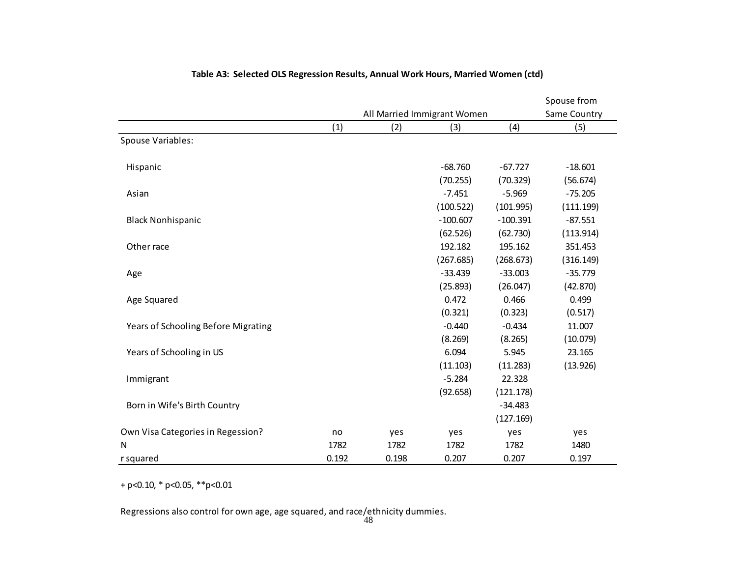**Table A3: Selected OLS Regression Results, Annual Work Hours, Married Women (ctd)**

| | All Married Immigrant Women | | | | Spouse from Same Country |
|---|---|---|---|---|---|
| | (1) | (2) | (3) | (4) | (5) |
| Spouse Variables: | | | | | |
| Hispanic | | | -68.760 | -67.727 | -18.601 |
| | | | (70.255) | (70.329) | (56.674) |
| Asian | | | -7.451 | -5.969 | -75.205 |
| | | | (100.522) | (101.995) | (111.199) |
| Black Nonhispanic | | | -100.607 | -100.391 | -87.551 |
| | | | (62.526) | (62.730) | (113.914) |
| Other race | | | 192.182 | 195.162 | 351.453 |
| | | | (267.685) | (268.673) | (316.149) |
| Age | | | -33.439 | -33.003 | -35.779 |
| | | | (25.893) | (26.047) | (42.870) |
| Age Squared | | | 0.472 | 0.466 | 0.499 |
| | | | (0.321) | (0.323) | (0.517) |
| Years of Schooling Before Migrating | | | -0.440 | -0.434 | 11.007 |
| | | | (8.269) | (8.265) | (10.079) |
| Years of Schooling in US | | | 6.094 | 5.945 | 23.165 |
| | | | (11.103) | (11.283) | (13.926) |
| Immigrant | | | -5.284 | 22.328 | |
| | | | (92.658) | (121.178) | |
| Born in Wife's Birth Country | | | | -34.483 | |
| | | | | (127.169) | |
| Own Visa Categories in Regession? | no | yes | yes | yes | yes |
| N | 1782 | 1782 | 1782 | 1782 | 1480 |
| r squared | 0.192 | 0.198 | 0.207 | 0.207 | 0.197 |

+ p<0.10, * p<0.05, **p<0.01

Regressions also control for own age, age squared, and race/ethnicity dummies.